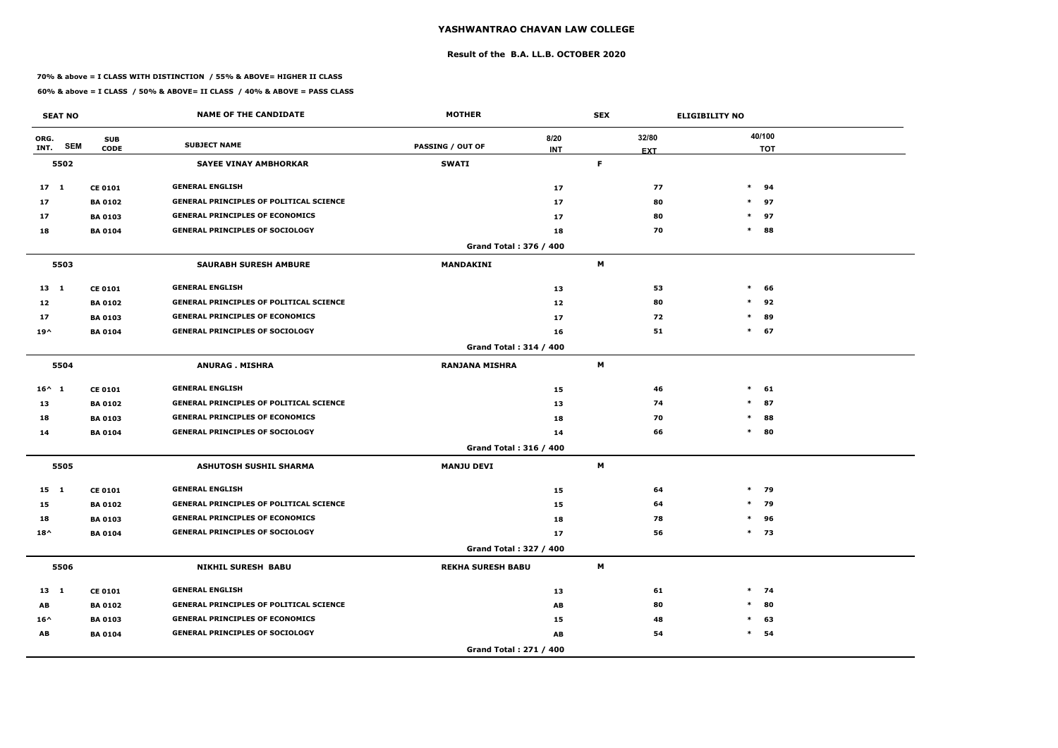# YASHWANTRAO CHAVAN LAW COLLEGE

## Result of the B.A. LL.B. OCTOBER 2020

**70% & above = I CLASS WITH DISTINCTION / 55% & ABOVE= HIGHER II CLASS**

**60% & above = I CLASS / 50% & ABOVE= II CLASS / 40% & ABOVE = PASS CLASS**

| SEAT NO | | | NAME OF THE CANDIDATE | MOTHER | | SEX | ELIGIBILITY NO |
|---|---|---|---|---|---|---|---|
| ORG. INT. | SEM | SUB CODE | SUBJECT NAME | PASSING / OUT OF | 8/20 INT | 32/80 EXT | 40/100 TOT |
| **5502** | | | **SAYEE VINAY AMBHORKAR** | **SWATI** | | **F** | |
| 17 | 1 | CE 0101 | GENERAL ENGLISH | | 17 | 77 | * 94 |
| 17 | | BA 0102 | GENERAL PRINCIPLES OF POLITICAL SCIENCE | | 17 | 80 | * 97 |
| 17 | | BA 0103 | GENERAL PRINCIPLES OF ECONOMICS | | 17 | 80 | * 97 |
| 18 | | BA 0104 | GENERAL PRINCIPLES OF SOCIOLOGY | | 18 | 70 | * 88 |
| | | | | Grand Total : 376 / 400 | | | |
| **5503** | | | **SAURABH SURESH AMBURE** | **MANDAKINI** | | **M** | |
| 13 | 1 | CE 0101 | GENERAL ENGLISH | | 13 | 53 | * 66 |
| 12 | | BA 0102 | GENERAL PRINCIPLES OF POLITICAL SCIENCE | | 12 | 80 | * 92 |
| 17 | | BA 0103 | GENERAL PRINCIPLES OF ECONOMICS | | 17 | 72 | * 89 |
| 19^ | | BA 0104 | GENERAL PRINCIPLES OF SOCIOLOGY | | 16 | 51 | * 67 |
| | | | | Grand Total : 314 / 400 | | | |
| **5504** | | | **ANURAG . MISHRA** | **RANJANA MISHRA** | | **M** | |
| 16^ | 1 | CE 0101 | GENERAL ENGLISH | | 15 | 46 | * 61 |
| 13 | | BA 0102 | GENERAL PRINCIPLES OF POLITICAL SCIENCE | | 13 | 74 | * 87 |
| 18 | | BA 0103 | GENERAL PRINCIPLES OF ECONOMICS | | 18 | 70 | * 88 |
| 14 | | BA 0104 | GENERAL PRINCIPLES OF SOCIOLOGY | | 14 | 66 | * 80 |
| | | | | Grand Total : 316 / 400 | | | |
| **5505** | | | **ASHUTOSH SUSHIL SHARMA** | **MANJU DEVI** | | **M** | |
| 15 | 1 | CE 0101 | GENERAL ENGLISH | | 15 | 64 | * 79 |
| 15 | | BA 0102 | GENERAL PRINCIPLES OF POLITICAL SCIENCE | | 15 | 64 | * 79 |
| 18 | | BA 0103 | GENERAL PRINCIPLES OF ECONOMICS | | 18 | 78 | * 96 |
| 18^ | | BA 0104 | GENERAL PRINCIPLES OF SOCIOLOGY | | 17 | 56 | * 73 |
| | | | | Grand Total : 327 / 400 | | | |
| **5506** | | | **NIKHIL SURESH BABU** | **REKHA SURESH BABU** | | **M** | |
| 13 | 1 | CE 0101 | GENERAL ENGLISH | | 13 | 61 | * 74 |
| AB | | BA 0102 | GENERAL PRINCIPLES OF POLITICAL SCIENCE | | AB | 80 | * 80 |
| 16^ | | BA 0103 | GENERAL PRINCIPLES OF ECONOMICS | | 15 | 48 | * 63 |
| AB | | BA 0104 | GENERAL PRINCIPLES OF SOCIOLOGY | | AB | 54 | * 54 |
| | | | | Grand Total : 271 / 400 | | | |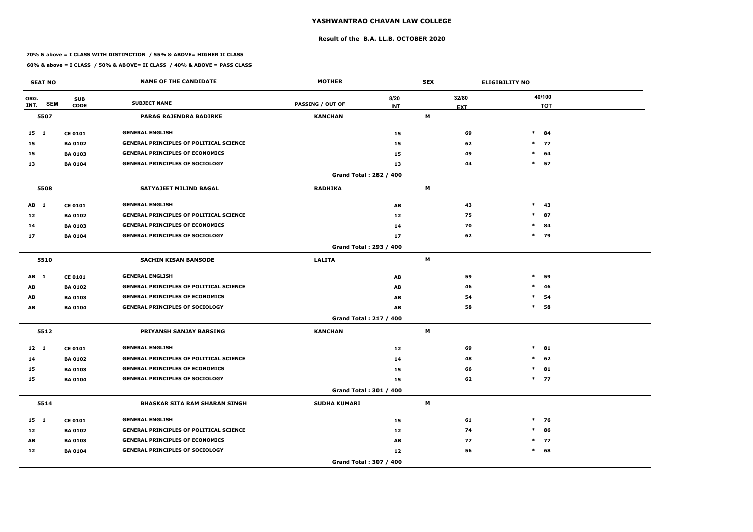# YASHWANTRAO CHAVAN LAW COLLEGE

## Result of the B.A. LL.B. OCTOBER 2020

**70% & above = I CLASS WITH DISTINCTION / 55% & ABOVE= HIGHER II CLASS**

**60% & above = I CLASS / 50% & ABOVE= II CLASS / 40% & ABOVE = PASS CLASS**

| SEAT NO | | | NAME OF THE CANDIDATE | MOTHER | | SEX | | ELIGIBILITY NO |
|---|---|---|---|---|---|---|---|---|
| ORG. INT. | SEM | SUB CODE | SUBJECT NAME | PASSING / OUT OF | 8/20 INT | 32/80 EXT | | 40/100 TOT |
| **5507** | | | **PARAG RAJENDRA BADIRKE** | **KANCHAN** | | **M** | | |
| 15 | 1 | CE 0101 | GENERAL ENGLISH | | 15 | 69 | * | 84 |
| 15 | | BA 0102 | GENERAL PRINCIPLES OF POLITICAL SCIENCE | | 15 | 62 | * | 77 |
| 15 | | BA 0103 | GENERAL PRINCIPLES OF ECONOMICS | | 15 | 49 | * | 64 |
| 13 | | BA 0104 | GENERAL PRINCIPLES OF SOCIOLOGY | | 13 | 44 | * | 57 |
| | | | | Grand Total : 282 / 400 | | | | |
| **5508** | | | **SATYAJEET MILIND BAGAL** | **RADHIKA** | | **M** | | |
| AB | 1 | CE 0101 | GENERAL ENGLISH | | AB | 43 | * | 43 |
| 12 | | BA 0102 | GENERAL PRINCIPLES OF POLITICAL SCIENCE | | 12 | 75 | * | 87 |
| 14 | | BA 0103 | GENERAL PRINCIPLES OF ECONOMICS | | 14 | 70 | * | 84 |
| 17 | | BA 0104 | GENERAL PRINCIPLES OF SOCIOLOGY | | 17 | 62 | * | 79 |
| | | | | Grand Total : 293 / 400 | | | | |
| **5510** | | | **SACHIN KISAN BANSODE** | **LALITA** | | **M** | | |
| AB | 1 | CE 0101 | GENERAL ENGLISH | | AB | 59 | * | 59 |
| AB | | BA 0102 | GENERAL PRINCIPLES OF POLITICAL SCIENCE | | AB | 46 | * | 46 |
| AB | | BA 0103 | GENERAL PRINCIPLES OF ECONOMICS | | AB | 54 | * | 54 |
| AB | | BA 0104 | GENERAL PRINCIPLES OF SOCIOLOGY | | AB | 58 | * | 58 |
| | | | | Grand Total : 217 / 400 | | | | |
| **5512** | | | **PRIYANSH SANJAY BARSING** | **KANCHAN** | | **M** | | |
| 12 | 1 | CE 0101 | GENERAL ENGLISH | | 12 | 69 | * | 81 |
| 14 | | BA 0102 | GENERAL PRINCIPLES OF POLITICAL SCIENCE | | 14 | 48 | * | 62 |
| 15 | | BA 0103 | GENERAL PRINCIPLES OF ECONOMICS | | 15 | 66 | * | 81 |
| 15 | | BA 0104 | GENERAL PRINCIPLES OF SOCIOLOGY | | 15 | 62 | * | 77 |
| | | | | Grand Total : 301 / 400 | | | | |
| **5514** | | | **BHASKAR SITA RAM SHARAN SINGH** | **SUDHA KUMARI** | | **M** | | |
| 15 | 1 | CE 0101 | GENERAL ENGLISH | | 15 | 61 | * | 76 |
| 12 | | BA 0102 | GENERAL PRINCIPLES OF POLITICAL SCIENCE | | 12 | 74 | * | 86 |
| AB | | BA 0103 | GENERAL PRINCIPLES OF ECONOMICS | | AB | 77 | * | 77 |
| 12 | | BA 0104 | GENERAL PRINCIPLES OF SOCIOLOGY | | 12 | 56 | * | 68 |
| | | | | Grand Total : 307 / 400 | | | | |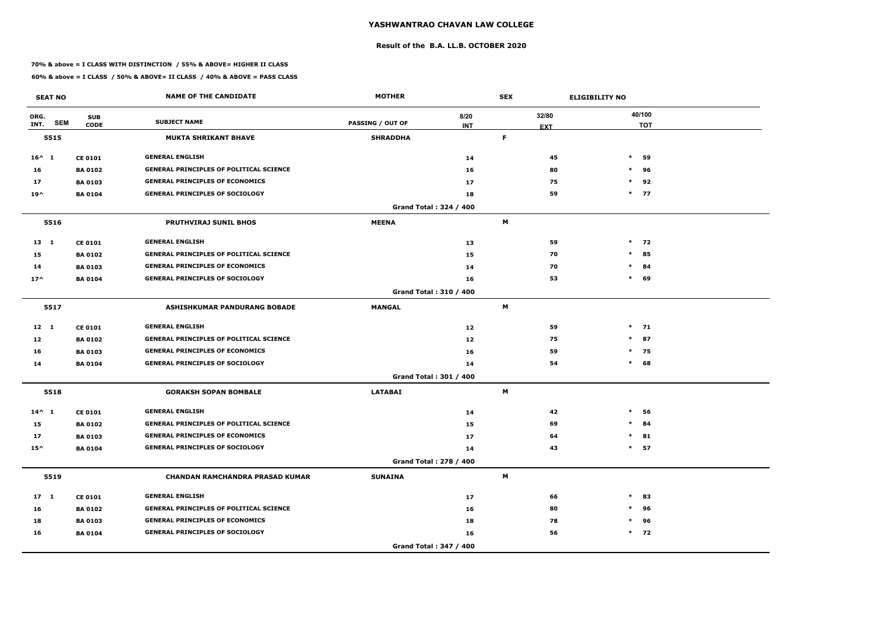# YASHWANTRAO CHAVAN LAW COLLEGE

## Result of the B.A. LL.B. OCTOBER 2020

**70% & above = I CLASS WITH DISTINCTION / 55% & ABOVE= HIGHER II CLASS**

**60% & above = I CLASS / 50% & ABOVE= II CLASS / 40% & ABOVE = PASS CLASS**

| SEAT NO | | | NAME OF THE CANDIDATE | MOTHER | | SEX | ELIGIBILITY NO | |
|---|---|---|---|---|---|---|---|---|
| ORG. INT. | SEM | SUB CODE | SUBJECT NAME | PASSING / OUT OF | 8/20 INT | 32/80 EXT | | 40/100 TOT |
| **5515** | | | **MUKTA SHRIKANT BHAVE** | **SHRADDHA** | | **F** | | |
| 16^ | 1 | CE 0101 | GENERAL ENGLISH | | 14 | 45 | * | 59 |
| 16 | | BA 0102 | GENERAL PRINCIPLES OF POLITICAL SCIENCE | | 16 | 80 | * | 96 |
| 17 | | BA 0103 | GENERAL PRINCIPLES OF ECONOMICS | | 17 | 75 | * | 92 |
| 19^ | | BA 0104 | GENERAL PRINCIPLES OF SOCIOLOGY | | 18 | 59 | * | 77 |
| | | | | Grand Total : 324 / 400 | | | | |
| **5516** | | | **PRUTHVIRAJ SUNIL BHOS** | **MEENA** | | **M** | | |
| 13 | 1 | CE 0101 | GENERAL ENGLISH | | 13 | 59 | * | 72 |
| 15 | | BA 0102 | GENERAL PRINCIPLES OF POLITICAL SCIENCE | | 15 | 70 | * | 85 |
| 14 | | BA 0103 | GENERAL PRINCIPLES OF ECONOMICS | | 14 | 70 | * | 84 |
| 17^ | | BA 0104 | GENERAL PRINCIPLES OF SOCIOLOGY | | 16 | 53 | * | 69 |
| | | | | Grand Total : 310 / 400 | | | | |
| **5517** | | | **ASHISHKUMAR PANDURANG BOBADE** | **MANGAL** | | **M** | | |
| 12 | 1 | CE 0101 | GENERAL ENGLISH | | 12 | 59 | * | 71 |
| 12 | | BA 0102 | GENERAL PRINCIPLES OF POLITICAL SCIENCE | | 12 | 75 | * | 87 |
| 16 | | BA 0103 | GENERAL PRINCIPLES OF ECONOMICS | | 16 | 59 | * | 75 |
| 14 | | BA 0104 | GENERAL PRINCIPLES OF SOCIOLOGY | | 14 | 54 | * | 68 |
| | | | | Grand Total : 301 / 400 | | | | |
| **5518** | | | **GORAKSH SOPAN BOMBALE** | **LATABAI** | | **M** | | |
| 14^ | 1 | CE 0101 | GENERAL ENGLISH | | 14 | 42 | * | 56 |
| 15 | | BA 0102 | GENERAL PRINCIPLES OF POLITICAL SCIENCE | | 15 | 69 | * | 84 |
| 17 | | BA 0103 | GENERAL PRINCIPLES OF ECONOMICS | | 17 | 64 | * | 81 |
| 15^ | | BA 0104 | GENERAL PRINCIPLES OF SOCIOLOGY | | 14 | 43 | * | 57 |
| | | | | Grand Total : 278 / 400 | | | | |
| **5519** | | | **CHANDAN RAMCHANDRA PRASAD KUMAR** | **SUNAINA** | | **M** | | |
| 17 | 1 | CE 0101 | GENERAL ENGLISH | | 17 | 66 | * | 83 |
| 16 | | BA 0102 | GENERAL PRINCIPLES OF POLITICAL SCIENCE | | 16 | 80 | * | 96 |
| 18 | | BA 0103 | GENERAL PRINCIPLES OF ECONOMICS | | 18 | 78 | * | 96 |
| 16 | | BA 0104 | GENERAL PRINCIPLES OF SOCIOLOGY | | 16 | 56 | * | 72 |
| | | | | Grand Total : 347 / 400 | | | | |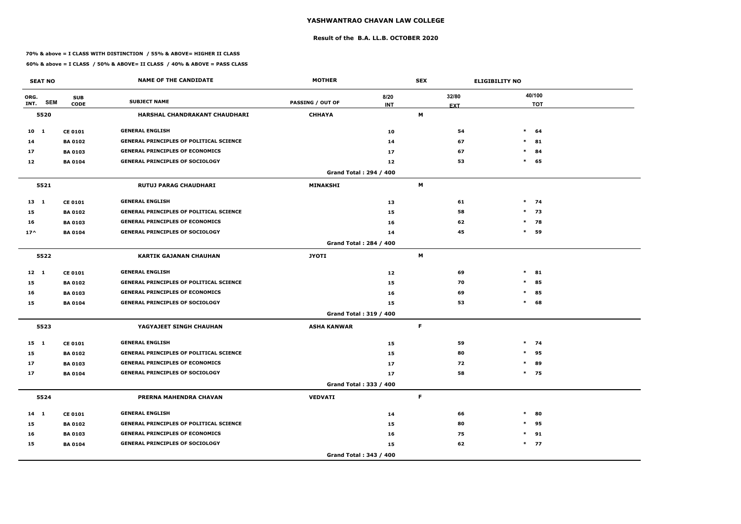# YASHWANTRAO CHAVAN LAW COLLEGE

## Result of the B.A. LL.B. OCTOBER 2020

**70% & above = I CLASS WITH DISTINCTION / 55% & ABOVE= HIGHER II CLASS**

**60% & above = I CLASS / 50% & ABOVE= II CLASS / 40% & ABOVE = PASS CLASS**

| SEAT NO | | | NAME OF THE CANDIDATE | MOTHER | | SEX | ELIGIBILITY NO |
|---|---|---|---|---|---|---|---|
| ORG. INT. | SEM | SUB CODE | SUBJECT NAME | PASSING / OUT OF | 8/20 INT | 32/80 EXT | 40/100 TOT |
| **5520** | | | **HARSHAL CHANDRAKANT CHAUDHARI** | **CHHAYA** | | **M** | |
| 10 | 1 | CE 0101 | GENERAL ENGLISH | | 10 | 54 | * 64 |
| 14 | | BA 0102 | GENERAL PRINCIPLES OF POLITICAL SCIENCE | | 14 | 67 | * 81 |
| 17 | | BA 0103 | GENERAL PRINCIPLES OF ECONOMICS | | 17 | 67 | * 84 |
| 12 | | BA 0104 | GENERAL PRINCIPLES OF SOCIOLOGY | | 12 | 53 | * 65 |
| | | | | Grand Total : 294 / 400 | | | |
| **5521** | | | **RUTUJ PARAG CHAUDHARI** | **MINAKSHI** | | **M** | |
| 13 | 1 | CE 0101 | GENERAL ENGLISH | | 13 | 61 | * 74 |
| 15 | | BA 0102 | GENERAL PRINCIPLES OF POLITICAL SCIENCE | | 15 | 58 | * 73 |
| 16 | | BA 0103 | GENERAL PRINCIPLES OF ECONOMICS | | 16 | 62 | * 78 |
| 17^ | | BA 0104 | GENERAL PRINCIPLES OF SOCIOLOGY | | 14 | 45 | * 59 |
| | | | | Grand Total : 284 / 400 | | | |
| **5522** | | | **KARTIK GAJANAN CHAUHAN** | **JYOTI** | | **M** | |
| 12 | 1 | CE 0101 | GENERAL ENGLISH | | 12 | 69 | * 81 |
| 15 | | BA 0102 | GENERAL PRINCIPLES OF POLITICAL SCIENCE | | 15 | 70 | * 85 |
| 16 | | BA 0103 | GENERAL PRINCIPLES OF ECONOMICS | | 16 | 69 | * 85 |
| 15 | | BA 0104 | GENERAL PRINCIPLES OF SOCIOLOGY | | 15 | 53 | * 68 |
| | | | | Grand Total : 319 / 400 | | | |
| **5523** | | | **YAGYAJEET SINGH CHAUHAN** | **ASHA KANWAR** | | **F** | |
| 15 | 1 | CE 0101 | GENERAL ENGLISH | | 15 | 59 | * 74 |
| 15 | | BA 0102 | GENERAL PRINCIPLES OF POLITICAL SCIENCE | | 15 | 80 | * 95 |
| 17 | | BA 0103 | GENERAL PRINCIPLES OF ECONOMICS | | 17 | 72 | * 89 |
| 17 | | BA 0104 | GENERAL PRINCIPLES OF SOCIOLOGY | | 17 | 58 | * 75 |
| | | | | Grand Total : 333 / 400 | | | |
| **5524** | | | **PRERNA MAHENDRA CHAVAN** | **VEDVATI** | | **F** | |
| 14 | 1 | CE 0101 | GENERAL ENGLISH | | 14 | 66 | * 80 |
| 15 | | BA 0102 | GENERAL PRINCIPLES OF POLITICAL SCIENCE | | 15 | 80 | * 95 |
| 16 | | BA 0103 | GENERAL PRINCIPLES OF ECONOMICS | | 16 | 75 | * 91 |
| 15 | | BA 0104 | GENERAL PRINCIPLES OF SOCIOLOGY | | 15 | 62 | * 77 |
| | | | | Grand Total : 343 / 400 | | | |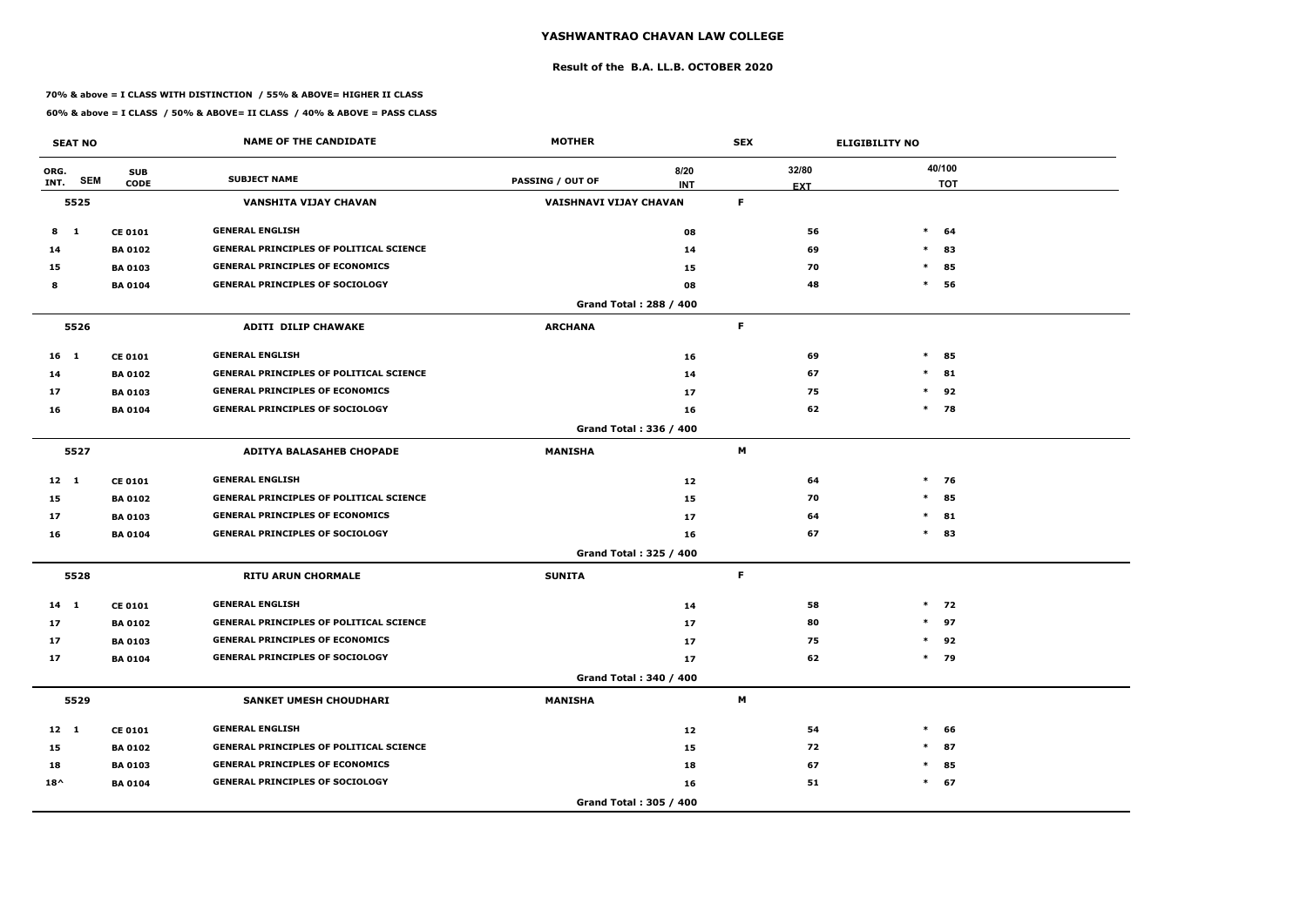# YASHWANTRAO CHAVAN LAW COLLEGE

## Result of the B.A. LL.B. OCTOBER 2020

**70% & above = I CLASS WITH DISTINCTION / 55% & ABOVE= HIGHER II CLASS**

**60% & above = I CLASS / 50% & ABOVE= II CLASS / 40% & ABOVE = PASS CLASS**

| SEAT NO | | | NAME OF THE CANDIDATE | MOTHER | | SEX | ELIGIBILITY NO | |
|---|---|---|---|---|---|---|---|---|
| ORG. INT. | SEM | SUB CODE | SUBJECT NAME | PASSING / OUT OF | 8/20 INT | 32/80 EXT | | 40/100 TOT |
| **5525** | | | **VANSHITA VIJAY CHAVAN** | **VAISHNAVI VIJAY CHAVAN** | | **F** | | |
| 8 | 1 | CE 0101 | GENERAL ENGLISH | | 08 | 56 | * | 64 |
| 14 | | BA 0102 | GENERAL PRINCIPLES OF POLITICAL SCIENCE | | 14 | 69 | * | 83 |
| 15 | | BA 0103 | GENERAL PRINCIPLES OF ECONOMICS | | 15 | 70 | * | 85 |
| 8 | | BA 0104 | GENERAL PRINCIPLES OF SOCIOLOGY | | 08 | 48 | * | 56 |
| | | | | Grand Total : 288 / 400 | | | | |
| **5526** | | | **ADITI DILIP CHAWAKE** | **ARCHANA** | | **F** | | |
| 16 | 1 | CE 0101 | GENERAL ENGLISH | | 16 | 69 | * | 85 |
| 14 | | BA 0102 | GENERAL PRINCIPLES OF POLITICAL SCIENCE | | 14 | 67 | * | 81 |
| 17 | | BA 0103 | GENERAL PRINCIPLES OF ECONOMICS | | 17 | 75 | * | 92 |
| 16 | | BA 0104 | GENERAL PRINCIPLES OF SOCIOLOGY | | 16 | 62 | * | 78 |
| | | | | Grand Total : 336 / 400 | | | | |
| **5527** | | | **ADITYA BALASAHEB CHOPADE** | **MANISHA** | | **M** | | |
| 12 | 1 | CE 0101 | GENERAL ENGLISH | | 12 | 64 | * | 76 |
| 15 | | BA 0102 | GENERAL PRINCIPLES OF POLITICAL SCIENCE | | 15 | 70 | * | 85 |
| 17 | | BA 0103 | GENERAL PRINCIPLES OF ECONOMICS | | 17 | 64 | * | 81 |
| 16 | | BA 0104 | GENERAL PRINCIPLES OF SOCIOLOGY | | 16 | 67 | * | 83 |
| | | | | Grand Total : 325 / 400 | | | | |
| **5528** | | | **RITU ARUN CHORMALE** | **SUNITA** | | **F** | | |
| 14 | 1 | CE 0101 | GENERAL ENGLISH | | 14 | 58 | * | 72 |
| 17 | | BA 0102 | GENERAL PRINCIPLES OF POLITICAL SCIENCE | | 17 | 80 | * | 97 |
| 17 | | BA 0103 | GENERAL PRINCIPLES OF ECONOMICS | | 17 | 75 | * | 92 |
| 17 | | BA 0104 | GENERAL PRINCIPLES OF SOCIOLOGY | | 17 | 62 | * | 79 |
| | | | | Grand Total : 340 / 400 | | | | |
| **5529** | | | **SANKET UMESH CHOUDHARI** | **MANISHA** | | **M** | | |
| 12 | 1 | CE 0101 | GENERAL ENGLISH | | 12 | 54 | * | 66 |
| 15 | | BA 0102 | GENERAL PRINCIPLES OF POLITICAL SCIENCE | | 15 | 72 | * | 87 |
| 18 | | BA 0103 | GENERAL PRINCIPLES OF ECONOMICS | | 18 | 67 | * | 85 |
| 18^ | | BA 0104 | GENERAL PRINCIPLES OF SOCIOLOGY | | 16 | 51 | * | 67 |
| | | | | Grand Total : 305 / 400 | | | | |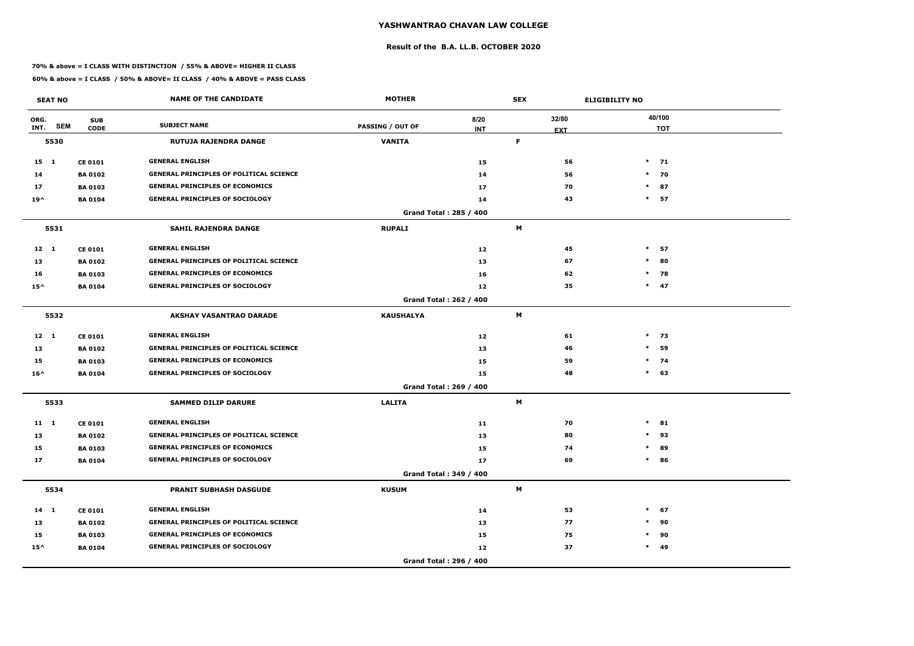# YASHWANTRAO CHAVAN LAW COLLEGE

## Result of the B.A. LL.B. OCTOBER 2020

**70% & above = I CLASS WITH DISTINCTION / 55% & ABOVE= HIGHER II CLASS**

**60% & above = I CLASS / 50% & ABOVE= II CLASS / 40% & ABOVE = PASS CLASS**

| SEAT NO | | NAME OF THE CANDIDATE | MOTHER | SEX | ELIGIBILITY NO | |
|---|---|---|---|---|---|---|
| ORG. INT. SEM | SUB CODE | SUBJECT NAME | PASSING / OUT OF | 8/20 INT | 32/80 EXT | 40/100 TOT |
| **5530** | | **RUTUJA RAJENDRA DANGE** | **VANITA** | **F** | | |
| 15 1 | CE 0101 | GENERAL ENGLISH | | 15 | 56 | * 71 |
| 14 | BA 0102 | GENERAL PRINCIPLES OF POLITICAL SCIENCE | | 14 | 56 | * 70 |
| 17 | BA 0103 | GENERAL PRINCIPLES OF ECONOMICS | | 17 | 70 | * 87 |
| 19^ | BA 0104 | GENERAL PRINCIPLES OF SOCIOLOGY | | 14 | 43 | * 57 |
| | | | Grand Total : 285 / 400 | | | |
| **5531** | | **SAHIL RAJENDRA DANGE** | **RUPALI** | **M** | | |
| 12 1 | CE 0101 | GENERAL ENGLISH | | 12 | 45 | * 57 |
| 13 | BA 0102 | GENERAL PRINCIPLES OF POLITICAL SCIENCE | | 13 | 67 | * 80 |
| 16 | BA 0103 | GENERAL PRINCIPLES OF ECONOMICS | | 16 | 62 | * 78 |
| 15^ | BA 0104 | GENERAL PRINCIPLES OF SOCIOLOGY | | 12 | 35 | * 47 |
| | | | Grand Total : 262 / 400 | | | |
| **5532** | | **AKSHAY VASANTRAO DARADE** | **KAUSHALYA** | **M** | | |
| 12 1 | CE 0101 | GENERAL ENGLISH | | 12 | 61 | * 73 |
| 13 | BA 0102 | GENERAL PRINCIPLES OF POLITICAL SCIENCE | | 13 | 46 | * 59 |
| 15 | BA 0103 | GENERAL PRINCIPLES OF ECONOMICS | | 15 | 59 | * 74 |
| 16^ | BA 0104 | GENERAL PRINCIPLES OF SOCIOLOGY | | 15 | 48 | * 63 |
| | | | Grand Total : 269 / 400 | | | |
| **5533** | | **SAMMED DILIP DARURE** | **LALITA** | **M** | | |
| 11 1 | CE 0101 | GENERAL ENGLISH | | 11 | 70 | * 81 |
| 13 | BA 0102 | GENERAL PRINCIPLES OF POLITICAL SCIENCE | | 13 | 80 | * 93 |
| 15 | BA 0103 | GENERAL PRINCIPLES OF ECONOMICS | | 15 | 74 | * 89 |
| 17 | BA 0104 | GENERAL PRINCIPLES OF SOCIOLOGY | | 17 | 69 | * 86 |
| | | | Grand Total : 349 / 400 | | | |
| **5534** | | **PRANIT SUBHASH DASGUDE** | **KUSUM** | **M** | | |
| 14 1 | CE 0101 | GENERAL ENGLISH | | 14 | 53 | * 67 |
| 13 | BA 0102 | GENERAL PRINCIPLES OF POLITICAL SCIENCE | | 13 | 77 | * 90 |
| 15 | BA 0103 | GENERAL PRINCIPLES OF ECONOMICS | | 15 | 75 | * 90 |
| 15^ | BA 0104 | GENERAL PRINCIPLES OF SOCIOLOGY | | 12 | 37 | * 49 |
| | | | Grand Total : 296 / 400 | | | |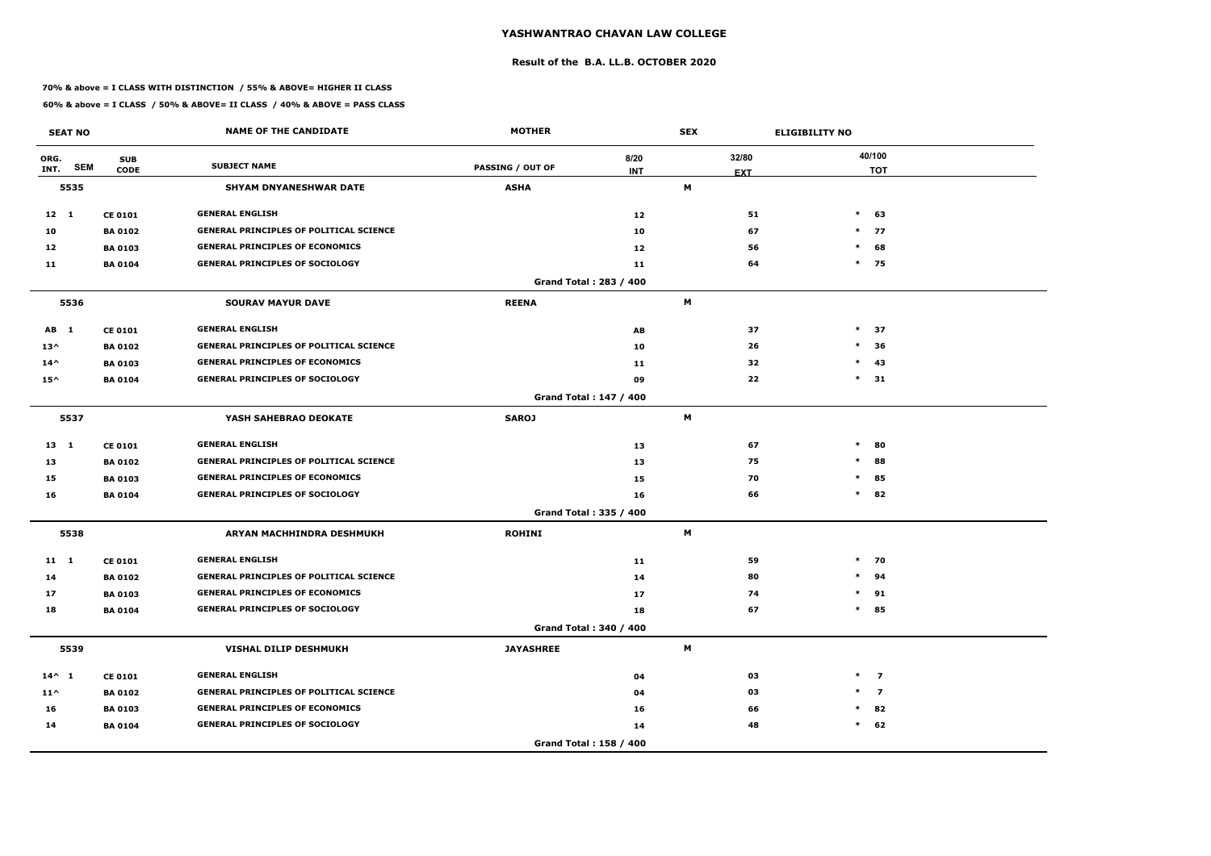# YASHWANTRAO CHAVAN LAW COLLEGE

## Result of the B.A. LL.B. OCTOBER 2020

**70% & above = I CLASS WITH DISTINCTION / 55% & ABOVE= HIGHER II CLASS**

**60% & above = I CLASS / 50% & ABOVE= II CLASS / 40% & ABOVE = PASS CLASS**

| SEAT NO | | | NAME OF THE CANDIDATE | MOTHER | | SEX | ELIGIBILITY NO | |
|---|---|---|---|---|---|---|---|---|
| ORG. INT. | SEM | SUB CODE | SUBJECT NAME | PASSING / OUT OF | 8/20 INT | 32/80 EXT | | 40/100 TOT |
| **5535** | | | **SHYAM DNYANESHWAR DATE** | **ASHA** | | **M** | | |
| 12 | 1 | CE 0101 | GENERAL ENGLISH | | 12 | 51 | * | 63 |
| 10 | | BA 0102 | GENERAL PRINCIPLES OF POLITICAL SCIENCE | | 10 | 67 | * | 77 |
| 12 | | BA 0103 | GENERAL PRINCIPLES OF ECONOMICS | | 12 | 56 | * | 68 |
| 11 | | BA 0104 | GENERAL PRINCIPLES OF SOCIOLOGY | | 11 | 64 | * | 75 |
| | | | | Grand Total : 283 / 400 | | | | |
| **5536** | | | **SOURAV MAYUR DAVE** | **REENA** | | **M** | | |
| AB | 1 | CE 0101 | GENERAL ENGLISH | | AB | 37 | * | 37 |
| 13^ | | BA 0102 | GENERAL PRINCIPLES OF POLITICAL SCIENCE | | 10 | 26 | * | 36 |
| 14^ | | BA 0103 | GENERAL PRINCIPLES OF ECONOMICS | | 11 | 32 | * | 43 |
| 15^ | | BA 0104 | GENERAL PRINCIPLES OF SOCIOLOGY | | 09 | 22 | * | 31 |
| | | | | Grand Total : 147 / 400 | | | | |
| **5537** | | | **YASH SAHEBRAO DEOKATE** | **SAROJ** | | **M** | | |
| 13 | 1 | CE 0101 | GENERAL ENGLISH | | 13 | 67 | * | 80 |
| 13 | | BA 0102 | GENERAL PRINCIPLES OF POLITICAL SCIENCE | | 13 | 75 | * | 88 |
| 15 | | BA 0103 | GENERAL PRINCIPLES OF ECONOMICS | | 15 | 70 | * | 85 |
| 16 | | BA 0104 | GENERAL PRINCIPLES OF SOCIOLOGY | | 16 | 66 | * | 82 |
| | | | | Grand Total : 335 / 400 | | | | |
| **5538** | | | **ARYAN MACHHINDRA DESHMUKH** | **ROHINI** | | **M** | | |
| 11 | 1 | CE 0101 | GENERAL ENGLISH | | 11 | 59 | * | 70 |
| 14 | | BA 0102 | GENERAL PRINCIPLES OF POLITICAL SCIENCE | | 14 | 80 | * | 94 |
| 17 | | BA 0103 | GENERAL PRINCIPLES OF ECONOMICS | | 17 | 74 | * | 91 |
| 18 | | BA 0104 | GENERAL PRINCIPLES OF SOCIOLOGY | | 18 | 67 | * | 85 |
| | | | | Grand Total : 340 / 400 | | | | |
| **5539** | | | **VISHAL DILIP DESHMUKH** | **JAYASHREE** | | **M** | | |
| 14^ | 1 | CE 0101 | GENERAL ENGLISH | | 04 | 03 | * | 7 |
| 11^ | | BA 0102 | GENERAL PRINCIPLES OF POLITICAL SCIENCE | | 04 | 03 | * | 7 |
| 16 | | BA 0103 | GENERAL PRINCIPLES OF ECONOMICS | | 16 | 66 | * | 82 |
| 14 | | BA 0104 | GENERAL PRINCIPLES OF SOCIOLOGY | | 14 | 48 | * | 62 |
| | | | | Grand Total : 158 / 400 | | | | |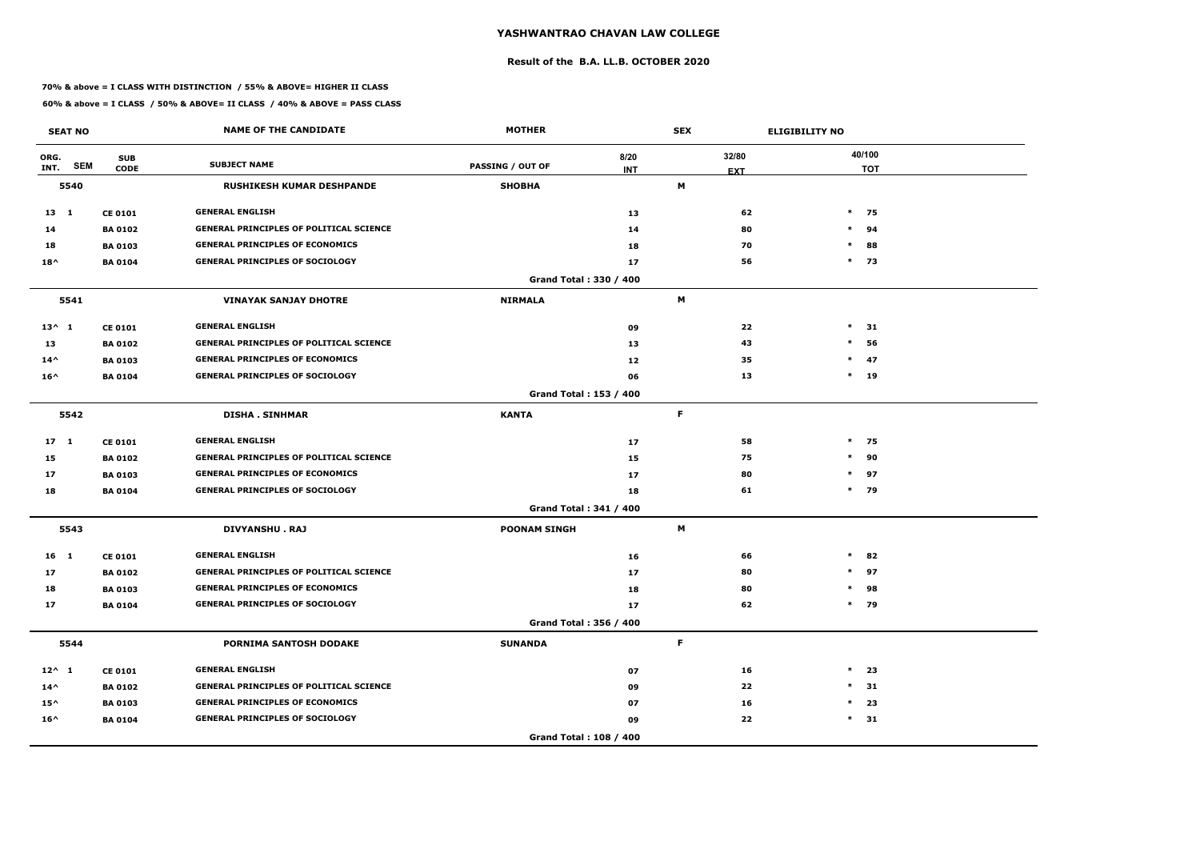## YASHWANTRAO CHAVAN LAW COLLEGE

### Result of the B.A. LL.B. OCTOBER 2020

**70% & above = I CLASS WITH DISTINCTION / 55% & ABOVE= HIGHER II CLASS**

**60% & above = I CLASS / 50% & ABOVE= II CLASS / 40% & ABOVE = PASS CLASS**

| SEAT NO | | | NAME OF THE CANDIDATE | MOTHER | | SEX | ELIGIBILITY NO | |
|---|---|---|---|---|---|---|---|---|
| ORG. INT. | SEM | SUB CODE | SUBJECT NAME | PASSING / OUT OF | 8/20 INT | 32/80 EXT | | 40/100 TOT |
| **5540** | | | **RUSHIKESH KUMAR DESHPANDE** | **SHOBHA** | | **M** | | |
| 13 | 1 | CE 0101 | GENERAL ENGLISH | | 13 | 62 | * | 75 |
| 14 | | BA 0102 | GENERAL PRINCIPLES OF POLITICAL SCIENCE | | 14 | 80 | * | 94 |
| 18 | | BA 0103 | GENERAL PRINCIPLES OF ECONOMICS | | 18 | 70 | * | 88 |
| 18^ | | BA 0104 | GENERAL PRINCIPLES OF SOCIOLOGY | | 17 | 56 | * | 73 |
| | | | | Grand Total : 330 / 400 | | | | |
| **5541** | | | **VINAYAK SANJAY DHOTRE** | **NIRMALA** | | **M** | | |
| 13^ | 1 | CE 0101 | GENERAL ENGLISH | | 09 | 22 | * | 31 |
| 13 | | BA 0102 | GENERAL PRINCIPLES OF POLITICAL SCIENCE | | 13 | 43 | * | 56 |
| 14^ | | BA 0103 | GENERAL PRINCIPLES OF ECONOMICS | | 12 | 35 | * | 47 |
| 16^ | | BA 0104 | GENERAL PRINCIPLES OF SOCIOLOGY | | 06 | 13 | * | 19 |
| | | | | Grand Total : 153 / 400 | | | | |
| **5542** | | | **DISHA . SINHMAR** | **KANTA** | | **F** | | |
| 17 | 1 | CE 0101 | GENERAL ENGLISH | | 17 | 58 | * | 75 |
| 15 | | BA 0102 | GENERAL PRINCIPLES OF POLITICAL SCIENCE | | 15 | 75 | * | 90 |
| 17 | | BA 0103 | GENERAL PRINCIPLES OF ECONOMICS | | 17 | 80 | * | 97 |
| 18 | | BA 0104 | GENERAL PRINCIPLES OF SOCIOLOGY | | 18 | 61 | * | 79 |
| | | | | Grand Total : 341 / 400 | | | | |
| **5543** | | | **DIVYANSHU . RAJ** | **POONAM SINGH** | | **M** | | |
| 16 | 1 | CE 0101 | GENERAL ENGLISH | | 16 | 66 | * | 82 |
| 17 | | BA 0102 | GENERAL PRINCIPLES OF POLITICAL SCIENCE | | 17 | 80 | * | 97 |
| 18 | | BA 0103 | GENERAL PRINCIPLES OF ECONOMICS | | 18 | 80 | * | 98 |
| 17 | | BA 0104 | GENERAL PRINCIPLES OF SOCIOLOGY | | 17 | 62 | * | 79 |
| | | | | Grand Total : 356 / 400 | | | | |
| **5544** | | | **PORNIMA SANTOSH DODAKE** | **SUNANDA** | | **F** | | |
| 12^ | 1 | CE 0101 | GENERAL ENGLISH | | 07 | 16 | * | 23 |
| 14^ | | BA 0102 | GENERAL PRINCIPLES OF POLITICAL SCIENCE | | 09 | 22 | * | 31 |
| 15^ | | BA 0103 | GENERAL PRINCIPLES OF ECONOMICS | | 07 | 16 | * | 23 |
| 16^ | | BA 0104 | GENERAL PRINCIPLES OF SOCIOLOGY | | 09 | 22 | * | 31 |
| | | | | Grand Total : 108 / 400 | | | | |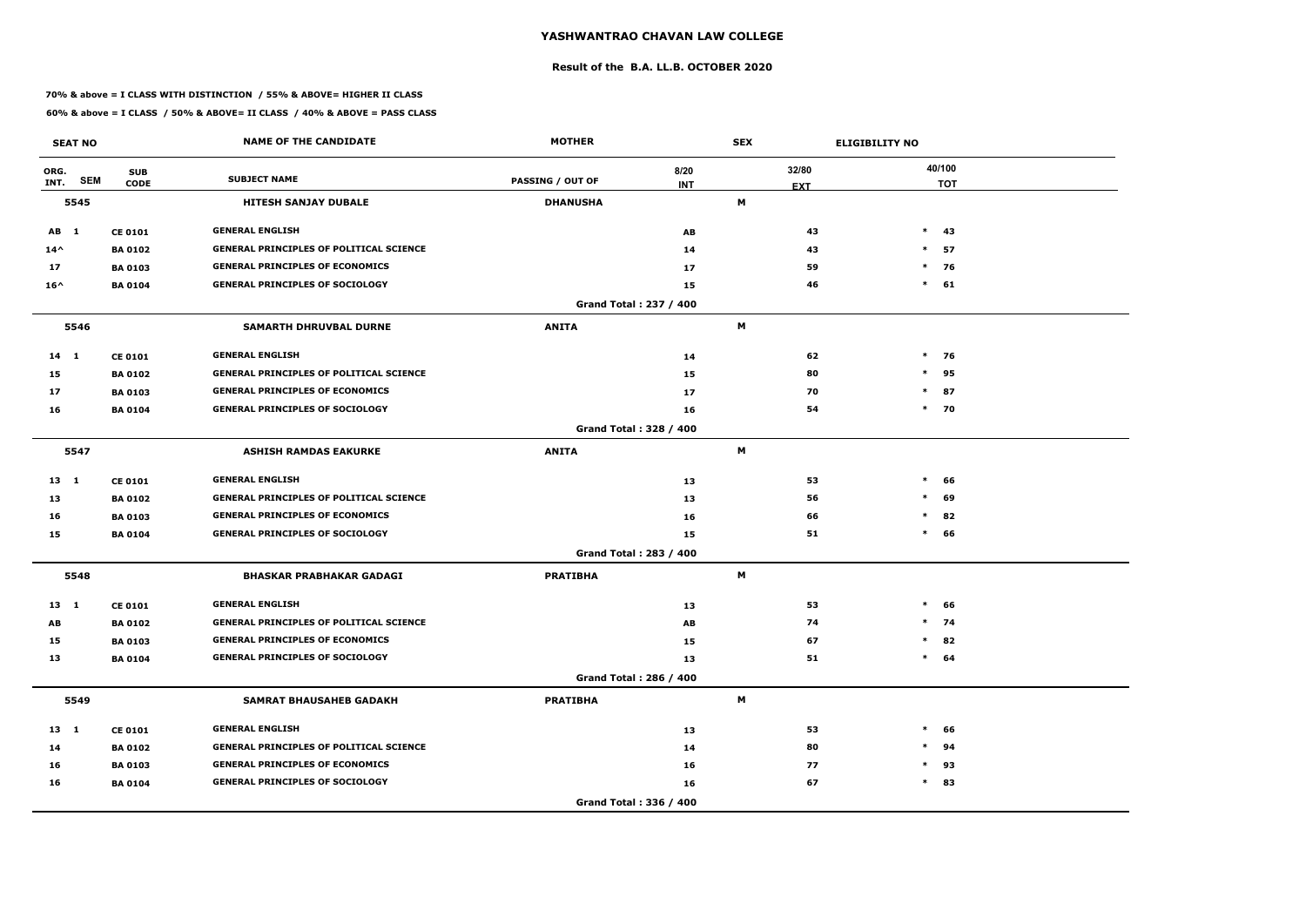# YASHWANTRAO CHAVAN LAW COLLEGE

## Result of the B.A. LL.B. OCTOBER 2020

**70% & above = I CLASS WITH DISTINCTION / 55% & ABOVE= HIGHER II CLASS**

**60% & above = I CLASS / 50% & ABOVE= II CLASS / 40% & ABOVE = PASS CLASS**

| SEAT NO | | | NAME OF THE CANDIDATE | MOTHER | | SEX | ELIGIBILITY NO |
|---|---|---|---|---|---|---|---|
| ORG. INT. | SEM | SUB CODE | SUBJECT NAME | PASSING / OUT OF | 8/20 INT | 32/80 EXT | 40/100 TOT |
| **5545** | | | **HITESH SANJAY DUBALE** | **DHANUSHA** | | **M** | |
| AB | 1 | CE 0101 | GENERAL ENGLISH | | AB | 43 | * 43 |
| 14^ | | BA 0102 | GENERAL PRINCIPLES OF POLITICAL SCIENCE | | 14 | 43 | * 57 |
| 17 | | BA 0103 | GENERAL PRINCIPLES OF ECONOMICS | | 17 | 59 | * 76 |
| 16^ | | BA 0104 | GENERAL PRINCIPLES OF SOCIOLOGY | | 15 | 46 | * 61 |
| | | | | Grand Total : 237 / 400 | | | |
| **5546** | | | **SAMARTH DHRUVBAL DURNE** | **ANITA** | | **M** | |
| 14 | 1 | CE 0101 | GENERAL ENGLISH | | 14 | 62 | * 76 |
| 15 | | BA 0102 | GENERAL PRINCIPLES OF POLITICAL SCIENCE | | 15 | 80 | * 95 |
| 17 | | BA 0103 | GENERAL PRINCIPLES OF ECONOMICS | | 17 | 70 | * 87 |
| 16 | | BA 0104 | GENERAL PRINCIPLES OF SOCIOLOGY | | 16 | 54 | * 70 |
| | | | | Grand Total : 328 / 400 | | | |
| **5547** | | | **ASHISH RAMDAS EAKURKE** | **ANITA** | | **M** | |
| 13 | 1 | CE 0101 | GENERAL ENGLISH | | 13 | 53 | * 66 |
| 13 | | BA 0102 | GENERAL PRINCIPLES OF POLITICAL SCIENCE | | 13 | 56 | * 69 |
| 16 | | BA 0103 | GENERAL PRINCIPLES OF ECONOMICS | | 16 | 66 | * 82 |
| 15 | | BA 0104 | GENERAL PRINCIPLES OF SOCIOLOGY | | 15 | 51 | * 66 |
| | | | | Grand Total : 283 / 400 | | | |
| **5548** | | | **BHASKAR PRABHAKAR GADAGI** | **PRATIBHA** | | **M** | |
| 13 | 1 | CE 0101 | GENERAL ENGLISH | | 13 | 53 | * 66 |
| AB | | BA 0102 | GENERAL PRINCIPLES OF POLITICAL SCIENCE | | AB | 74 | * 74 |
| 15 | | BA 0103 | GENERAL PRINCIPLES OF ECONOMICS | | 15 | 67 | * 82 |
| 13 | | BA 0104 | GENERAL PRINCIPLES OF SOCIOLOGY | | 13 | 51 | * 64 |
| | | | | Grand Total : 286 / 400 | | | |
| **5549** | | | **SAMRAT BHAUSAHEB GADAKH** | **PRATIBHA** | | **M** | |
| 13 | 1 | CE 0101 | GENERAL ENGLISH | | 13 | 53 | * 66 |
| 14 | | BA 0102 | GENERAL PRINCIPLES OF POLITICAL SCIENCE | | 14 | 80 | * 94 |
| 16 | | BA 0103 | GENERAL PRINCIPLES OF ECONOMICS | | 16 | 77 | * 93 |
| 16 | | BA 0104 | GENERAL PRINCIPLES OF SOCIOLOGY | | 16 | 67 | * 83 |
| | | | | Grand Total : 336 / 400 | | | |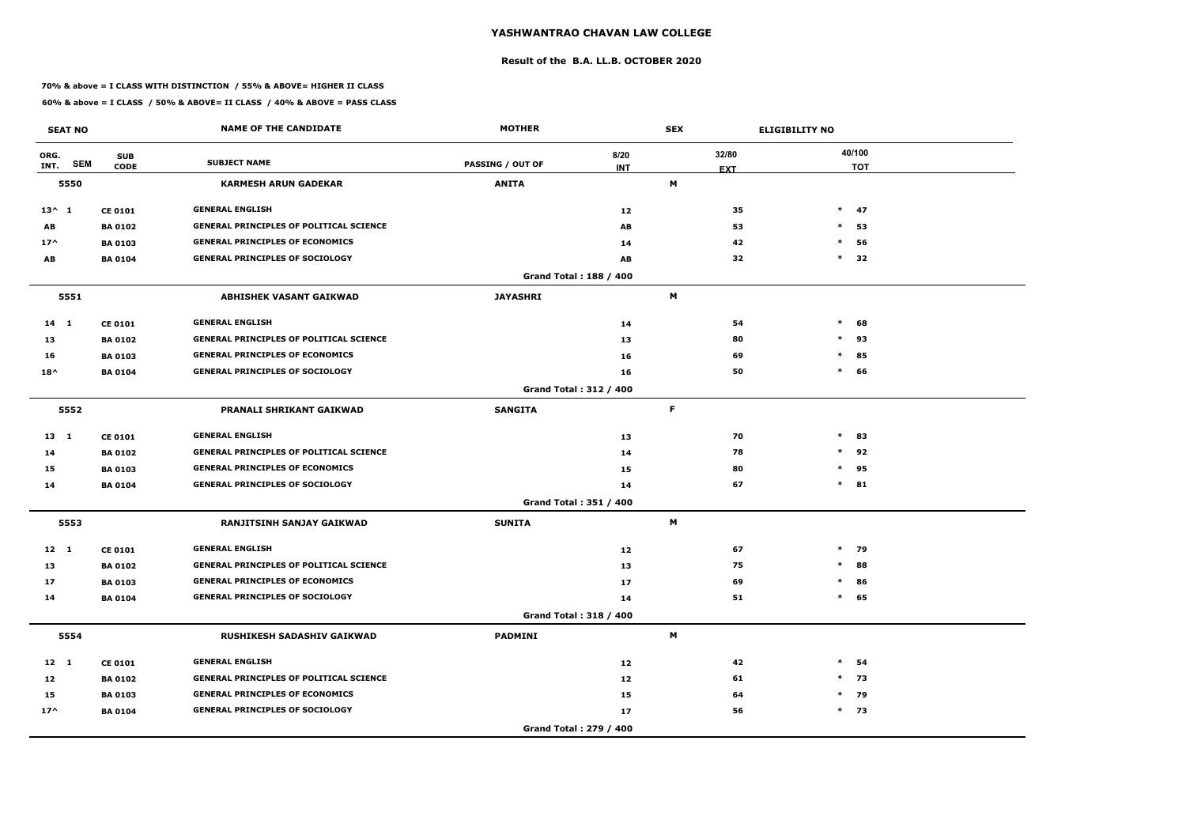# YASHWANTRAO CHAVAN LAW COLLEGE

## Result of the B.A. LL.B. OCTOBER 2020

**70% & above = I CLASS WITH DISTINCTION / 55% & ABOVE= HIGHER II CLASS**

**60% & above = I CLASS / 50% & ABOVE= II CLASS / 40% & ABOVE = PASS CLASS**

| SEAT NO | | | NAME OF THE CANDIDATE | MOTHER | | SEX | ELIGIBILITY NO | |
|---|---|---|---|---|---|---|---|---|
| ORG. INT. | SEM | SUB CODE | SUBJECT NAME | PASSING / OUT OF | 8/20 INT | 32/80 EXT | | 40/100 TOT |
| **5550** | | | **KARMESH ARUN GADEKAR** | **ANITA** | | **M** | | |
| 13^ | 1 | CE 0101 | GENERAL ENGLISH | | 12 | 35 | * | 47 |
| AB | | BA 0102 | GENERAL PRINCIPLES OF POLITICAL SCIENCE | | AB | 53 | * | 53 |
| 17^ | | BA 0103 | GENERAL PRINCIPLES OF ECONOMICS | | 14 | 42 | * | 56 |
| AB | | BA 0104 | GENERAL PRINCIPLES OF SOCIOLOGY | | AB | 32 | * | 32 |
| | | | | Grand Total : 188 / 400 | | | | |
| **5551** | | | **ABHISHEK VASANT GAIKWAD** | **JAYASHRI** | | **M** | | |
| 14 | 1 | CE 0101 | GENERAL ENGLISH | | 14 | 54 | * | 68 |
| 13 | | BA 0102 | GENERAL PRINCIPLES OF POLITICAL SCIENCE | | 13 | 80 | * | 93 |
| 16 | | BA 0103 | GENERAL PRINCIPLES OF ECONOMICS | | 16 | 69 | * | 85 |
| 18^ | | BA 0104 | GENERAL PRINCIPLES OF SOCIOLOGY | | 16 | 50 | * | 66 |
| | | | | Grand Total : 312 / 400 | | | | |
| **5552** | | | **PRANALI SHRIKANT GAIKWAD** | **SANGITA** | | **F** | | |
| 13 | 1 | CE 0101 | GENERAL ENGLISH | | 13 | 70 | * | 83 |
| 14 | | BA 0102 | GENERAL PRINCIPLES OF POLITICAL SCIENCE | | 14 | 78 | * | 92 |
| 15 | | BA 0103 | GENERAL PRINCIPLES OF ECONOMICS | | 15 | 80 | * | 95 |
| 14 | | BA 0104 | GENERAL PRINCIPLES OF SOCIOLOGY | | 14 | 67 | * | 81 |
| | | | | Grand Total : 351 / 400 | | | | |
| **5553** | | | **RANJITSINH SANJAY GAIKWAD** | **SUNITA** | | **M** | | |
| 12 | 1 | CE 0101 | GENERAL ENGLISH | | 12 | 67 | * | 79 |
| 13 | | BA 0102 | GENERAL PRINCIPLES OF POLITICAL SCIENCE | | 13 | 75 | * | 88 |
| 17 | | BA 0103 | GENERAL PRINCIPLES OF ECONOMICS | | 17 | 69 | * | 86 |
| 14 | | BA 0104 | GENERAL PRINCIPLES OF SOCIOLOGY | | 14 | 51 | * | 65 |
| | | | | Grand Total : 318 / 400 | | | | |
| **5554** | | | **RUSHIKESH SADASHIV GAIKWAD** | **PADMINI** | | **M** | | |
| 12 | 1 | CE 0101 | GENERAL ENGLISH | | 12 | 42 | * | 54 |
| 12 | | BA 0102 | GENERAL PRINCIPLES OF POLITICAL SCIENCE | | 12 | 61 | * | 73 |
| 15 | | BA 0103 | GENERAL PRINCIPLES OF ECONOMICS | | 15 | 64 | * | 79 |
| 17^ | | BA 0104 | GENERAL PRINCIPLES OF SOCIOLOGY | | 17 | 56 | * | 73 |
| | | | | Grand Total : 279 / 400 | | | | |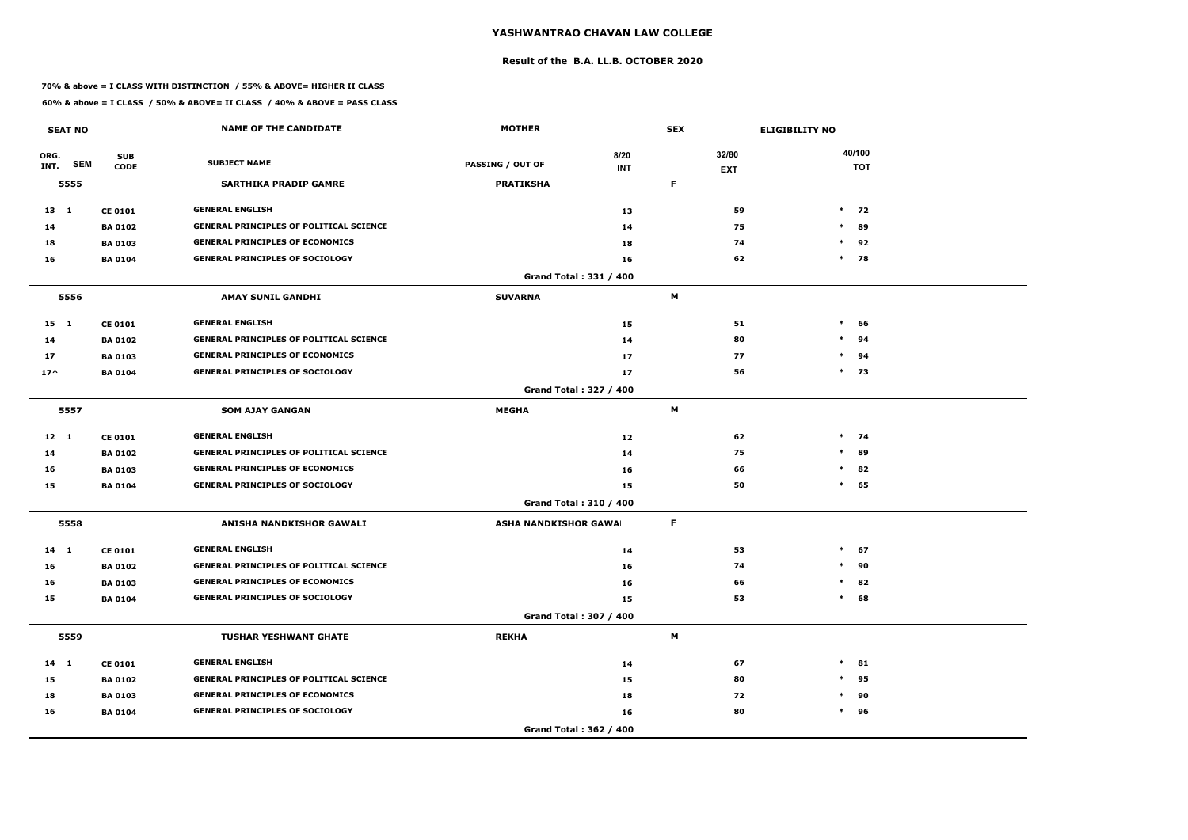# YASHWANTRAO CHAVAN LAW COLLEGE

## Result of the B.A. LL.B. OCTOBER 2020

**70% & above = I CLASS WITH DISTINCTION / 55% & ABOVE= HIGHER II CLASS**

**60% & above = I CLASS / 50% & ABOVE= II CLASS / 40% & ABOVE = PASS CLASS**

| SEAT NO | | | NAME OF THE CANDIDATE | MOTHER | | SEX | ELIGIBILITY NO | |
|---|---|---|---|---|---|---|---|---|
| ORG. INT. | SEM | SUB CODE | SUBJECT NAME | PASSING / OUT OF | 8/20 INT | 32/80 EXT | | 40/100 TOT |
| **5555** | | | **SARTHIKA PRADIP GAMRE** | **PRATIKSHA** | | **F** | | |
| 13 | 1 | CE 0101 | GENERAL ENGLISH | | 13 | 59 | * | 72 |
| 14 | | BA 0102 | GENERAL PRINCIPLES OF POLITICAL SCIENCE | | 14 | 75 | * | 89 |
| 18 | | BA 0103 | GENERAL PRINCIPLES OF ECONOMICS | | 18 | 74 | * | 92 |
| 16 | | BA 0104 | GENERAL PRINCIPLES OF SOCIOLOGY | | 16 | 62 | * | 78 |
| | | | | Grand Total : 331 / 400 | | | | |
| **5556** | | | **AMAY SUNIL GANDHI** | **SUVARNA** | | **M** | | |
| 15 | 1 | CE 0101 | GENERAL ENGLISH | | 15 | 51 | * | 66 |
| 14 | | BA 0102 | GENERAL PRINCIPLES OF POLITICAL SCIENCE | | 14 | 80 | * | 94 |
| 17 | | BA 0103 | GENERAL PRINCIPLES OF ECONOMICS | | 17 | 77 | * | 94 |
| 17^ | | BA 0104 | GENERAL PRINCIPLES OF SOCIOLOGY | | 17 | 56 | * | 73 |
| | | | | Grand Total : 327 / 400 | | | | |
| **5557** | | | **SOM AJAY GANGAN** | **MEGHA** | | **M** | | |
| 12 | 1 | CE 0101 | GENERAL ENGLISH | | 12 | 62 | * | 74 |
| 14 | | BA 0102 | GENERAL PRINCIPLES OF POLITICAL SCIENCE | | 14 | 75 | * | 89 |
| 16 | | BA 0103 | GENERAL PRINCIPLES OF ECONOMICS | | 16 | 66 | * | 82 |
| 15 | | BA 0104 | GENERAL PRINCIPLES OF SOCIOLOGY | | 15 | 50 | * | 65 |
| | | | | Grand Total : 310 / 400 | | | | |
| **5558** | | | **ANISHA NANDKISHOR GAWALI** | **ASHA NANDKISHOR GAWAI** | | **F** | | |
| 14 | 1 | CE 0101 | GENERAL ENGLISH | | 14 | 53 | * | 67 |
| 16 | | BA 0102 | GENERAL PRINCIPLES OF POLITICAL SCIENCE | | 16 | 74 | * | 90 |
| 16 | | BA 0103 | GENERAL PRINCIPLES OF ECONOMICS | | 16 | 66 | * | 82 |
| 15 | | BA 0104 | GENERAL PRINCIPLES OF SOCIOLOGY | | 15 | 53 | * | 68 |
| | | | | Grand Total : 307 / 400 | | | | |
| **5559** | | | **TUSHAR YESHWANT GHATE** | **REKHA** | | **M** | | |
| 14 | 1 | CE 0101 | GENERAL ENGLISH | | 14 | 67 | * | 81 |
| 15 | | BA 0102 | GENERAL PRINCIPLES OF POLITICAL SCIENCE | | 15 | 80 | * | 95 |
| 18 | | BA 0103 | GENERAL PRINCIPLES OF ECONOMICS | | 18 | 72 | * | 90 |
| 16 | | BA 0104 | GENERAL PRINCIPLES OF SOCIOLOGY | | 16 | 80 | * | 96 |
| | | | | Grand Total : 362 / 400 | | | | |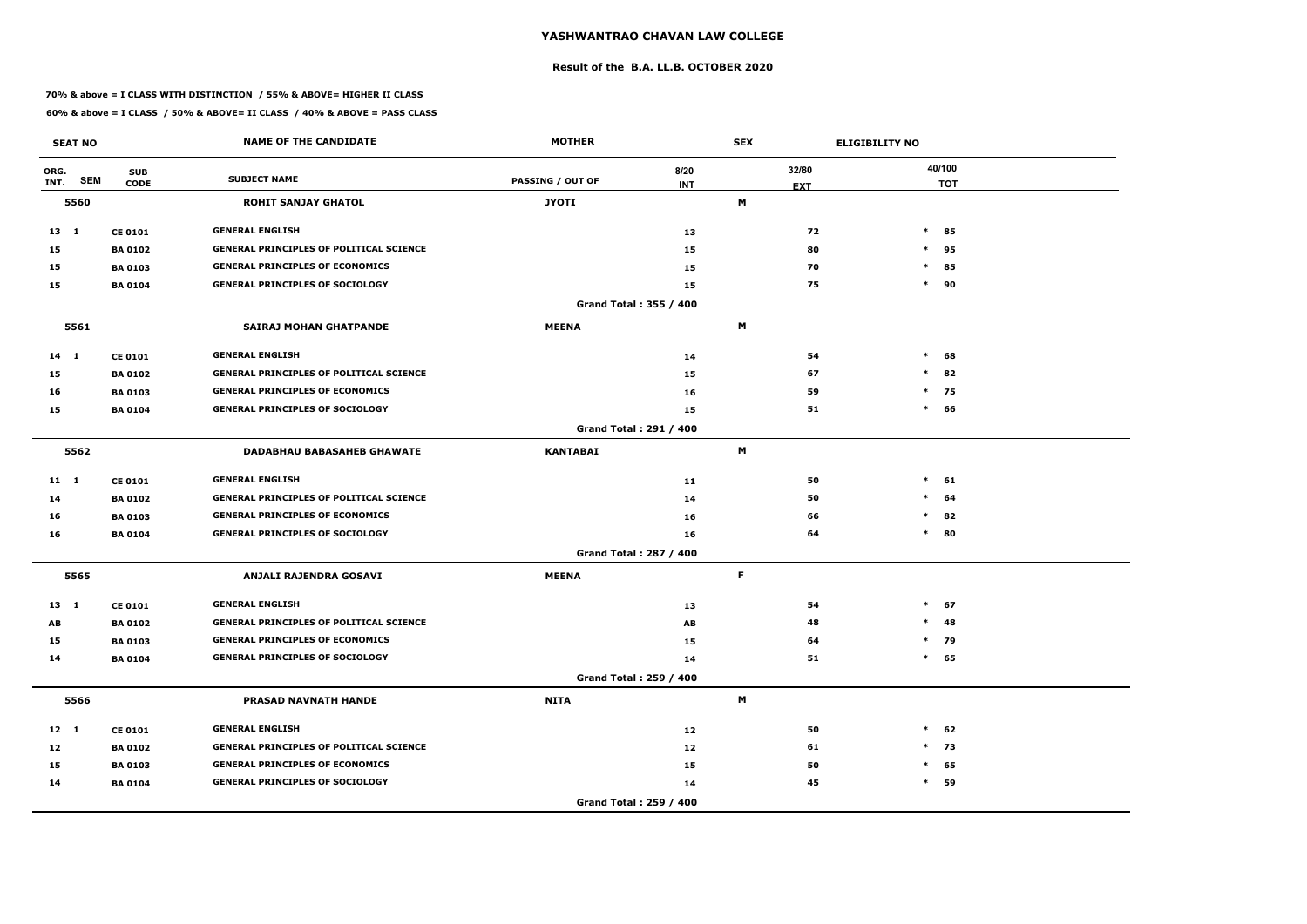# YASHWANTRAO CHAVAN LAW COLLEGE

## Result of the B.A. LL.B. OCTOBER 2020

**70% & above = I CLASS WITH DISTINCTION / 55% & ABOVE= HIGHER II CLASS**

**60% & above = I CLASS / 50% & ABOVE= II CLASS / 40% & ABOVE = PASS CLASS**

| SEAT NO | | | NAME OF THE CANDIDATE | MOTHER | | SEX | ELIGIBILITY NO | |
|---|---|---|---|---|---|---|---|---|
| ORG. INT. | SEM | SUB CODE | SUBJECT NAME | PASSING / OUT OF | 8/20 INT | 32/80 EXT | | 40/100 TOT |
| 5560 | | | ROHIT SANJAY GHATOL | JYOTI | | M | | |
| 13 | 1 | CE 0101 | GENERAL ENGLISH | | 13 | 72 | * | 85 |
| 15 | | BA 0102 | GENERAL PRINCIPLES OF POLITICAL SCIENCE | | 15 | 80 | * | 95 |
| 15 | | BA 0103 | GENERAL PRINCIPLES OF ECONOMICS | | 15 | 70 | * | 85 |
| 15 | | BA 0104 | GENERAL PRINCIPLES OF SOCIOLOGY | | 15 | 75 | * | 90 |
| | | | | Grand Total : 355 / 400 | | | | |
| 5561 | | | SAIRAJ MOHAN GHATPANDE | MEENA | | M | | |
| 14 | 1 | CE 0101 | GENERAL ENGLISH | | 14 | 54 | * | 68 |
| 15 | | BA 0102 | GENERAL PRINCIPLES OF POLITICAL SCIENCE | | 15 | 67 | * | 82 |
| 16 | | BA 0103 | GENERAL PRINCIPLES OF ECONOMICS | | 16 | 59 | * | 75 |
| 15 | | BA 0104 | GENERAL PRINCIPLES OF SOCIOLOGY | | 15 | 51 | * | 66 |
| | | | | Grand Total : 291 / 400 | | | | |
| 5562 | | | DADABHAU BABASAHEB GHAWATE | KANTABAI | | M | | |
| 11 | 1 | CE 0101 | GENERAL ENGLISH | | 11 | 50 | * | 61 |
| 14 | | BA 0102 | GENERAL PRINCIPLES OF POLITICAL SCIENCE | | 14 | 50 | * | 64 |
| 16 | | BA 0103 | GENERAL PRINCIPLES OF ECONOMICS | | 16 | 66 | * | 82 |
| 16 | | BA 0104 | GENERAL PRINCIPLES OF SOCIOLOGY | | 16 | 64 | * | 80 |
| | | | | Grand Total : 287 / 400 | | | | |
| 5565 | | | ANJALI RAJENDRA GOSAVI | MEENA | | F | | |
| 13 | 1 | CE 0101 | GENERAL ENGLISH | | 13 | 54 | * | 67 |
| AB | | BA 0102 | GENERAL PRINCIPLES OF POLITICAL SCIENCE | | AB | 48 | * | 48 |
| 15 | | BA 0103 | GENERAL PRINCIPLES OF ECONOMICS | | 15 | 64 | * | 79 |
| 14 | | BA 0104 | GENERAL PRINCIPLES OF SOCIOLOGY | | 14 | 51 | * | 65 |
| | | | | Grand Total : 259 / 400 | | | | |
| 5566 | | | PRASAD NAVNATH HANDE | NITA | | M | | |
| 12 | 1 | CE 0101 | GENERAL ENGLISH | | 12 | 50 | * | 62 |
| 12 | | BA 0102 | GENERAL PRINCIPLES OF POLITICAL SCIENCE | | 12 | 61 | * | 73 |
| 15 | | BA 0103 | GENERAL PRINCIPLES OF ECONOMICS | | 15 | 50 | * | 65 |
| 14 | | BA 0104 | GENERAL PRINCIPLES OF SOCIOLOGY | | 14 | 45 | * | 59 |
| | | | | Grand Total : 259 / 400 | | | | |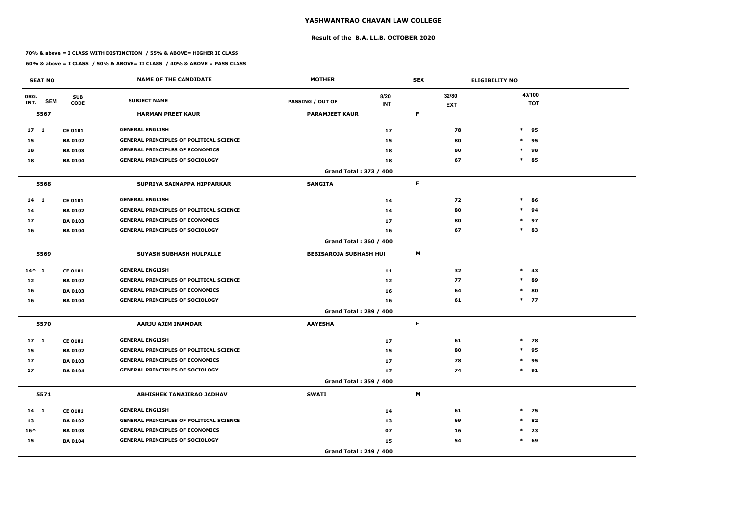# YASHWANTRAO CHAVAN LAW COLLEGE

## Result of the B.A. LL.B. OCTOBER 2020

**70% & above = I CLASS WITH DISTINCTION / 55% & ABOVE= HIGHER II CLASS**

**60% & above = I CLASS / 50% & ABOVE= II CLASS / 40% & ABOVE = PASS CLASS**

| SEAT NO | | | NAME OF THE CANDIDATE | MOTHER | | SEX | | ELIGIBILITY NO | |
|---|---|---|---|---|---|---|---|---|---|
| ORG. INT. | SEM | SUB CODE | SUBJECT NAME | PASSING / OUT OF | 8/20 INT | | 32/80 EXT | | 40/100 TOT |
| 5567 | | | HARMAN PREET KAUR | PARAMJEET KAUR | | F | | | |
| 17 | 1 | CE 0101 | GENERAL ENGLISH | | 17 | | 78 | * | 95 |
| 15 | | BA 0102 | GENERAL PRINCIPLES OF POLITICAL SCIENCE | | 15 | | 80 | * | 95 |
| 18 | | BA 0103 | GENERAL PRINCIPLES OF ECONOMICS | | 18 | | 80 | * | 98 |
| 18 | | BA 0104 | GENERAL PRINCIPLES OF SOCIOLOGY | | 18 | | 67 | * | 85 |
| | | | | Grand Total : 373 / 400 | | | | | |
| 5568 | | | SUPRIYA SAINAPPA HIPPARKAR | SANGITA | | F | | | |
| 14 | 1 | CE 0101 | GENERAL ENGLISH | | 14 | | 72 | * | 86 |
| 14 | | BA 0102 | GENERAL PRINCIPLES OF POLITICAL SCIENCE | | 14 | | 80 | * | 94 |
| 17 | | BA 0103 | GENERAL PRINCIPLES OF ECONOMICS | | 17 | | 80 | * | 97 |
| 16 | | BA 0104 | GENERAL PRINCIPLES OF SOCIOLOGY | | 16 | | 67 | * | 83 |
| | | | | Grand Total : 360 / 400 | | | | | |
| 5569 | | | SUYASH SUBHASH HULPALLE | BEBISAROJA SUBHASH HUI | | M | | | |
| 14^ | 1 | CE 0101 | GENERAL ENGLISH | | 11 | | 32 | * | 43 |
| 12 | | BA 0102 | GENERAL PRINCIPLES OF POLITICAL SCIENCE | | 12 | | 77 | * | 89 |
| 16 | | BA 0103 | GENERAL PRINCIPLES OF ECONOMICS | | 16 | | 64 | * | 80 |
| 16 | | BA 0104 | GENERAL PRINCIPLES OF SOCIOLOGY | | 16 | | 61 | * | 77 |
| | | | | Grand Total : 289 / 400 | | | | | |
| 5570 | | | AARJU AJIM INAMDAR | AAYESHA | | F | | | |
| 17 | 1 | CE 0101 | GENERAL ENGLISH | | 17 | | 61 | * | 78 |
| 15 | | BA 0102 | GENERAL PRINCIPLES OF POLITICAL SCIENCE | | 15 | | 80 | * | 95 |
| 17 | | BA 0103 | GENERAL PRINCIPLES OF ECONOMICS | | 17 | | 78 | * | 95 |
| 17 | | BA 0104 | GENERAL PRINCIPLES OF SOCIOLOGY | | 17 | | 74 | * | 91 |
| | | | | Grand Total : 359 / 400 | | | | | |
| 5571 | | | ABHISHEK TANAJIRAO JADHAV | SWATI | | M | | | |
| 14 | 1 | CE 0101 | GENERAL ENGLISH | | 14 | | 61 | * | 75 |
| 13 | | BA 0102 | GENERAL PRINCIPLES OF POLITICAL SCIENCE | | 13 | | 69 | * | 82 |
| 16^ | | BA 0103 | GENERAL PRINCIPLES OF ECONOMICS | | 07 | | 16 | * | 23 |
| 15 | | BA 0104 | GENERAL PRINCIPLES OF SOCIOLOGY | | 15 | | 54 | * | 69 |
| | | | | Grand Total : 249 / 400 | | | | | |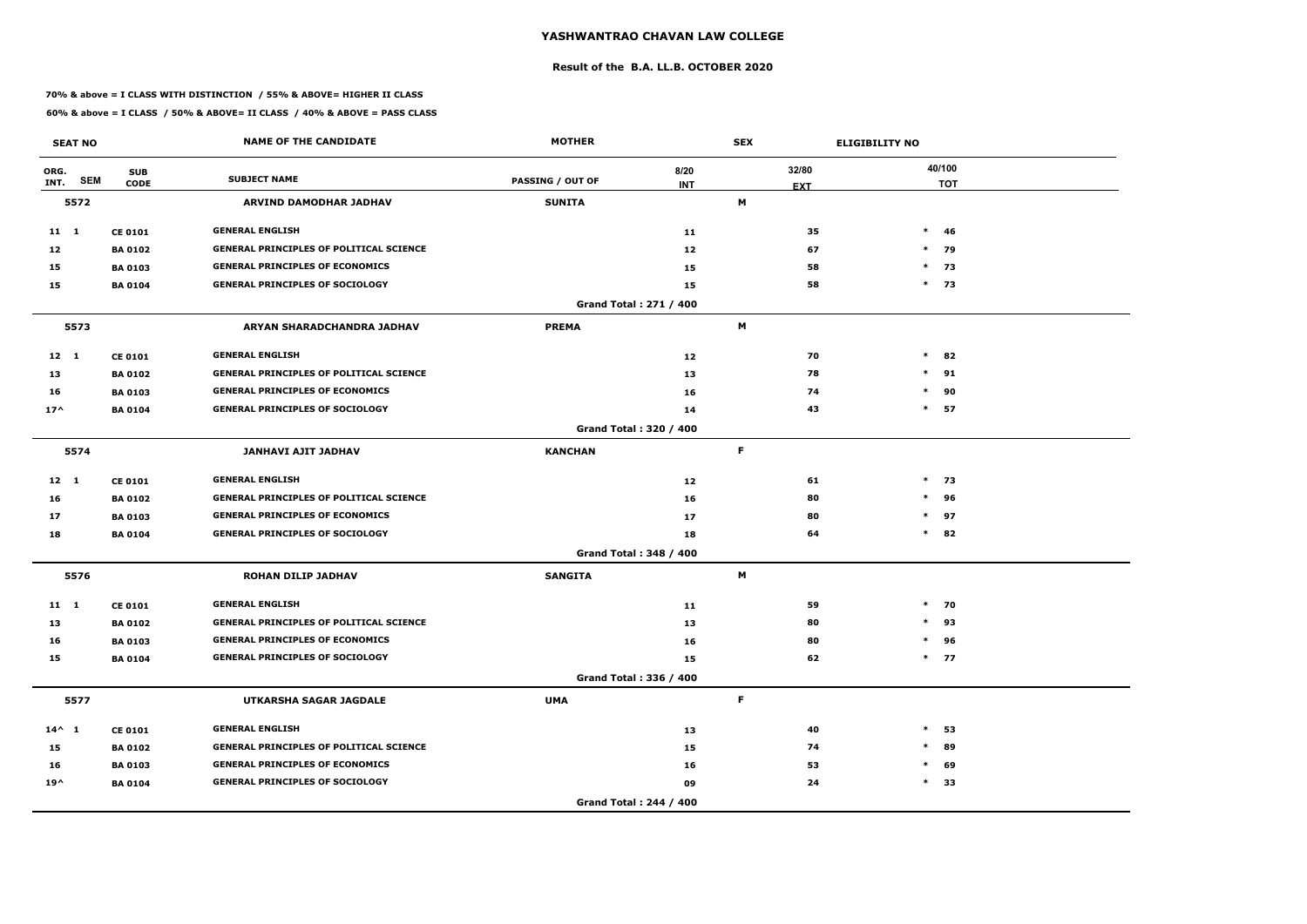# YASHWANTRAO CHAVAN LAW COLLEGE

## Result of the B.A. LL.B. OCTOBER 2020

**70% & above = I CLASS WITH DISTINCTION / 55% & ABOVE= HIGHER II CLASS**

**60% & above = I CLASS / 50% & ABOVE= II CLASS / 40% & ABOVE = PASS CLASS**

| SEAT NO | | | NAME OF THE CANDIDATE | MOTHER | | SEX | ELIGIBILITY NO | |
|---|---|---|---|---|---|---|---|---|
| ORG. INT. | SEM | SUB CODE | SUBJECT NAME | PASSING / OUT OF | 8/20 INT | 32/80 EXT | | 40/100 TOT |
| **5572** | | | **ARVIND DAMODHAR JADHAV** | **SUNITA** | | **M** | | |
| 11 | 1 | CE 0101 | GENERAL ENGLISH | | 11 | 35 | * | 46 |
| 12 | | BA 0102 | GENERAL PRINCIPLES OF POLITICAL SCIENCE | | 12 | 67 | * | 79 |
| 15 | | BA 0103 | GENERAL PRINCIPLES OF ECONOMICS | | 15 | 58 | * | 73 |
| 15 | | BA 0104 | GENERAL PRINCIPLES OF SOCIOLOGY | | 15 | 58 | * | 73 |
| | | | | **Grand Total : 271 / 400** | | | | |
| **5573** | | | **ARYAN SHARADCHANDRA JADHAV** | **PREMA** | | **M** | | |
| 12 | 1 | CE 0101 | GENERAL ENGLISH | | 12 | 70 | * | 82 |
| 13 | | BA 0102 | GENERAL PRINCIPLES OF POLITICAL SCIENCE | | 13 | 78 | * | 91 |
| 16 | | BA 0103 | GENERAL PRINCIPLES OF ECONOMICS | | 16 | 74 | * | 90 |
| 17^ | | BA 0104 | GENERAL PRINCIPLES OF SOCIOLOGY | | 14 | 43 | * | 57 |
| | | | | **Grand Total : 320 / 400** | | | | |
| **5574** | | | **JANHAVI AJIT JADHAV** | **KANCHAN** | | **F** | | |
| 12 | 1 | CE 0101 | GENERAL ENGLISH | | 12 | 61 | * | 73 |
| 16 | | BA 0102 | GENERAL PRINCIPLES OF POLITICAL SCIENCE | | 16 | 80 | * | 96 |
| 17 | | BA 0103 | GENERAL PRINCIPLES OF ECONOMICS | | 17 | 80 | * | 97 |
| 18 | | BA 0104 | GENERAL PRINCIPLES OF SOCIOLOGY | | 18 | 64 | * | 82 |
| | | | | **Grand Total : 348 / 400** | | | | |
| **5576** | | | **ROHAN DILIP JADHAV** | **SANGITA** | | **M** | | |
| 11 | 1 | CE 0101 | GENERAL ENGLISH | | 11 | 59 | * | 70 |
| 13 | | BA 0102 | GENERAL PRINCIPLES OF POLITICAL SCIENCE | | 13 | 80 | * | 93 |
| 16 | | BA 0103 | GENERAL PRINCIPLES OF ECONOMICS | | 16 | 80 | * | 96 |
| 15 | | BA 0104 | GENERAL PRINCIPLES OF SOCIOLOGY | | 15 | 62 | * | 77 |
| | | | | **Grand Total : 336 / 400** | | | | |
| **5577** | | | **UTKARSHA SAGAR JAGDALE** | **UMA** | | **F** | | |
| 14^ | 1 | CE 0101 | GENERAL ENGLISH | | 13 | 40 | * | 53 |
| 15 | | BA 0102 | GENERAL PRINCIPLES OF POLITICAL SCIENCE | | 15 | 74 | * | 89 |
| 16 | | BA 0103 | GENERAL PRINCIPLES OF ECONOMICS | | 16 | 53 | * | 69 |
| 19^ | | BA 0104 | GENERAL PRINCIPLES OF SOCIOLOGY | | 09 | 24 | * | 33 |
| | | | | **Grand Total : 244 / 400** | | | | |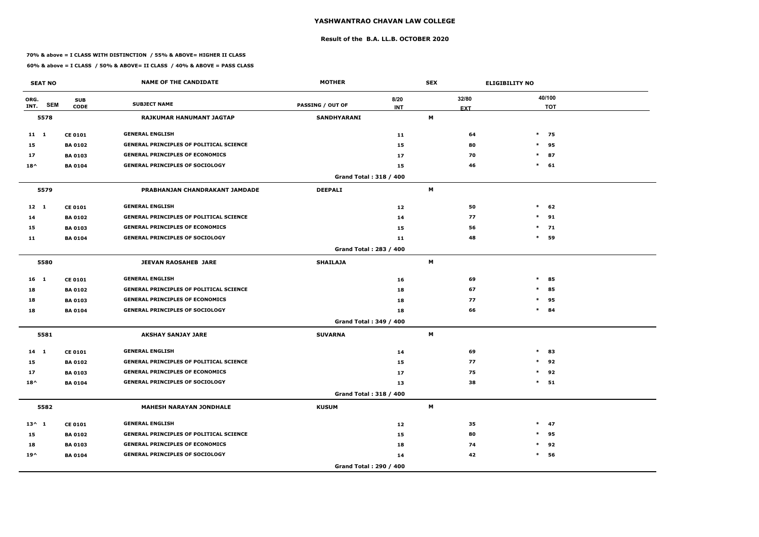# YASHWANTRAO CHAVAN LAW COLLEGE

## Result of the B.A. LL.B. OCTOBER 2020

**70% & above = I CLASS WITH DISTINCTION / 55% & ABOVE= HIGHER II CLASS**

**60% & above = I CLASS / 50% & ABOVE= II CLASS / 40% & ABOVE = PASS CLASS**

| SEAT NO | | | NAME OF THE CANDIDATE | MOTHER | | SEX | ELIGIBILITY NO | |
|---|---|---|---|---|---|---|---|---|
| ORG. INT. | SEM | SUB CODE | SUBJECT NAME | PASSING / OUT OF | 8/20 INT | 32/80 EXT | | 40/100 TOT |
| 5578 | | | RAJKUMAR HANUMANT JAGTAP | SANDHYARANI | | M | | |
| 11 | 1 | CE 0101 | GENERAL ENGLISH | | 11 | 64 | * | 75 |
| 15 | | BA 0102 | GENERAL PRINCIPLES OF POLITICAL SCIENCE | | 15 | 80 | * | 95 |
| 17 | | BA 0103 | GENERAL PRINCIPLES OF ECONOMICS | | 17 | 70 | * | 87 |
| 18^ | | BA 0104 | GENERAL PRINCIPLES OF SOCIOLOGY | | 15 | 46 | * | 61 |
| | | | | Grand Total : 318 / 400 | | | | |
| 5579 | | | PRABHANJAN CHANDRAKANT JAMDADE | DEEPALI | | M | | |
| 12 | 1 | CE 0101 | GENERAL ENGLISH | | 12 | 50 | * | 62 |
| 14 | | BA 0102 | GENERAL PRINCIPLES OF POLITICAL SCIENCE | | 14 | 77 | * | 91 |
| 15 | | BA 0103 | GENERAL PRINCIPLES OF ECONOMICS | | 15 | 56 | * | 71 |
| 11 | | BA 0104 | GENERAL PRINCIPLES OF SOCIOLOGY | | 11 | 48 | * | 59 |
| | | | | Grand Total : 283 / 400 | | | | |
| 5580 | | | JEEVAN RAOSAHEB JARE | SHAILAJA | | M | | |
| 16 | 1 | CE 0101 | GENERAL ENGLISH | | 16 | 69 | * | 85 |
| 18 | | BA 0102 | GENERAL PRINCIPLES OF POLITICAL SCIENCE | | 18 | 67 | * | 85 |
| 18 | | BA 0103 | GENERAL PRINCIPLES OF ECONOMICS | | 18 | 77 | * | 95 |
| 18 | | BA 0104 | GENERAL PRINCIPLES OF SOCIOLOGY | | 18 | 66 | * | 84 |
| | | | | Grand Total : 349 / 400 | | | | |
| 5581 | | | AKSHAY SANJAY JARE | SUVARNA | | M | | |
| 14 | 1 | CE 0101 | GENERAL ENGLISH | | 14 | 69 | * | 83 |
| 15 | | BA 0102 | GENERAL PRINCIPLES OF POLITICAL SCIENCE | | 15 | 77 | * | 92 |
| 17 | | BA 0103 | GENERAL PRINCIPLES OF ECONOMICS | | 17 | 75 | * | 92 |
| 18^ | | BA 0104 | GENERAL PRINCIPLES OF SOCIOLOGY | | 13 | 38 | * | 51 |
| | | | | Grand Total : 318 / 400 | | | | |
| 5582 | | | MAHESH NARAYAN JONDHALE | KUSUM | | M | | |
| 13^ | 1 | CE 0101 | GENERAL ENGLISH | | 12 | 35 | * | 47 |
| 15 | | BA 0102 | GENERAL PRINCIPLES OF POLITICAL SCIENCE | | 15 | 80 | * | 95 |
| 18 | | BA 0103 | GENERAL PRINCIPLES OF ECONOMICS | | 18 | 74 | * | 92 |
| 19^ | | BA 0104 | GENERAL PRINCIPLES OF SOCIOLOGY | | 14 | 42 | * | 56 |
| | | | | Grand Total : 290 / 400 | | | | |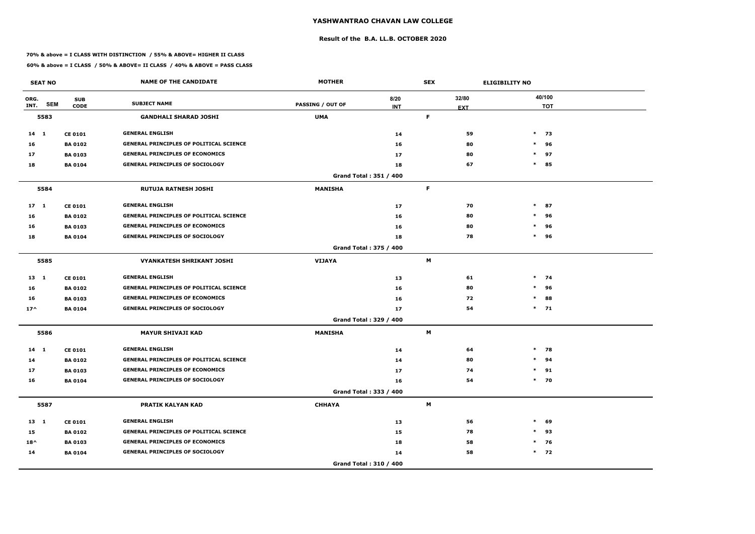# YASHWANTRAO CHAVAN LAW COLLEGE

## Result of the B.A. LL.B. OCTOBER 2020

**70% & above = I CLASS WITH DISTINCTION / 55% & ABOVE= HIGHER II CLASS**

**60% & above = I CLASS / 50% & ABOVE= II CLASS / 40% & ABOVE = PASS CLASS**

| SEAT NO | | | NAME OF THE CANDIDATE | MOTHER | | SEX | ELIGIBILITY NO |
|---|---|---|---|---|---|---|---|
| ORG. INT. | SEM | SUB CODE | SUBJECT NAME | PASSING / OUT OF | 8/20 INT | 32/80 EXT | 40/100 TOT |
| **5583** | | | **GANDHALI SHARAD JOSHI** | **UMA** | | **F** | |
| 14 | 1 | CE 0101 | GENERAL ENGLISH | | 14 | 59 | * 73 |
| 16 | | BA 0102 | GENERAL PRINCIPLES OF POLITICAL SCIENCE | | 16 | 80 | * 96 |
| 17 | | BA 0103 | GENERAL PRINCIPLES OF ECONOMICS | | 17 | 80 | * 97 |
| 18 | | BA 0104 | GENERAL PRINCIPLES OF SOCIOLOGY | | 18 | 67 | * 85 |
| | | | | Grand Total : 351 / 400 | | | |
| **5584** | | | **RUTUJA RATNESH JOSHI** | **MANISHA** | | **F** | |
| 17 | 1 | CE 0101 | GENERAL ENGLISH | | 17 | 70 | * 87 |
| 16 | | BA 0102 | GENERAL PRINCIPLES OF POLITICAL SCIENCE | | 16 | 80 | * 96 |
| 16 | | BA 0103 | GENERAL PRINCIPLES OF ECONOMICS | | 16 | 80 | * 96 |
| 18 | | BA 0104 | GENERAL PRINCIPLES OF SOCIOLOGY | | 18 | 78 | * 96 |
| | | | | Grand Total : 375 / 400 | | | |
| **5585** | | | **VYANKATESH SHRIKANT JOSHI** | **VIJAYA** | | **M** | |
| 13 | 1 | CE 0101 | GENERAL ENGLISH | | 13 | 61 | * 74 |
| 16 | | BA 0102 | GENERAL PRINCIPLES OF POLITICAL SCIENCE | | 16 | 80 | * 96 |
| 16 | | BA 0103 | GENERAL PRINCIPLES OF ECONOMICS | | 16 | 72 | * 88 |
| 17^ | | BA 0104 | GENERAL PRINCIPLES OF SOCIOLOGY | | 17 | 54 | * 71 |
| | | | | Grand Total : 329 / 400 | | | |
| **5586** | | | **MAYUR SHIVAJI KAD** | **MANISHA** | | **M** | |
| 14 | 1 | CE 0101 | GENERAL ENGLISH | | 14 | 64 | * 78 |
| 14 | | BA 0102 | GENERAL PRINCIPLES OF POLITICAL SCIENCE | | 14 | 80 | * 94 |
| 17 | | BA 0103 | GENERAL PRINCIPLES OF ECONOMICS | | 17 | 74 | * 91 |
| 16 | | BA 0104 | GENERAL PRINCIPLES OF SOCIOLOGY | | 16 | 54 | * 70 |
| | | | | Grand Total : 333 / 400 | | | |
| **5587** | | | **PRATIK KALYAN KAD** | **CHHAYA** | | **M** | |
| 13 | 1 | CE 0101 | GENERAL ENGLISH | | 13 | 56 | * 69 |
| 15 | | BA 0102 | GENERAL PRINCIPLES OF POLITICAL SCIENCE | | 15 | 78 | * 93 |
| 18^ | | BA 0103 | GENERAL PRINCIPLES OF ECONOMICS | | 18 | 58 | * 76 |
| 14 | | BA 0104 | GENERAL PRINCIPLES OF SOCIOLOGY | | 14 | 58 | * 72 |
| | | | | Grand Total : 310 / 400 | | | |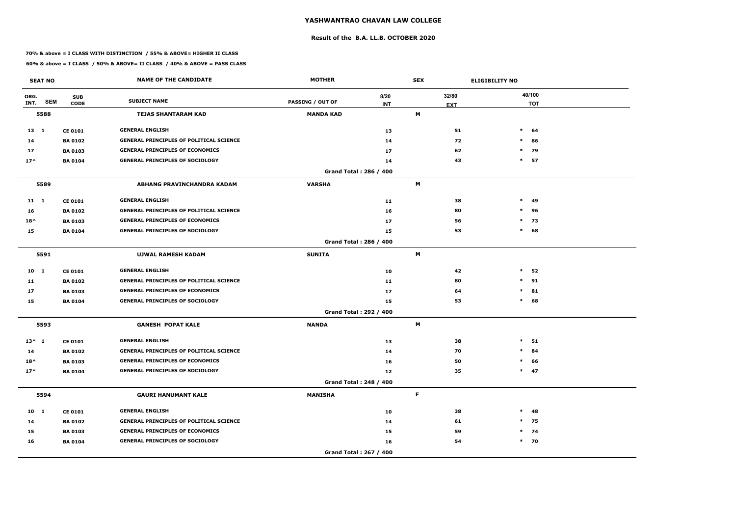# YASHWANTRAO CHAVAN LAW COLLEGE

## Result of the B.A. LL.B. OCTOBER 2020

**70% & above = I CLASS WITH DISTINCTION / 55% & ABOVE= HIGHER II CLASS**

**60% & above = I CLASS / 50% & ABOVE= II CLASS / 40% & ABOVE = PASS CLASS**

| SEAT NO | | | NAME OF THE CANDIDATE | MOTHER | | SEX | ELIGIBILITY NO | |
|---|---|---|---|---|---|---|---|---|
| ORG. INT. | SEM | SUB CODE | SUBJECT NAME | PASSING / OUT OF | 8/20 INT | 32/80 EXT | | 40/100 TOT |
| 5588 | | | TEJAS SHANTARAM KAD | MANDA KAD | | M | | |
| 13 | 1 | CE 0101 | GENERAL ENGLISH | | 13 | 51 | * | 64 |
| 14 | | BA 0102 | GENERAL PRINCIPLES OF POLITICAL SCIENCE | | 14 | 72 | * | 86 |
| 17 | | BA 0103 | GENERAL PRINCIPLES OF ECONOMICS | | 17 | 62 | * | 79 |
| 17^ | | BA 0104 | GENERAL PRINCIPLES OF SOCIOLOGY | | 14 | 43 | * | 57 |
| | | | | Grand Total : 286 / 400 | | | | |
| 5589 | | | ABHANG PRAVINCHANDRA KADAM | VARSHA | | M | | |
| 11 | 1 | CE 0101 | GENERAL ENGLISH | | 11 | 38 | * | 49 |
| 16 | | BA 0102 | GENERAL PRINCIPLES OF POLITICAL SCIENCE | | 16 | 80 | * | 96 |
| 18^ | | BA 0103 | GENERAL PRINCIPLES OF ECONOMICS | | 17 | 56 | * | 73 |
| 15 | | BA 0104 | GENERAL PRINCIPLES OF SOCIOLOGY | | 15 | 53 | * | 68 |
| | | | | Grand Total : 286 / 400 | | | | |
| 5591 | | | UJWAL RAMESH KADAM | SUNITA | | M | | |
| 10 | 1 | CE 0101 | GENERAL ENGLISH | | 10 | 42 | * | 52 |
| 11 | | BA 0102 | GENERAL PRINCIPLES OF POLITICAL SCIENCE | | 11 | 80 | * | 91 |
| 17 | | BA 0103 | GENERAL PRINCIPLES OF ECONOMICS | | 17 | 64 | * | 81 |
| 15 | | BA 0104 | GENERAL PRINCIPLES OF SOCIOLOGY | | 15 | 53 | * | 68 |
| | | | | Grand Total : 292 / 400 | | | | |
| 5593 | | | GANESH POPAT KALE | NANDA | | M | | |
| 13^ | 1 | CE 0101 | GENERAL ENGLISH | | 13 | 38 | * | 51 |
| 14 | | BA 0102 | GENERAL PRINCIPLES OF POLITICAL SCIENCE | | 14 | 70 | * | 84 |
| 18^ | | BA 0103 | GENERAL PRINCIPLES OF ECONOMICS | | 16 | 50 | * | 66 |
| 17^ | | BA 0104 | GENERAL PRINCIPLES OF SOCIOLOGY | | 12 | 35 | * | 47 |
| | | | | Grand Total : 248 / 400 | | | | |
| 5594 | | | GAURI HANUMANT KALE | MANISHA | | F | | |
| 10 | 1 | CE 0101 | GENERAL ENGLISH | | 10 | 38 | * | 48 |
| 14 | | BA 0102 | GENERAL PRINCIPLES OF POLITICAL SCIENCE | | 14 | 61 | * | 75 |
| 15 | | BA 0103 | GENERAL PRINCIPLES OF ECONOMICS | | 15 | 59 | * | 74 |
| 16 | | BA 0104 | GENERAL PRINCIPLES OF SOCIOLOGY | | 16 | 54 | * | 70 |
| | | | | Grand Total : 267 / 400 | | | | |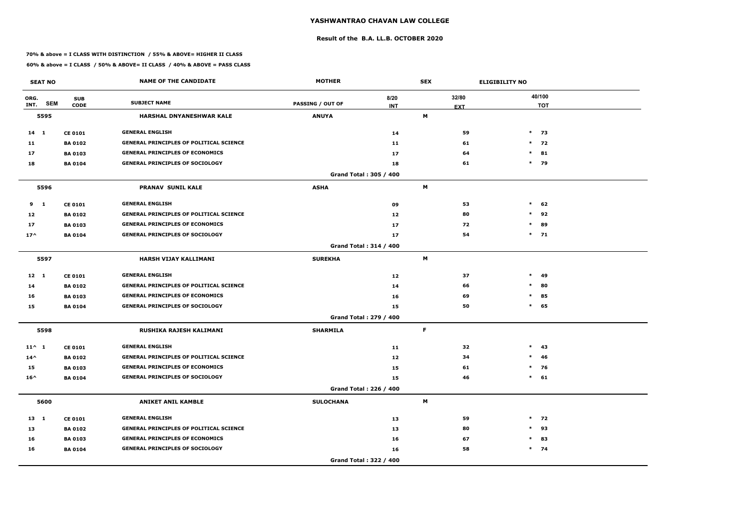# YASHWANTRAO CHAVAN LAW COLLEGE

## Result of the B.A. LL.B. OCTOBER 2020

**70% & above = I CLASS WITH DISTINCTION / 55% & ABOVE= HIGHER II CLASS**

**60% & above = I CLASS / 50% & ABOVE= II CLASS / 40% & ABOVE = PASS CLASS**

| SEAT NO | | | NAME OF THE CANDIDATE | MOTHER | | SEX | ELIGIBILITY NO | |
|---|---|---|---|---|---|---|---|---|
| ORG. INT. | SEM | SUB CODE | SUBJECT NAME | PASSING / OUT OF | 8/20 INT | 32/80 EXT | | 40/100 TOT |
| **5595** | | | **HARSHAL DNYANESHWAR KALE** | **ANUYA** | | **M** | | |
| 14 | 1 | CE 0101 | GENERAL ENGLISH | | 14 | 59 | * | 73 |
| 11 | | BA 0102 | GENERAL PRINCIPLES OF POLITICAL SCIENCE | | 11 | 61 | * | 72 |
| 17 | | BA 0103 | GENERAL PRINCIPLES OF ECONOMICS | | 17 | 64 | * | 81 |
| 18 | | BA 0104 | GENERAL PRINCIPLES OF SOCIOLOGY | | 18 | 61 | * | 79 |
| | | | | Grand Total : 305 / 400 | | | | |
| **5596** | | | **PRANAV SUNIL KALE** | **ASHA** | | **M** | | |
| 9 | 1 | CE 0101 | GENERAL ENGLISH | | 09 | 53 | * | 62 |
| 12 | | BA 0102 | GENERAL PRINCIPLES OF POLITICAL SCIENCE | | 12 | 80 | * | 92 |
| 17 | | BA 0103 | GENERAL PRINCIPLES OF ECONOMICS | | 17 | 72 | * | 89 |
| 17^ | | BA 0104 | GENERAL PRINCIPLES OF SOCIOLOGY | | 17 | 54 | * | 71 |
| | | | | Grand Total : 314 / 400 | | | | |
| **5597** | | | **HARSH VIJAY KALLIMANI** | **SUREKHA** | | **M** | | |
| 12 | 1 | CE 0101 | GENERAL ENGLISH | | 12 | 37 | * | 49 |
| 14 | | BA 0102 | GENERAL PRINCIPLES OF POLITICAL SCIENCE | | 14 | 66 | * | 80 |
| 16 | | BA 0103 | GENERAL PRINCIPLES OF ECONOMICS | | 16 | 69 | * | 85 |
| 15 | | BA 0104 | GENERAL PRINCIPLES OF SOCIOLOGY | | 15 | 50 | * | 65 |
| | | | | Grand Total : 279 / 400 | | | | |
| **5598** | | | **RUSHIKA RAJESH KALIMANI** | **SHARMILA** | | **F** | | |
| 11^ | 1 | CE 0101 | GENERAL ENGLISH | | 11 | 32 | * | 43 |
| 14^ | | BA 0102 | GENERAL PRINCIPLES OF POLITICAL SCIENCE | | 12 | 34 | * | 46 |
| 15 | | BA 0103 | GENERAL PRINCIPLES OF ECONOMICS | | 15 | 61 | * | 76 |
| 16^ | | BA 0104 | GENERAL PRINCIPLES OF SOCIOLOGY | | 15 | 46 | * | 61 |
| | | | | Grand Total : 226 / 400 | | | | |
| **5600** | | | **ANIKET ANIL KAMBLE** | **SULOCHANA** | | **M** | | |
| 13 | 1 | CE 0101 | GENERAL ENGLISH | | 13 | 59 | * | 72 |
| 13 | | BA 0102 | GENERAL PRINCIPLES OF POLITICAL SCIENCE | | 13 | 80 | * | 93 |
| 16 | | BA 0103 | GENERAL PRINCIPLES OF ECONOMICS | | 16 | 67 | * | 83 |
| 16 | | BA 0104 | GENERAL PRINCIPLES OF SOCIOLOGY | | 16 | 58 | * | 74 |
| | | | | Grand Total : 322 / 400 | | | | |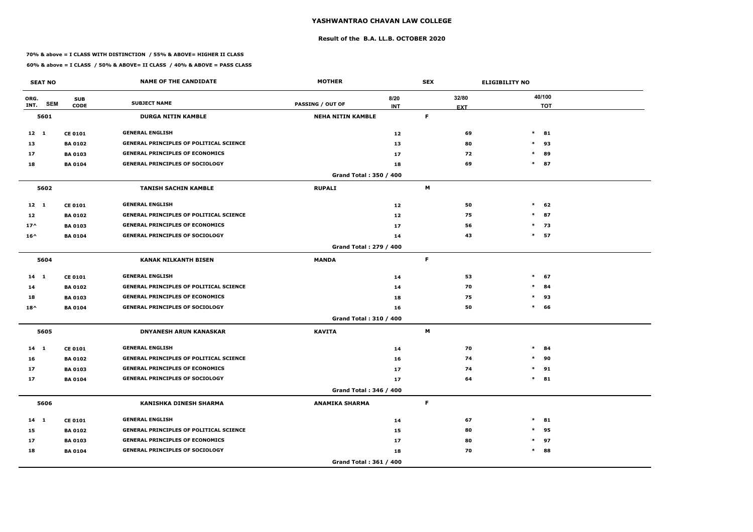# YASHWANTRAO CHAVAN LAW COLLEGE

## Result of the B.A. LL.B. OCTOBER 2020

**70% & above = I CLASS WITH DISTINCTION / 55% & ABOVE= HIGHER II CLASS**

**60% & above = I CLASS / 50% & ABOVE= II CLASS / 40% & ABOVE = PASS CLASS**

| SEAT NO | | | NAME OF THE CANDIDATE | MOTHER | | SEX | ELIGIBILITY NO |
|---|---|---|---|---|---|---|---|
| ORG. INT. | SEM | SUB CODE | SUBJECT NAME | PASSING / OUT OF | 8/20 INT | 32/80 EXT | 40/100 TOT |
| **5601** | | | **DURGA NITIN KAMBLE** | **NEHA NITIN KAMBLE** | | **F** | |
| 12 | 1 | CE 0101 | GENERAL ENGLISH | | 12 | 69 | * 81 |
| 13 | | BA 0102 | GENERAL PRINCIPLES OF POLITICAL SCIENCE | | 13 | 80 | * 93 |
| 17 | | BA 0103 | GENERAL PRINCIPLES OF ECONOMICS | | 17 | 72 | * 89 |
| 18 | | BA 0104 | GENERAL PRINCIPLES OF SOCIOLOGY | | 18 | 69 | * 87 |
| | | | | Grand Total : 350 / 400 | | | |
| **5602** | | | **TANISH SACHIN KAMBLE** | **RUPALI** | | **M** | |
| 12 | 1 | CE 0101 | GENERAL ENGLISH | | 12 | 50 | * 62 |
| 12 | | BA 0102 | GENERAL PRINCIPLES OF POLITICAL SCIENCE | | 12 | 75 | * 87 |
| 17^ | | BA 0103 | GENERAL PRINCIPLES OF ECONOMICS | | 17 | 56 | * 73 |
| 16^ | | BA 0104 | GENERAL PRINCIPLES OF SOCIOLOGY | | 14 | 43 | * 57 |
| | | | | Grand Total : 279 / 400 | | | |
| **5604** | | | **KANAK NILKANTH BISEN** | **MANDA** | | **F** | |
| 14 | 1 | CE 0101 | GENERAL ENGLISH | | 14 | 53 | * 67 |
| 14 | | BA 0102 | GENERAL PRINCIPLES OF POLITICAL SCIENCE | | 14 | 70 | * 84 |
| 18 | | BA 0103 | GENERAL PRINCIPLES OF ECONOMICS | | 18 | 75 | * 93 |
| 18^ | | BA 0104 | GENERAL PRINCIPLES OF SOCIOLOGY | | 16 | 50 | * 66 |
| | | | | Grand Total : 310 / 400 | | | |
| **5605** | | | **DNYANESH ARUN KANASKAR** | **KAVITA** | | **M** | |
| 14 | 1 | CE 0101 | GENERAL ENGLISH | | 14 | 70 | * 84 |
| 16 | | BA 0102 | GENERAL PRINCIPLES OF POLITICAL SCIENCE | | 16 | 74 | * 90 |
| 17 | | BA 0103 | GENERAL PRINCIPLES OF ECONOMICS | | 17 | 74 | * 91 |
| 17 | | BA 0104 | GENERAL PRINCIPLES OF SOCIOLOGY | | 17 | 64 | * 81 |
| | | | | Grand Total : 346 / 400 | | | |
| **5606** | | | **KANISHKA DINESH SHARMA** | **ANAMIKA SHARMA** | | **F** | |
| 14 | 1 | CE 0101 | GENERAL ENGLISH | | 14 | 67 | * 81 |
| 15 | | BA 0102 | GENERAL PRINCIPLES OF POLITICAL SCIENCE | | 15 | 80 | * 95 |
| 17 | | BA 0103 | GENERAL PRINCIPLES OF ECONOMICS | | 17 | 80 | * 97 |
| 18 | | BA 0104 | GENERAL PRINCIPLES OF SOCIOLOGY | | 18 | 70 | * 88 |
| | | | | Grand Total : 361 / 400 | | | |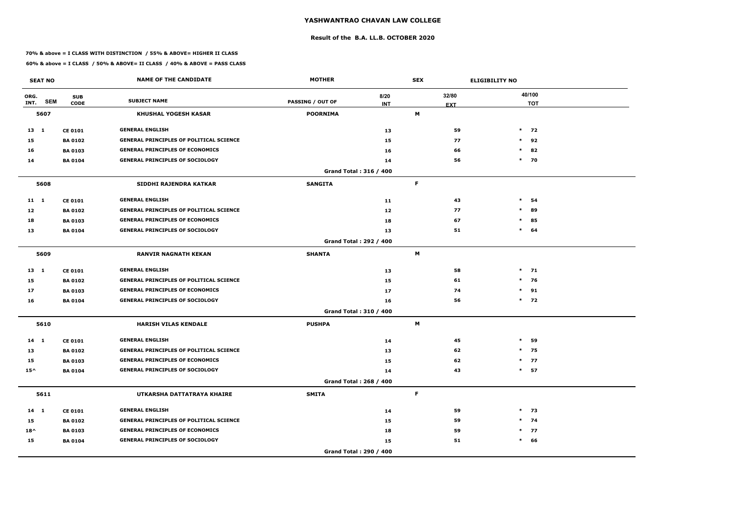# YASHWANTRAO CHAVAN LAW COLLEGE

## Result of the B.A. LL.B. OCTOBER 2020

**70% & above = I CLASS WITH DISTINCTION / 55% & ABOVE= HIGHER II CLASS**

**60% & above = I CLASS / 50% & ABOVE= II CLASS / 40% & ABOVE = PASS CLASS**

| SEAT NO | | | NAME OF THE CANDIDATE | MOTHER | | SEX | ELIGIBILITY NO |
|---|---|---|---|---|---|---|---|
| ORG. INT. | SEM | SUB CODE | SUBJECT NAME | PASSING / OUT OF | 8/20 INT | 32/80 EXT | 40/100 TOT |
| **5607** | | | **KHUSHAL YOGESH KASAR** | **POORNIMA** | | **M** | |
| 13 | 1 | CE 0101 | GENERAL ENGLISH | | 13 | 59 | * 72 |
| 15 | | BA 0102 | GENERAL PRINCIPLES OF POLITICAL SCIENCE | | 15 | 77 | * 92 |
| 16 | | BA 0103 | GENERAL PRINCIPLES OF ECONOMICS | | 16 | 66 | * 82 |
| 14 | | BA 0104 | GENERAL PRINCIPLES OF SOCIOLOGY | | 14 | 56 | * 70 |
| | | | | Grand Total : 316 / 400 | | | |
| **5608** | | | **SIDDHI RAJENDRA KATKAR** | **SANGITA** | | **F** | |
| 11 | 1 | CE 0101 | GENERAL ENGLISH | | 11 | 43 | * 54 |
| 12 | | BA 0102 | GENERAL PRINCIPLES OF POLITICAL SCIENCE | | 12 | 77 | * 89 |
| 18 | | BA 0103 | GENERAL PRINCIPLES OF ECONOMICS | | 18 | 67 | * 85 |
| 13 | | BA 0104 | GENERAL PRINCIPLES OF SOCIOLOGY | | 13 | 51 | * 64 |
| | | | | Grand Total : 292 / 400 | | | |
| **5609** | | | **RANVIR NAGNATH KEKAN** | **SHANTA** | | **M** | |
| 13 | 1 | CE 0101 | GENERAL ENGLISH | | 13 | 58 | * 71 |
| 15 | | BA 0102 | GENERAL PRINCIPLES OF POLITICAL SCIENCE | | 15 | 61 | * 76 |
| 17 | | BA 0103 | GENERAL PRINCIPLES OF ECONOMICS | | 17 | 74 | * 91 |
| 16 | | BA 0104 | GENERAL PRINCIPLES OF SOCIOLOGY | | 16 | 56 | * 72 |
| | | | | Grand Total : 310 / 400 | | | |
| **5610** | | | **HARISH VILAS KENDALE** | **PUSHPA** | | **M** | |
| 14 | 1 | CE 0101 | GENERAL ENGLISH | | 14 | 45 | * 59 |
| 13 | | BA 0102 | GENERAL PRINCIPLES OF POLITICAL SCIENCE | | 13 | 62 | * 75 |
| 15 | | BA 0103 | GENERAL PRINCIPLES OF ECONOMICS | | 15 | 62 | * 77 |
| 15^ | | BA 0104 | GENERAL PRINCIPLES OF SOCIOLOGY | | 14 | 43 | * 57 |
| | | | | Grand Total : 268 / 400 | | | |
| **5611** | | | **UTKARSHA DATTATRAYA KHAIRE** | **SMITA** | | **F** | |
| 14 | 1 | CE 0101 | GENERAL ENGLISH | | 14 | 59 | * 73 |
| 15 | | BA 0102 | GENERAL PRINCIPLES OF POLITICAL SCIENCE | | 15 | 59 | * 74 |
| 18^ | | BA 0103 | GENERAL PRINCIPLES OF ECONOMICS | | 18 | 59 | * 77 |
| 15 | | BA 0104 | GENERAL PRINCIPLES OF SOCIOLOGY | | 15 | 51 | * 66 |
| | | | | Grand Total : 290 / 400 | | | |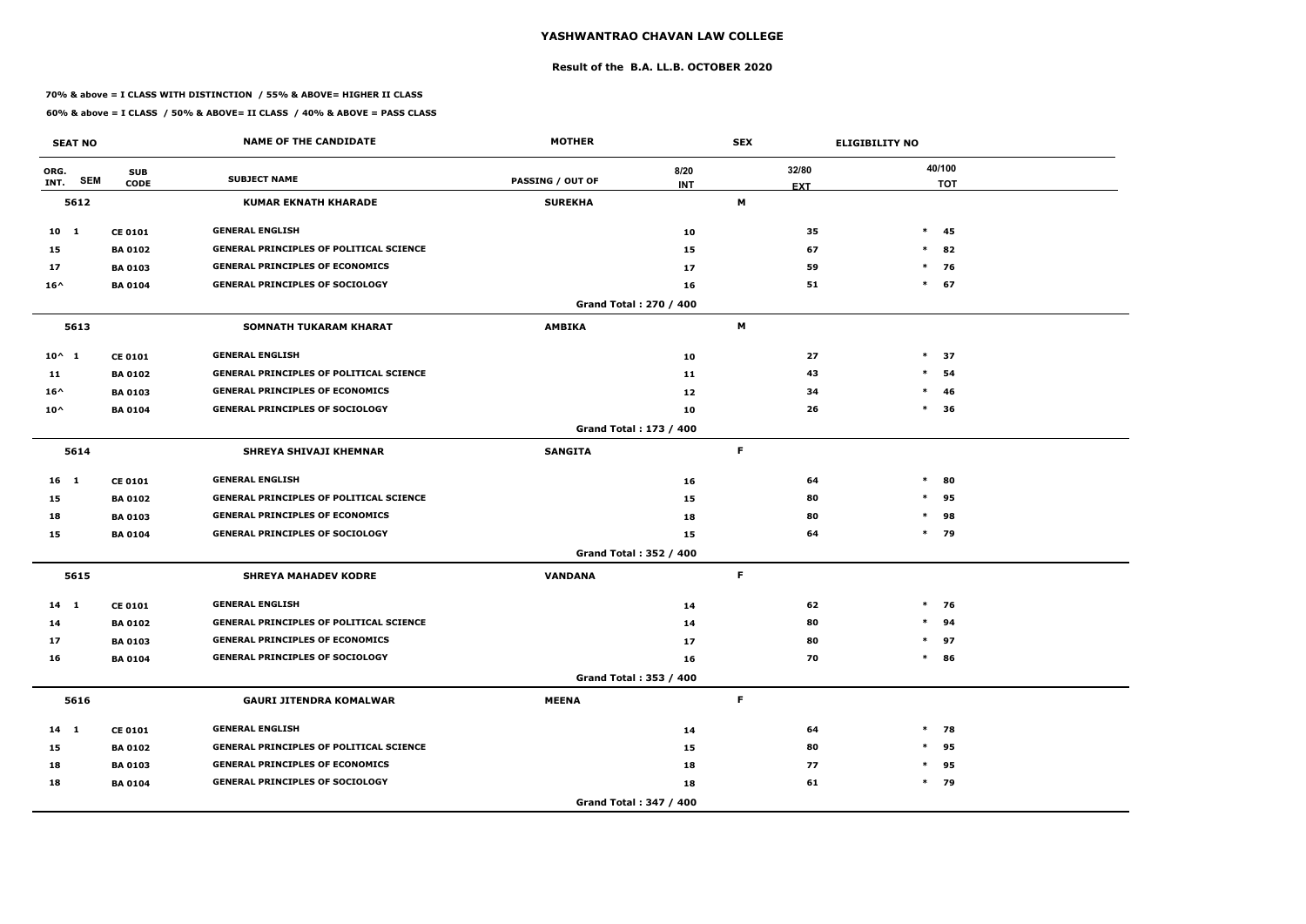# YASHWANTRAO CHAVAN LAW COLLEGE

## Result of the B.A. LL.B. OCTOBER 2020

**70% & above = I CLASS WITH DISTINCTION / 55% & ABOVE= HIGHER II CLASS**

**60% & above = I CLASS / 50% & ABOVE= II CLASS / 40% & ABOVE = PASS CLASS**

| SEAT NO | | | NAME OF THE CANDIDATE | MOTHER | | SEX | ELIGIBILITY NO |
|---|---|---|---|---|---|---|---|
| ORG. INT. | SEM | SUB CODE | SUBJECT NAME | PASSING / OUT OF | 8/20 INT | 32/80 EXT | 40/100 TOT |
| **5612** | | | **KUMAR EKNATH KHARADE** | **SUREKHA** | | **M** | |
| 10 | 1 | CE 0101 | GENERAL ENGLISH | | 10 | 35 | * 45 |
| 15 | | BA 0102 | GENERAL PRINCIPLES OF POLITICAL SCIENCE | | 15 | 67 | * 82 |
| 17 | | BA 0103 | GENERAL PRINCIPLES OF ECONOMICS | | 17 | 59 | * 76 |
| 16^ | | BA 0104 | GENERAL PRINCIPLES OF SOCIOLOGY | | 16 | 51 | * 67 |
| | | | | Grand Total : 270 / 400 | | | |
| **5613** | | | **SOMNATH TUKARAM KHARAT** | **AMBIKA** | | **M** | |
| 10^ | 1 | CE 0101 | GENERAL ENGLISH | | 10 | 27 | * 37 |
| 11 | | BA 0102 | GENERAL PRINCIPLES OF POLITICAL SCIENCE | | 11 | 43 | * 54 |
| 16^ | | BA 0103 | GENERAL PRINCIPLES OF ECONOMICS | | 12 | 34 | * 46 |
| 10^ | | BA 0104 | GENERAL PRINCIPLES OF SOCIOLOGY | | 10 | 26 | * 36 |
| | | | | Grand Total : 173 / 400 | | | |
| **5614** | | | **SHREYA SHIVAJI KHEMNAR** | **SANGITA** | | **F** | |
| 16 | 1 | CE 0101 | GENERAL ENGLISH | | 16 | 64 | * 80 |
| 15 | | BA 0102 | GENERAL PRINCIPLES OF POLITICAL SCIENCE | | 15 | 80 | * 95 |
| 18 | | BA 0103 | GENERAL PRINCIPLES OF ECONOMICS | | 18 | 80 | * 98 |
| 15 | | BA 0104 | GENERAL PRINCIPLES OF SOCIOLOGY | | 15 | 64 | * 79 |
| | | | | Grand Total : 352 / 400 | | | |
| **5615** | | | **SHREYA MAHADEV KODRE** | **VANDANA** | | **F** | |
| 14 | 1 | CE 0101 | GENERAL ENGLISH | | 14 | 62 | * 76 |
| 14 | | BA 0102 | GENERAL PRINCIPLES OF POLITICAL SCIENCE | | 14 | 80 | * 94 |
| 17 | | BA 0103 | GENERAL PRINCIPLES OF ECONOMICS | | 17 | 80 | * 97 |
| 16 | | BA 0104 | GENERAL PRINCIPLES OF SOCIOLOGY | | 16 | 70 | * 86 |
| | | | | Grand Total : 353 / 400 | | | |
| **5616** | | | **GAURI JITENDRA KOMALWAR** | **MEENA** | | **F** | |
| 14 | 1 | CE 0101 | GENERAL ENGLISH | | 14 | 64 | * 78 |
| 15 | | BA 0102 | GENERAL PRINCIPLES OF POLITICAL SCIENCE | | 15 | 80 | * 95 |
| 18 | | BA 0103 | GENERAL PRINCIPLES OF ECONOMICS | | 18 | 77 | * 95 |
| 18 | | BA 0104 | GENERAL PRINCIPLES OF SOCIOLOGY | | 18 | 61 | * 79 |
| | | | | Grand Total : 347 / 400 | | | |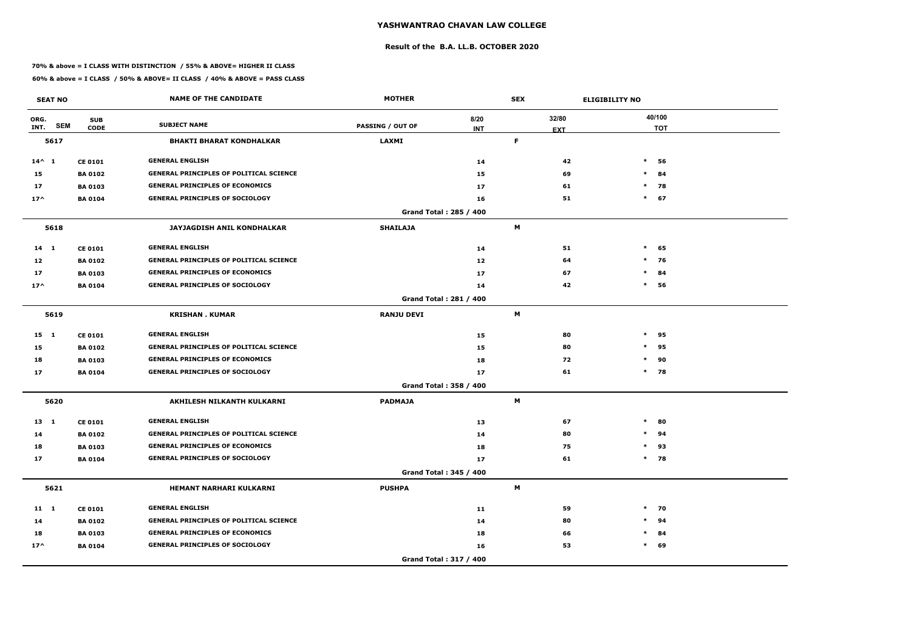# YASHWANTRAO CHAVAN LAW COLLEGE

## Result of the B.A. LL.B. OCTOBER 2020

**70% & above = I CLASS WITH DISTINCTION / 55% & ABOVE= HIGHER II CLASS**

**60% & above = I CLASS / 50% & ABOVE= II CLASS / 40% & ABOVE = PASS CLASS**

| SEAT NO | | | NAME OF THE CANDIDATE | MOTHER | | SEX | ELIGIBILITY NO | |
|---|---|---|---|---|---|---|---|---|
| ORG. INT. | SEM | SUB CODE | SUBJECT NAME | PASSING / OUT OF | 8/20 INT | 32/80 EXT | | 40/100 TOT |
| **5617** | | | **BHAKTI BHARAT KONDHALKAR** | **LAXMI** | | **F** | | |
| 14^ | 1 | CE 0101 | GENERAL ENGLISH | | 14 | 42 | * | 56 |
| 15 | | BA 0102 | GENERAL PRINCIPLES OF POLITICAL SCIENCE | | 15 | 69 | * | 84 |
| 17 | | BA 0103 | GENERAL PRINCIPLES OF ECONOMICS | | 17 | 61 | * | 78 |
| 17^ | | BA 0104 | GENERAL PRINCIPLES OF SOCIOLOGY | | 16 | 51 | * | 67 |
| | | | | Grand Total : 285 / 400 | | | | |
| **5618** | | | **JAYJAGDISH ANIL KONDHALKAR** | **SHAILAJA** | | **M** | | |
| 14 | 1 | CE 0101 | GENERAL ENGLISH | | 14 | 51 | * | 65 |
| 12 | | BA 0102 | GENERAL PRINCIPLES OF POLITICAL SCIENCE | | 12 | 64 | * | 76 |
| 17 | | BA 0103 | GENERAL PRINCIPLES OF ECONOMICS | | 17 | 67 | * | 84 |
| 17^ | | BA 0104 | GENERAL PRINCIPLES OF SOCIOLOGY | | 14 | 42 | * | 56 |
| | | | | Grand Total : 281 / 400 | | | | |
| **5619** | | | **KRISHAN . KUMAR** | **RANJU DEVI** | | **M** | | |
| 15 | 1 | CE 0101 | GENERAL ENGLISH | | 15 | 80 | * | 95 |
| 15 | | BA 0102 | GENERAL PRINCIPLES OF POLITICAL SCIENCE | | 15 | 80 | * | 95 |
| 18 | | BA 0103 | GENERAL PRINCIPLES OF ECONOMICS | | 18 | 72 | * | 90 |
| 17 | | BA 0104 | GENERAL PRINCIPLES OF SOCIOLOGY | | 17 | 61 | * | 78 |
| | | | | Grand Total : 358 / 400 | | | | |
| **5620** | | | **AKHILESH NILKANTH KULKARNI** | **PADMAJA** | | **M** | | |
| 13 | 1 | CE 0101 | GENERAL ENGLISH | | 13 | 67 | * | 80 |
| 14 | | BA 0102 | GENERAL PRINCIPLES OF POLITICAL SCIENCE | | 14 | 80 | * | 94 |
| 18 | | BA 0103 | GENERAL PRINCIPLES OF ECONOMICS | | 18 | 75 | * | 93 |
| 17 | | BA 0104 | GENERAL PRINCIPLES OF SOCIOLOGY | | 17 | 61 | * | 78 |
| | | | | Grand Total : 345 / 400 | | | | |
| **5621** | | | **HEMANT NARHARI KULKARNI** | **PUSHPA** | | **M** | | |
| 11 | 1 | CE 0101 | GENERAL ENGLISH | | 11 | 59 | * | 70 |
| 14 | | BA 0102 | GENERAL PRINCIPLES OF POLITICAL SCIENCE | | 14 | 80 | * | 94 |
| 18 | | BA 0103 | GENERAL PRINCIPLES OF ECONOMICS | | 18 | 66 | * | 84 |
| 17^ | | BA 0104 | GENERAL PRINCIPLES OF SOCIOLOGY | | 16 | 53 | * | 69 |
| | | | | Grand Total : 317 / 400 | | | | |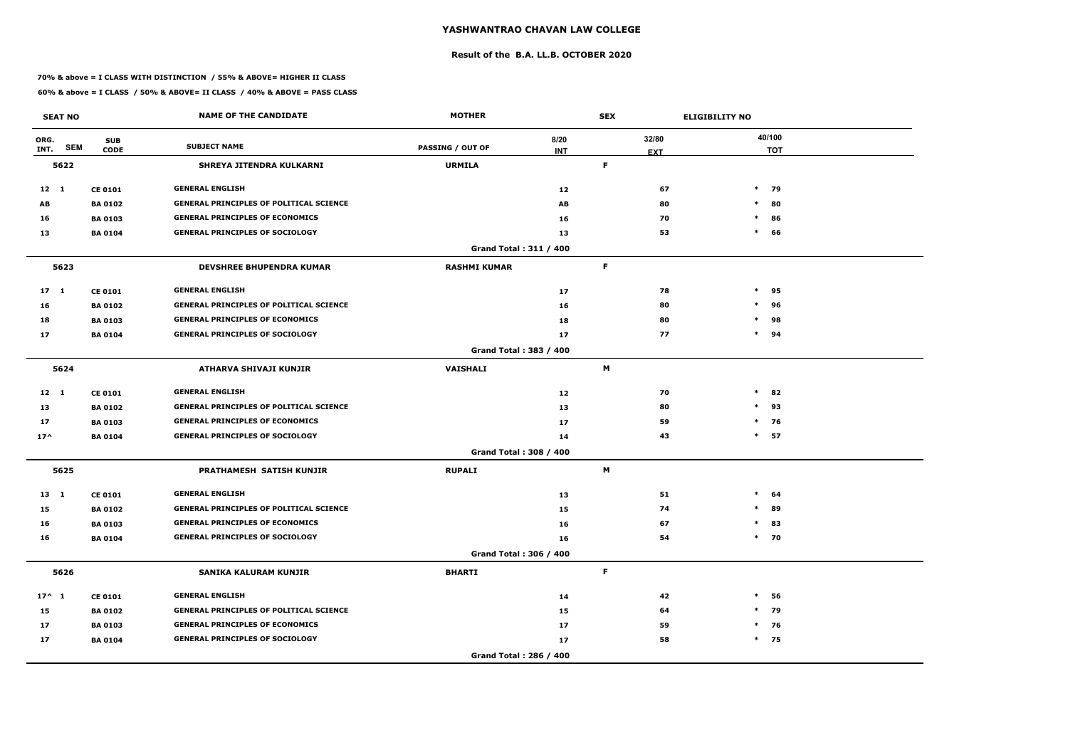# YASHWANTRAO CHAVAN LAW COLLEGE

## Result of the B.A. LL.B. OCTOBER 2020

**70% & above = I CLASS WITH DISTINCTION / 55% & ABOVE= HIGHER II CLASS**

**60% & above = I CLASS / 50% & ABOVE= II CLASS / 40% & ABOVE = PASS CLASS**

| SEAT NO | | | NAME OF THE CANDIDATE | MOTHER | | SEX | ELIGIBILITY NO |
|---|---|---|---|---|---|---|---|
| ORG. INT. | SEM | SUB CODE | SUBJECT NAME | PASSING / OUT OF | 8/20 INT | 32/80 EXT | 40/100 TOT |
| **5622** | | | **SHREYA JITENDRA KULKARNI** | **URMILA** | | **F** | |
| 12 | 1 | CE 0101 | GENERAL ENGLISH | | 12 | 67 | * 79 |
| AB | | BA 0102 | GENERAL PRINCIPLES OF POLITICAL SCIENCE | | AB | 80 | * 80 |
| 16 | | BA 0103 | GENERAL PRINCIPLES OF ECONOMICS | | 16 | 70 | * 86 |
| 13 | | BA 0104 | GENERAL PRINCIPLES OF SOCIOLOGY | | 13 | 53 | * 66 |
| | | | | Grand Total : 311 / 400 | | | |
| **5623** | | | **DEVSHREE BHUPENDRA KUMAR** | **RASHMI KUMAR** | | **F** | |
| 17 | 1 | CE 0101 | GENERAL ENGLISH | | 17 | 78 | * 95 |
| 16 | | BA 0102 | GENERAL PRINCIPLES OF POLITICAL SCIENCE | | 16 | 80 | * 96 |
| 18 | | BA 0103 | GENERAL PRINCIPLES OF ECONOMICS | | 18 | 80 | * 98 |
| 17 | | BA 0104 | GENERAL PRINCIPLES OF SOCIOLOGY | | 17 | 77 | * 94 |
| | | | | Grand Total : 383 / 400 | | | |
| **5624** | | | **ATHARVA SHIVAJI KUNJIR** | **VAISHALI** | | **M** | |
| 12 | 1 | CE 0101 | GENERAL ENGLISH | | 12 | 70 | * 82 |
| 13 | | BA 0102 | GENERAL PRINCIPLES OF POLITICAL SCIENCE | | 13 | 80 | * 93 |
| 17 | | BA 0103 | GENERAL PRINCIPLES OF ECONOMICS | | 17 | 59 | * 76 |
| 17^ | | BA 0104 | GENERAL PRINCIPLES OF SOCIOLOGY | | 14 | 43 | * 57 |
| | | | | Grand Total : 308 / 400 | | | |
| **5625** | | | **PRATHAMESH SATISH KUNJIR** | **RUPALI** | | **M** | |
| 13 | 1 | CE 0101 | GENERAL ENGLISH | | 13 | 51 | * 64 |
| 15 | | BA 0102 | GENERAL PRINCIPLES OF POLITICAL SCIENCE | | 15 | 74 | * 89 |
| 16 | | BA 0103 | GENERAL PRINCIPLES OF ECONOMICS | | 16 | 67 | * 83 |
| 16 | | BA 0104 | GENERAL PRINCIPLES OF SOCIOLOGY | | 16 | 54 | * 70 |
| | | | | Grand Total : 306 / 400 | | | |
| **5626** | | | **SANIKA KALURAM KUNJIR** | **BHARTI** | | **F** | |
| 17^ | 1 | CE 0101 | GENERAL ENGLISH | | 14 | 42 | * 56 |
| 15 | | BA 0102 | GENERAL PRINCIPLES OF POLITICAL SCIENCE | | 15 | 64 | * 79 |
| 17 | | BA 0103 | GENERAL PRINCIPLES OF ECONOMICS | | 17 | 59 | * 76 |
| 17 | | BA 0104 | GENERAL PRINCIPLES OF SOCIOLOGY | | 17 | 58 | * 75 |
| | | | | Grand Total : 286 / 400 | | | |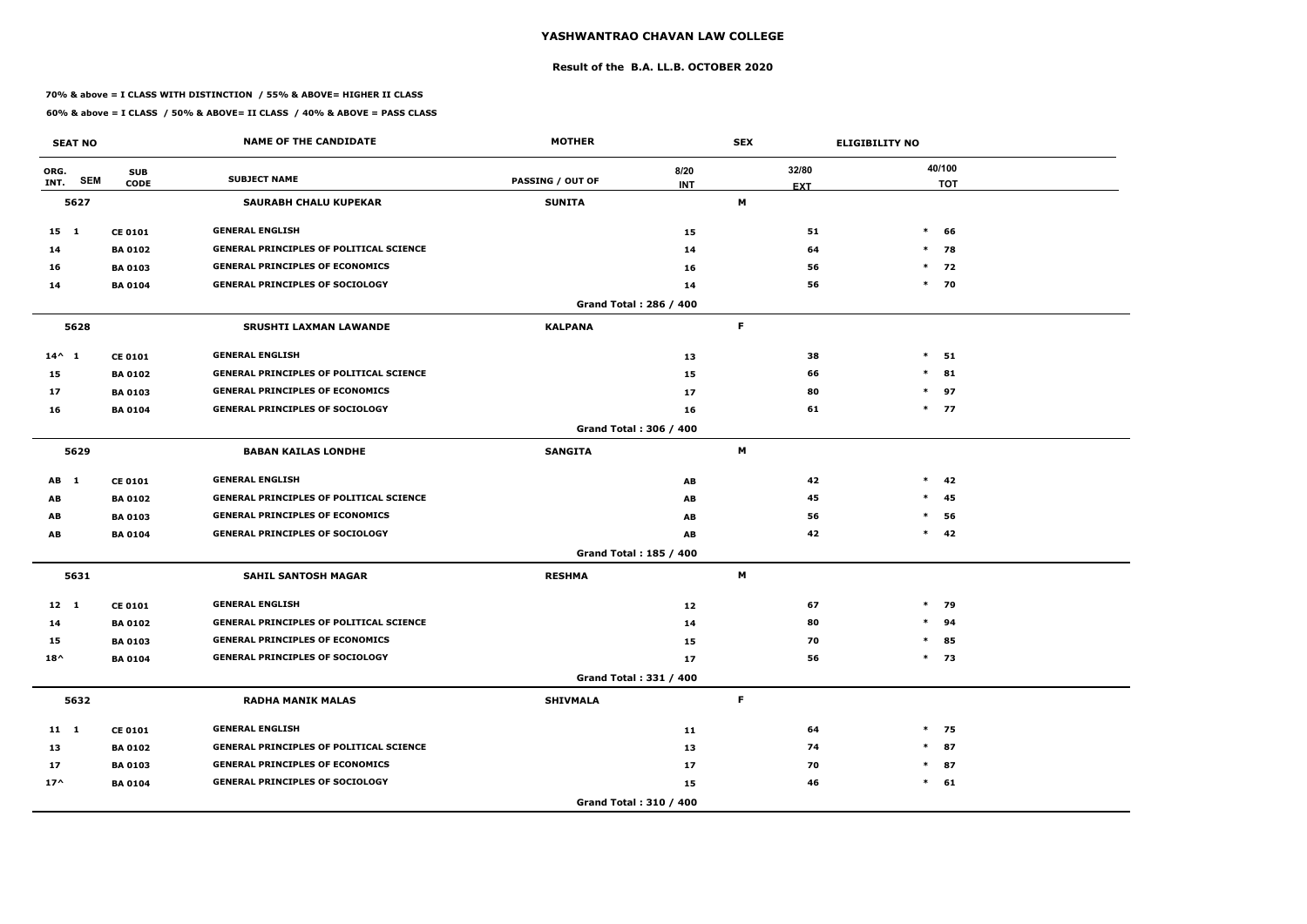# YASHWANTRAO CHAVAN LAW COLLEGE

## Result of the B.A. LL.B. OCTOBER 2020

**70% & above = I CLASS WITH DISTINCTION / 55% & ABOVE= HIGHER II CLASS**

**60% & above = I CLASS / 50% & ABOVE= II CLASS / 40% & ABOVE = PASS CLASS**

| SEAT NO | | | NAME OF THE CANDIDATE | MOTHER | | SEX | ELIGIBILITY NO | |
|---|---|---|---|---|---|---|---|---|
| ORG. INT. | SEM | SUB CODE | SUBJECT NAME | PASSING / OUT OF | 8/20 INT | 32/80 EXT | | 40/100 TOT |
| 5627 | | | SAURABH CHALU KUPEKAR | SUNITA | | M | | |
| 15 | 1 | CE 0101 | GENERAL ENGLISH | | 15 | 51 | * | 66 |
| 14 | | BA 0102 | GENERAL PRINCIPLES OF POLITICAL SCIENCE | | 14 | 64 | * | 78 |
| 16 | | BA 0103 | GENERAL PRINCIPLES OF ECONOMICS | | 16 | 56 | * | 72 |
| 14 | | BA 0104 | GENERAL PRINCIPLES OF SOCIOLOGY | | 14 | 56 | * | 70 |
| | | | | Grand Total : 286 / 400 | | | | |
| 5628 | | | SRUSHTI LAXMAN LAWANDE | KALPANA | | F | | |
| 14^ | 1 | CE 0101 | GENERAL ENGLISH | | 13 | 38 | * | 51 |
| 15 | | BA 0102 | GENERAL PRINCIPLES OF POLITICAL SCIENCE | | 15 | 66 | * | 81 |
| 17 | | BA 0103 | GENERAL PRINCIPLES OF ECONOMICS | | 17 | 80 | * | 97 |
| 16 | | BA 0104 | GENERAL PRINCIPLES OF SOCIOLOGY | | 16 | 61 | * | 77 |
| | | | | Grand Total : 306 / 400 | | | | |
| 5629 | | | BABAN KAILAS LONDHE | SANGITA | | M | | |
| AB | 1 | CE 0101 | GENERAL ENGLISH | | AB | 42 | * | 42 |
| AB | | BA 0102 | GENERAL PRINCIPLES OF POLITICAL SCIENCE | | AB | 45 | * | 45 |
| AB | | BA 0103 | GENERAL PRINCIPLES OF ECONOMICS | | AB | 56 | * | 56 |
| AB | | BA 0104 | GENERAL PRINCIPLES OF SOCIOLOGY | | AB | 42 | * | 42 |
| | | | | Grand Total : 185 / 400 | | | | |
| 5631 | | | SAHIL SANTOSH MAGAR | RESHMA | | M | | |
| 12 | 1 | CE 0101 | GENERAL ENGLISH | | 12 | 67 | * | 79 |
| 14 | | BA 0102 | GENERAL PRINCIPLES OF POLITICAL SCIENCE | | 14 | 80 | * | 94 |
| 15 | | BA 0103 | GENERAL PRINCIPLES OF ECONOMICS | | 15 | 70 | * | 85 |
| 18^ | | BA 0104 | GENERAL PRINCIPLES OF SOCIOLOGY | | 17 | 56 | * | 73 |
| | | | | Grand Total : 331 / 400 | | | | |
| 5632 | | | RADHA MANIK MALAS | SHIVMALA | | F | | |
| 11 | 1 | CE 0101 | GENERAL ENGLISH | | 11 | 64 | * | 75 |
| 13 | | BA 0102 | GENERAL PRINCIPLES OF POLITICAL SCIENCE | | 13 | 74 | * | 87 |
| 17 | | BA 0103 | GENERAL PRINCIPLES OF ECONOMICS | | 17 | 70 | * | 87 |
| 17^ | | BA 0104 | GENERAL PRINCIPLES OF SOCIOLOGY | | 15 | 46 | * | 61 |
| | | | | Grand Total : 310 / 400 | | | | |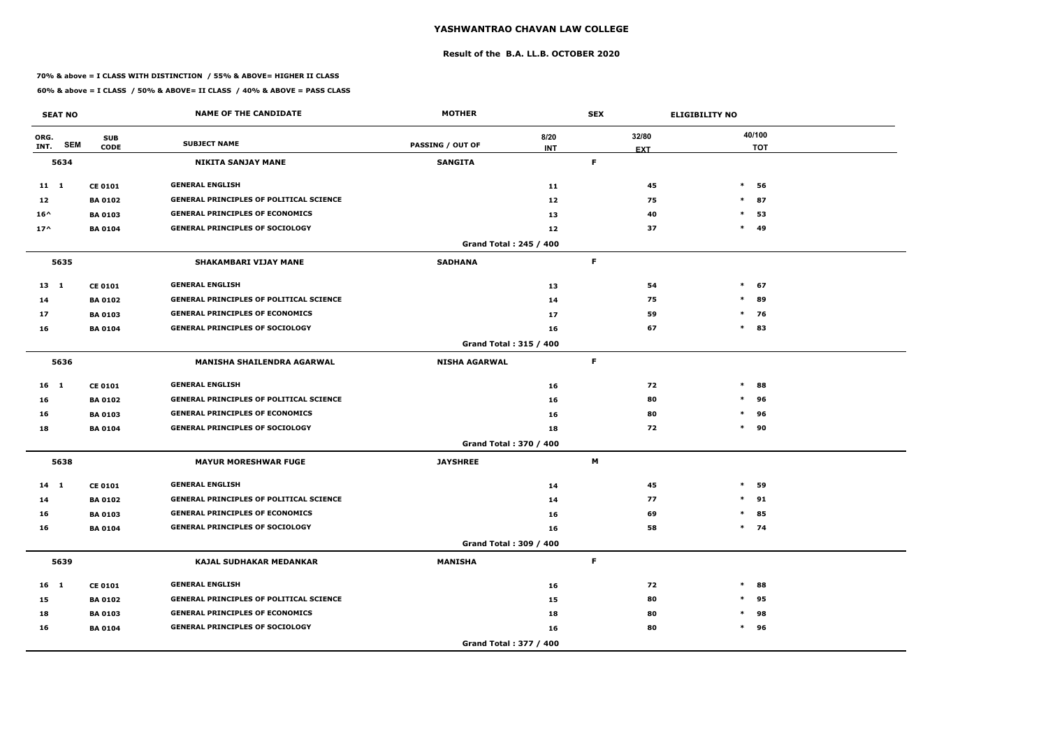# YASHWANTRAO CHAVAN LAW COLLEGE

## Result of the B.A. LL.B. OCTOBER 2020

**70% & above = I CLASS WITH DISTINCTION / 55% & ABOVE= HIGHER II CLASS**

**60% & above = I CLASS / 50% & ABOVE= II CLASS / 40% & ABOVE = PASS CLASS**

| SEAT NO | | | NAME OF THE CANDIDATE | MOTHER | | SEX | ELIGIBILITY NO | |
|---|---|---|---|---|---|---|---|---|
| ORG. INT. | SEM | SUB CODE | SUBJECT NAME | PASSING / OUT OF | 8/20 INT | 32/80 EXT | 40/100 | TOT |
| 5634 | | | NIKITA SANJAY MANE | SANGITA | | F | | |
| 11 | 1 | CE 0101 | GENERAL ENGLISH | | 11 | 45 | * | 56 |
| 12 | | BA 0102 | GENERAL PRINCIPLES OF POLITICAL SCIENCE | | 12 | 75 | * | 87 |
| 16^ | | BA 0103 | GENERAL PRINCIPLES OF ECONOMICS | | 13 | 40 | * | 53 |
| 17^ | | BA 0104 | GENERAL PRINCIPLES OF SOCIOLOGY | | 12 | 37 | * | 49 |
| | | | | Grand Total : 245 / 400 | | | | |
| 5635 | | | SHAKAMBARI VIJAY MANE | SADHANA | | F | | |
| 13 | 1 | CE 0101 | GENERAL ENGLISH | | 13 | 54 | * | 67 |
| 14 | | BA 0102 | GENERAL PRINCIPLES OF POLITICAL SCIENCE | | 14 | 75 | * | 89 |
| 17 | | BA 0103 | GENERAL PRINCIPLES OF ECONOMICS | | 17 | 59 | * | 76 |
| 16 | | BA 0104 | GENERAL PRINCIPLES OF SOCIOLOGY | | 16 | 67 | * | 83 |
| | | | | Grand Total : 315 / 400 | | | | |
| 5636 | | | MANISHA SHAILENDRA AGARWAL | NISHA AGARWAL | | F | | |
| 16 | 1 | CE 0101 | GENERAL ENGLISH | | 16 | 72 | * | 88 |
| 16 | | BA 0102 | GENERAL PRINCIPLES OF POLITICAL SCIENCE | | 16 | 80 | * | 96 |
| 16 | | BA 0103 | GENERAL PRINCIPLES OF ECONOMICS | | 16 | 80 | * | 96 |
| 18 | | BA 0104 | GENERAL PRINCIPLES OF SOCIOLOGY | | 18 | 72 | * | 90 |
| | | | | Grand Total : 370 / 400 | | | | |
| 5638 | | | MAYUR MORESHWAR FUGE | JAYSHREE | | M | | |
| 14 | 1 | CE 0101 | GENERAL ENGLISH | | 14 | 45 | * | 59 |
| 14 | | BA 0102 | GENERAL PRINCIPLES OF POLITICAL SCIENCE | | 14 | 77 | * | 91 |
| 16 | | BA 0103 | GENERAL PRINCIPLES OF ECONOMICS | | 16 | 69 | * | 85 |
| 16 | | BA 0104 | GENERAL PRINCIPLES OF SOCIOLOGY | | 16 | 58 | * | 74 |
| | | | | Grand Total : 309 / 400 | | | | |
| 5639 | | | KAJAL SUDHAKAR MEDANKAR | MANISHA | | F | | |
| 16 | 1 | CE 0101 | GENERAL ENGLISH | | 16 | 72 | * | 88 |
| 15 | | BA 0102 | GENERAL PRINCIPLES OF POLITICAL SCIENCE | | 15 | 80 | * | 95 |
| 18 | | BA 0103 | GENERAL PRINCIPLES OF ECONOMICS | | 18 | 80 | * | 98 |
| 16 | | BA 0104 | GENERAL PRINCIPLES OF SOCIOLOGY | | 16 | 80 | * | 96 |
| | | | | Grand Total : 377 / 400 | | | | |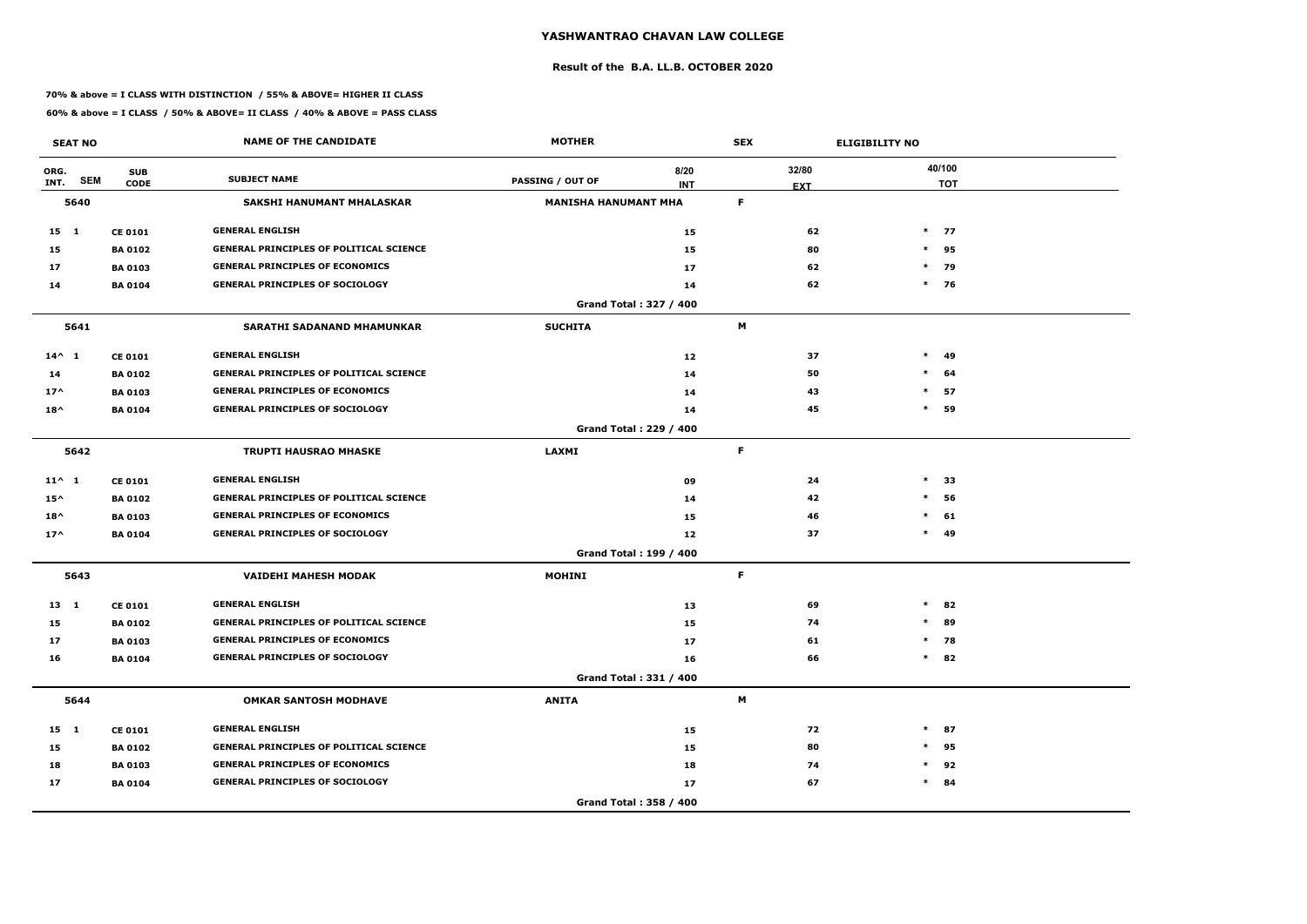# YASHWANTRAO CHAVAN LAW COLLEGE

## Result of the B.A. LL.B. OCTOBER 2020

**70% & above = I CLASS WITH DISTINCTION / 55% & ABOVE= HIGHER II CLASS**

**60% & above = I CLASS / 50% & ABOVE= II CLASS / 40% & ABOVE = PASS CLASS**

| SEAT NO | | | NAME OF THE CANDIDATE | MOTHER | SEX | ELIGIBILITY NO |
|---|---|---|---|---|---|---|
| ORG. INT. | SEM | SUB CODE | SUBJECT NAME | PASSING / OUT OF | 8/20 INT | 32/80 EXT | 40/100 TOT |

| ORG. INT. | SEM | SUB CODE | SUBJECT NAME | INT (8/20) | EXT (32/80) | TOT (40/100) |
|---|---|---|---|---|---|---|
| **5640** | | | **SAKSHI HANUMANT MHALASKAR** — Mother: **MANISHA HANUMANT MHA** — Sex: **F** | | | |
| 15 | 1 | CE 0101 | GENERAL ENGLISH | 15 | 62 | * 77 |
| 15 | | BA 0102 | GENERAL PRINCIPLES OF POLITICAL SCIENCE | 15 | 80 | * 95 |
| 17 | | BA 0103 | GENERAL PRINCIPLES OF ECONOMICS | 17 | 62 | * 79 |
| 14 | | BA 0104 | GENERAL PRINCIPLES OF SOCIOLOGY | 14 | 62 | * 76 |
| | | | **Grand Total : 327 / 400** | | | |
| **5641** | | | **SARATHI SADANAND MHAMUNKAR** — Mother: **SUCHITA** — Sex: **M** | | | |
| 14^ | 1 | CE 0101 | GENERAL ENGLISH | 12 | 37 | * 49 |
| 14 | | BA 0102 | GENERAL PRINCIPLES OF POLITICAL SCIENCE | 14 | 50 | * 64 |
| 17^ | | BA 0103 | GENERAL PRINCIPLES OF ECONOMICS | 14 | 43 | * 57 |
| 18^ | | BA 0104 | GENERAL PRINCIPLES OF SOCIOLOGY | 14 | 45 | * 59 |
| | | | **Grand Total : 229 / 400** | | | |
| **5642** | | | **TRUPTI HAUSRAO MHASKE** — Mother: **LAXMI** — Sex: **F** | | | |
| 11^ | 1 | CE 0101 | GENERAL ENGLISH | 09 | 24 | * 33 |
| 15^ | | BA 0102 | GENERAL PRINCIPLES OF POLITICAL SCIENCE | 14 | 42 | * 56 |
| 18^ | | BA 0103 | GENERAL PRINCIPLES OF ECONOMICS | 15 | 46 | * 61 |
| 17^ | | BA 0104 | GENERAL PRINCIPLES OF SOCIOLOGY | 12 | 37 | * 49 |
| | | | **Grand Total : 199 / 400** | | | |
| **5643** | | | **VAIDEHI MAHESH MODAK** — Mother: **MOHINI** — Sex: **F** | | | |
| 13 | 1 | CE 0101 | GENERAL ENGLISH | 13 | 69 | * 82 |
| 15 | | BA 0102 | GENERAL PRINCIPLES OF POLITICAL SCIENCE | 15 | 74 | * 89 |
| 17 | | BA 0103 | GENERAL PRINCIPLES OF ECONOMICS | 17 | 61 | * 78 |
| 16 | | BA 0104 | GENERAL PRINCIPLES OF SOCIOLOGY | 16 | 66 | * 82 |
| | | | **Grand Total : 331 / 400** | | | |
| **5644** | | | **OMKAR SANTOSH MODHAVE** — Mother: **ANITA** — Sex: **M** | | | |
| 15 | 1 | CE 0101 | GENERAL ENGLISH | 15 | 72 | * 87 |
| 15 | | BA 0102 | GENERAL PRINCIPLES OF POLITICAL SCIENCE | 15 | 80 | * 95 |
| 18 | | BA 0103 | GENERAL PRINCIPLES OF ECONOMICS | 18 | 74 | * 92 |
| 17 | | BA 0104 | GENERAL PRINCIPLES OF SOCIOLOGY | 17 | 67 | * 84 |
| | | | **Grand Total : 358 / 400** | | | |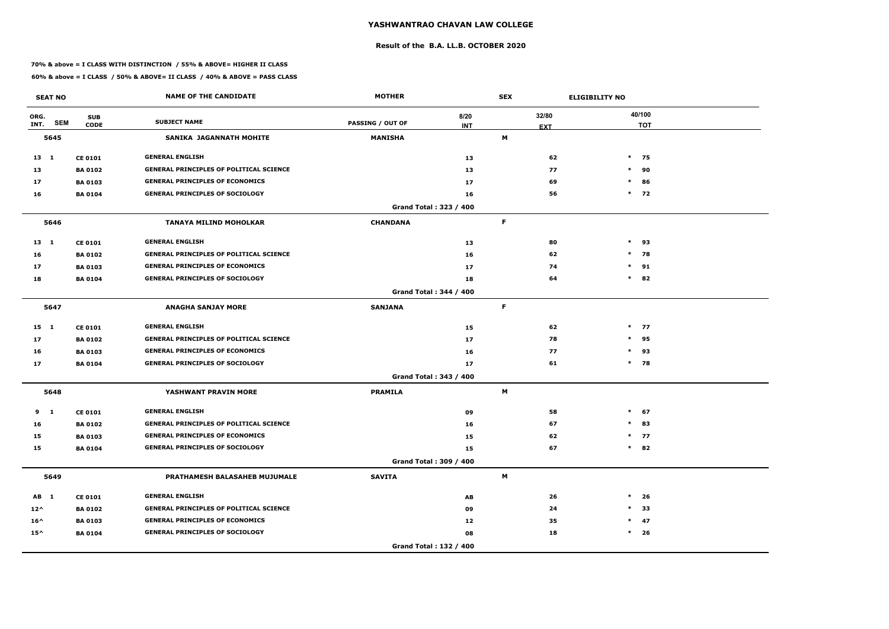# YASHWANTRAO CHAVAN LAW COLLEGE

## Result of the B.A. LL.B. OCTOBER 2020

**70% & above = I CLASS WITH DISTINCTION / 55% & ABOVE= HIGHER II CLASS**

**60% & above = I CLASS / 50% & ABOVE= II CLASS / 40% & ABOVE = PASS CLASS**

| SEAT NO | | | NAME OF THE CANDIDATE | MOTHER | | SEX | ELIGIBILITY NO | |
|---|---|---|---|---|---|---|---|---|
| ORG. INT. | SEM | SUB CODE | SUBJECT NAME | PASSING / OUT OF | 8/20 INT | 32/80 EXT | | 40/100 TOT |
| **5645** | | | **SANIKA JAGANNATH MOHITE** | **MANISHA** | | **M** | | |
| 13 | 1 | CE 0101 | GENERAL ENGLISH | | 13 | 62 | * | 75 |
| 13 | | BA 0102 | GENERAL PRINCIPLES OF POLITICAL SCIENCE | | 13 | 77 | * | 90 |
| 17 | | BA 0103 | GENERAL PRINCIPLES OF ECONOMICS | | 17 | 69 | * | 86 |
| 16 | | BA 0104 | GENERAL PRINCIPLES OF SOCIOLOGY | | 16 | 56 | * | 72 |
| | | | | Grand Total : 323 / 400 | | | | |
| **5646** | | | **TANAYA MILIND MOHOLKAR** | **CHANDANA** | | **F** | | |
| 13 | 1 | CE 0101 | GENERAL ENGLISH | | 13 | 80 | * | 93 |
| 16 | | BA 0102 | GENERAL PRINCIPLES OF POLITICAL SCIENCE | | 16 | 62 | * | 78 |
| 17 | | BA 0103 | GENERAL PRINCIPLES OF ECONOMICS | | 17 | 74 | * | 91 |
| 18 | | BA 0104 | GENERAL PRINCIPLES OF SOCIOLOGY | | 18 | 64 | * | 82 |
| | | | | Grand Total : 344 / 400 | | | | |
| **5647** | | | **ANAGHA SANJAY MORE** | **SANJANA** | | **F** | | |
| 15 | 1 | CE 0101 | GENERAL ENGLISH | | 15 | 62 | * | 77 |
| 17 | | BA 0102 | GENERAL PRINCIPLES OF POLITICAL SCIENCE | | 17 | 78 | * | 95 |
| 16 | | BA 0103 | GENERAL PRINCIPLES OF ECONOMICS | | 16 | 77 | * | 93 |
| 17 | | BA 0104 | GENERAL PRINCIPLES OF SOCIOLOGY | | 17 | 61 | * | 78 |
| | | | | Grand Total : 343 / 400 | | | | |
| **5648** | | | **YASHWANT PRAVIN MORE** | **PRAMILA** | | **M** | | |
| 9 | 1 | CE 0101 | GENERAL ENGLISH | | 09 | 58 | * | 67 |
| 16 | | BA 0102 | GENERAL PRINCIPLES OF POLITICAL SCIENCE | | 16 | 67 | * | 83 |
| 15 | | BA 0103 | GENERAL PRINCIPLES OF ECONOMICS | | 15 | 62 | * | 77 |
| 15 | | BA 0104 | GENERAL PRINCIPLES OF SOCIOLOGY | | 15 | 67 | * | 82 |
| | | | | Grand Total : 309 / 400 | | | | |
| **5649** | | | **PRATHAMESH BALASAHEB MUJUMALE** | **SAVITA** | | **M** | | |
| AB | 1 | CE 0101 | GENERAL ENGLISH | | AB | 26 | * | 26 |
| 12^ | | BA 0102 | GENERAL PRINCIPLES OF POLITICAL SCIENCE | | 09 | 24 | * | 33 |
| 16^ | | BA 0103 | GENERAL PRINCIPLES OF ECONOMICS | | 12 | 35 | * | 47 |
| 15^ | | BA 0104 | GENERAL PRINCIPLES OF SOCIOLOGY | | 08 | 18 | * | 26 |
| | | | | Grand Total : 132 / 400 | | | | |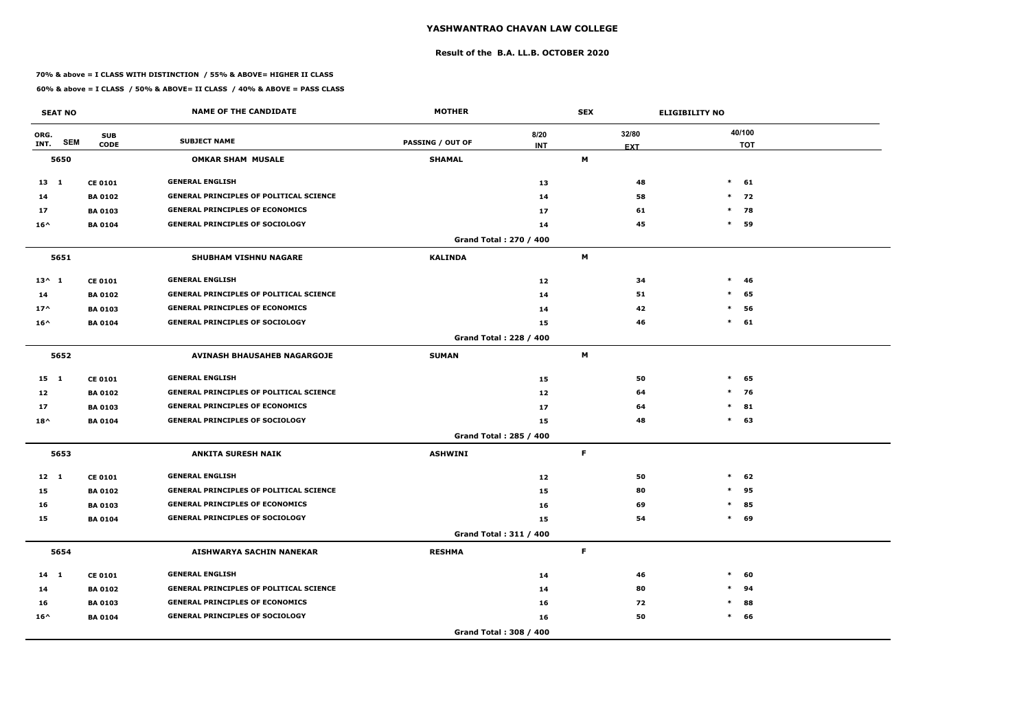# YASHWANTRAO CHAVAN LAW COLLEGE

## Result of the B.A. LL.B. OCTOBER 2020

**70% & above = I CLASS WITH DISTINCTION / 55% & ABOVE= HIGHER II CLASS**

**60% & above = I CLASS / 50% & ABOVE= II CLASS / 40% & ABOVE = PASS CLASS**

| SEAT NO | | | NAME OF THE CANDIDATE | MOTHER | | SEX | ELIGIBILITY NO |
|---|---|---|---|---|---|---|---|
| ORG. INT. | SEM | SUB CODE | SUBJECT NAME | PASSING / OUT OF | 8/20 INT | 32/80 EXT | 40/100 TOT |
| **5650** | | | **OMKAR SHAM MUSALE** | **SHAMAL** | | **M** | |
| 13 | 1 | CE 0101 | GENERAL ENGLISH | | 13 | 48 | * 61 |
| 14 | | BA 0102 | GENERAL PRINCIPLES OF POLITICAL SCIENCE | | 14 | 58 | * 72 |
| 17 | | BA 0103 | GENERAL PRINCIPLES OF ECONOMICS | | 17 | 61 | * 78 |
| 16^ | | BA 0104 | GENERAL PRINCIPLES OF SOCIOLOGY | | 14 | 45 | * 59 |
| | | | | Grand Total : 270 / 400 | | | |
| **5651** | | | **SHUBHAM VISHNU NAGARE** | **KALINDA** | | **M** | |
| 13^ | 1 | CE 0101 | GENERAL ENGLISH | | 12 | 34 | * 46 |
| 14 | | BA 0102 | GENERAL PRINCIPLES OF POLITICAL SCIENCE | | 14 | 51 | * 65 |
| 17^ | | BA 0103 | GENERAL PRINCIPLES OF ECONOMICS | | 14 | 42 | * 56 |
| 16^ | | BA 0104 | GENERAL PRINCIPLES OF SOCIOLOGY | | 15 | 46 | * 61 |
| | | | | Grand Total : 228 / 400 | | | |
| **5652** | | | **AVINASH BHAUSAHEB NAGARGOJE** | **SUMAN** | | **M** | |
| 15 | 1 | CE 0101 | GENERAL ENGLISH | | 15 | 50 | * 65 |
| 12 | | BA 0102 | GENERAL PRINCIPLES OF POLITICAL SCIENCE | | 12 | 64 | * 76 |
| 17 | | BA 0103 | GENERAL PRINCIPLES OF ECONOMICS | | 17 | 64 | * 81 |
| 18^ | | BA 0104 | GENERAL PRINCIPLES OF SOCIOLOGY | | 15 | 48 | * 63 |
| | | | | Grand Total : 285 / 400 | | | |
| **5653** | | | **ANKITA SURESH NAIK** | **ASHWINI** | | **F** | |
| 12 | 1 | CE 0101 | GENERAL ENGLISH | | 12 | 50 | * 62 |
| 15 | | BA 0102 | GENERAL PRINCIPLES OF POLITICAL SCIENCE | | 15 | 80 | * 95 |
| 16 | | BA 0103 | GENERAL PRINCIPLES OF ECONOMICS | | 16 | 69 | * 85 |
| 15 | | BA 0104 | GENERAL PRINCIPLES OF SOCIOLOGY | | 15 | 54 | * 69 |
| | | | | Grand Total : 311 / 400 | | | |
| **5654** | | | **AISHWARYA SACHIN NANEKAR** | **RESHMA** | | **F** | |
| 14 | 1 | CE 0101 | GENERAL ENGLISH | | 14 | 46 | * 60 |
| 14 | | BA 0102 | GENERAL PRINCIPLES OF POLITICAL SCIENCE | | 14 | 80 | * 94 |
| 16 | | BA 0103 | GENERAL PRINCIPLES OF ECONOMICS | | 16 | 72 | * 88 |
| 16^ | | BA 0104 | GENERAL PRINCIPLES OF SOCIOLOGY | | 16 | 50 | * 66 |
| | | | | Grand Total : 308 / 400 | | | |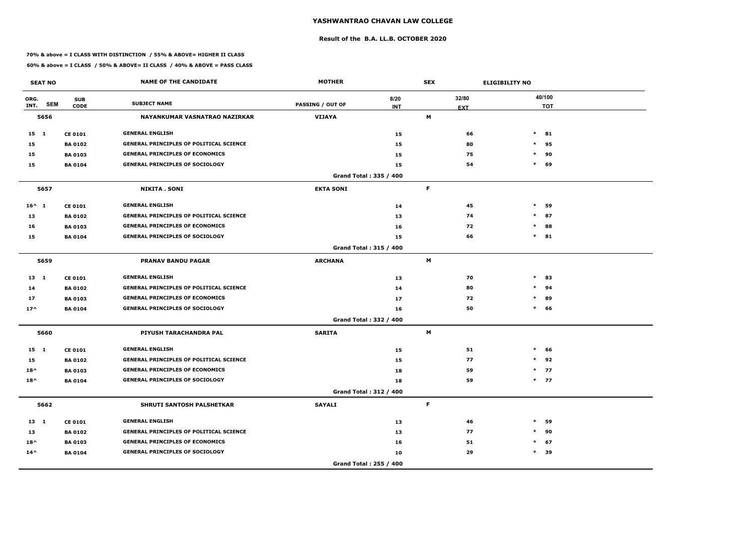# YASHWANTRAO CHAVAN LAW COLLEGE

## Result of the B.A. LL.B. OCTOBER 2020

**70% & above = I CLASS WITH DISTINCTION / 55% & ABOVE= HIGHER II CLASS**

**60% & above = I CLASS / 50% & ABOVE= II CLASS / 40% & ABOVE = PASS CLASS**

| SEAT NO | | | NAME OF THE CANDIDATE | MOTHER | | SEX | ELIGIBILITY NO | |
|---|---|---|---|---|---|---|---|---|
| ORG. INT. | SEM | SUB CODE | SUBJECT NAME | PASSING / OUT OF | 8/20 INT | 32/80 EXT | | 40/100 TOT |
| **5656** | | | **NAYANKUMAR VASNATRAO NAZIRKAR** | **VIJAYA** | | **M** | | |
| 15 | 1 | CE 0101 | GENERAL ENGLISH | | 15 | 66 | * | 81 |
| 15 | | BA 0102 | GENERAL PRINCIPLES OF POLITICAL SCIENCE | | 15 | 80 | * | 95 |
| 15 | | BA 0103 | GENERAL PRINCIPLES OF ECONOMICS | | 15 | 75 | * | 90 |
| 15 | | BA 0104 | GENERAL PRINCIPLES OF SOCIOLOGY | | 15 | 54 | * | 69 |
| | | | | Grand Total : 335 / 400 | | | | |
| **5657** | | | **NIKITA . SONI** | **EKTA SONI** | | **F** | | |
| 16^ | 1 | CE 0101 | GENERAL ENGLISH | | 14 | 45 | * | 59 |
| 13 | | BA 0102 | GENERAL PRINCIPLES OF POLITICAL SCIENCE | | 13 | 74 | * | 87 |
| 16 | | BA 0103 | GENERAL PRINCIPLES OF ECONOMICS | | 16 | 72 | * | 88 |
| 15 | | BA 0104 | GENERAL PRINCIPLES OF SOCIOLOGY | | 15 | 66 | * | 81 |
| | | | | Grand Total : 315 / 400 | | | | |
| **5659** | | | **PRANAV BANDU PAGAR** | **ARCHANA** | | **M** | | |
| 13 | 1 | CE 0101 | GENERAL ENGLISH | | 13 | 70 | * | 83 |
| 14 | | BA 0102 | GENERAL PRINCIPLES OF POLITICAL SCIENCE | | 14 | 80 | * | 94 |
| 17 | | BA 0103 | GENERAL PRINCIPLES OF ECONOMICS | | 17 | 72 | * | 89 |
| 17^ | | BA 0104 | GENERAL PRINCIPLES OF SOCIOLOGY | | 16 | 50 | * | 66 |
| | | | | Grand Total : 332 / 400 | | | | |
| **5660** | | | **PIYUSH TARACHANDRA PAL** | **SARITA** | | **M** | | |
| 15 | 1 | CE 0101 | GENERAL ENGLISH | | 15 | 51 | * | 66 |
| 15 | | BA 0102 | GENERAL PRINCIPLES OF POLITICAL SCIENCE | | 15 | 77 | * | 92 |
| 18^ | | BA 0103 | GENERAL PRINCIPLES OF ECONOMICS | | 18 | 59 | * | 77 |
| 18^ | | BA 0104 | GENERAL PRINCIPLES OF SOCIOLOGY | | 18 | 59 | * | 77 |
| | | | | Grand Total : 312 / 400 | | | | |
| **5662** | | | **SHRUTI SANTOSH PALSHETKAR** | **SAYALI** | | **F** | | |
| 13 | 1 | CE 0101 | GENERAL ENGLISH | | 13 | 46 | * | 59 |
| 13 | | BA 0102 | GENERAL PRINCIPLES OF POLITICAL SCIENCE | | 13 | 77 | * | 90 |
| 18^ | | BA 0103 | GENERAL PRINCIPLES OF ECONOMICS | | 16 | 51 | * | 67 |
| 14^ | | BA 0104 | GENERAL PRINCIPLES OF SOCIOLOGY | | 10 | 29 | * | 39 |
| | | | | Grand Total : 255 / 400 | | | | |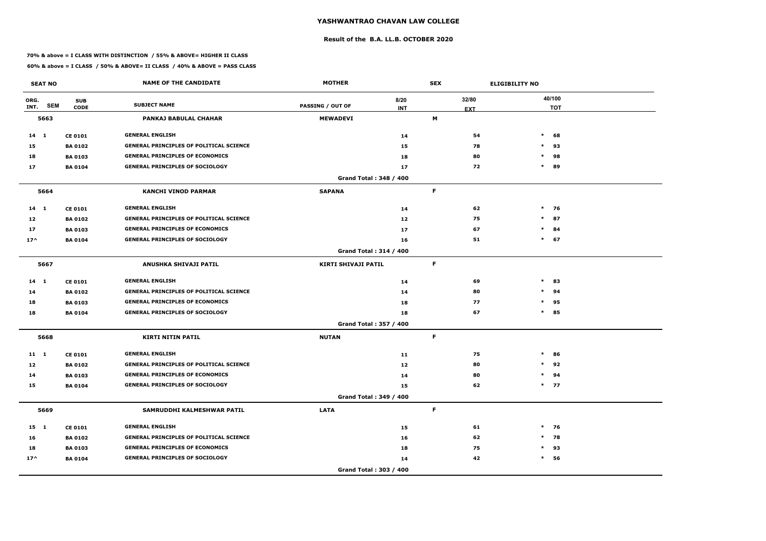# YASHWANTRAO CHAVAN LAW COLLEGE

## Result of the B.A. LL.B. OCTOBER 2020

**70% & above = I CLASS WITH DISTINCTION / 55% & ABOVE= HIGHER II CLASS**

**60% & above = I CLASS / 50% & ABOVE= II CLASS / 40% & ABOVE = PASS CLASS**

| SEAT NO | | | NAME OF THE CANDIDATE | MOTHER | | SEX | ELIGIBILITY NO | |
|---|---|---|---|---|---|---|---|---|
| ORG. INT. | SEM | SUB CODE | SUBJECT NAME | PASSING / OUT OF | 8/20 INT | 32/80 EXT | | 40/100 TOT |
| **5663** | | | **PANKAJ BABULAL CHAHAR** | **MEWADEVI** | | **M** | | |
| 14 | 1 | CE 0101 | GENERAL ENGLISH | | 14 | 54 | * | 68 |
| 15 | | BA 0102 | GENERAL PRINCIPLES OF POLITICAL SCIENCE | | 15 | 78 | * | 93 |
| 18 | | BA 0103 | GENERAL PRINCIPLES OF ECONOMICS | | 18 | 80 | * | 98 |
| 17 | | BA 0104 | GENERAL PRINCIPLES OF SOCIOLOGY | | 17 | 72 | * | 89 |
| | | | | Grand Total : 348 / 400 | | | | |
| **5664** | | | **KANCHI VINOD PARMAR** | **SAPANA** | | **F** | | |
| 14 | 1 | CE 0101 | GENERAL ENGLISH | | 14 | 62 | * | 76 |
| 12 | | BA 0102 | GENERAL PRINCIPLES OF POLITICAL SCIENCE | | 12 | 75 | * | 87 |
| 17 | | BA 0103 | GENERAL PRINCIPLES OF ECONOMICS | | 17 | 67 | * | 84 |
| 17^ | | BA 0104 | GENERAL PRINCIPLES OF SOCIOLOGY | | 16 | 51 | * | 67 |
| | | | | Grand Total : 314 / 400 | | | | |
| **5667** | | | **ANUSHKA SHIVAJI PATIL** | **KIRTI SHIVAJI PATIL** | | **F** | | |
| 14 | 1 | CE 0101 | GENERAL ENGLISH | | 14 | 69 | * | 83 |
| 14 | | BA 0102 | GENERAL PRINCIPLES OF POLITICAL SCIENCE | | 14 | 80 | * | 94 |
| 18 | | BA 0103 | GENERAL PRINCIPLES OF ECONOMICS | | 18 | 77 | * | 95 |
| 18 | | BA 0104 | GENERAL PRINCIPLES OF SOCIOLOGY | | 18 | 67 | * | 85 |
| | | | | Grand Total : 357 / 400 | | | | |
| **5668** | | | **KIRTI NITIN PATIL** | **NUTAN** | | **F** | | |
| 11 | 1 | CE 0101 | GENERAL ENGLISH | | 11 | 75 | * | 86 |
| 12 | | BA 0102 | GENERAL PRINCIPLES OF POLITICAL SCIENCE | | 12 | 80 | * | 92 |
| 14 | | BA 0103 | GENERAL PRINCIPLES OF ECONOMICS | | 14 | 80 | * | 94 |
| 15 | | BA 0104 | GENERAL PRINCIPLES OF SOCIOLOGY | | 15 | 62 | * | 77 |
| | | | | Grand Total : 349 / 400 | | | | |
| **5669** | | | **SAMRUDDHI KALMESHWAR PATIL** | **LATA** | | **F** | | |
| 15 | 1 | CE 0101 | GENERAL ENGLISH | | 15 | 61 | * | 76 |
| 16 | | BA 0102 | GENERAL PRINCIPLES OF POLITICAL SCIENCE | | 16 | 62 | * | 78 |
| 18 | | BA 0103 | GENERAL PRINCIPLES OF ECONOMICS | | 18 | 75 | * | 93 |
| 17^ | | BA 0104 | GENERAL PRINCIPLES OF SOCIOLOGY | | 14 | 42 | * | 56 |
| | | | | Grand Total : 303 / 400 | | | | |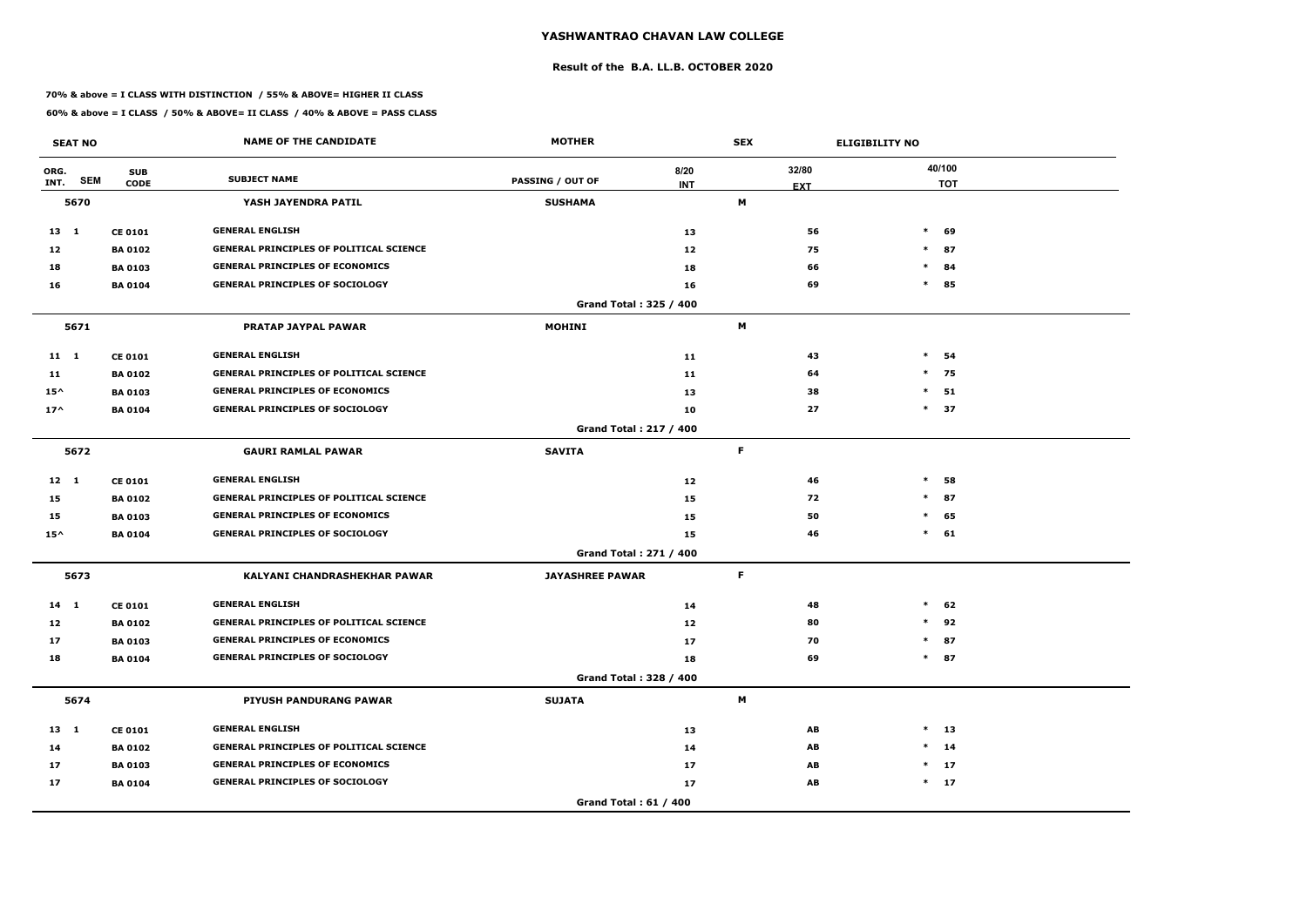# YASHWANTRAO CHAVAN LAW COLLEGE

## Result of the B.A. LL.B. OCTOBER 2020

**70% & above = I CLASS WITH DISTINCTION / 55% & ABOVE= HIGHER II CLASS**

**60% & above = I CLASS / 50% & ABOVE= II CLASS / 40% & ABOVE = PASS CLASS**

| SEAT NO | | NAME OF THE CANDIDATE | MOTHER | | SEX | ELIGIBILITY NO |
|---|---|---|---|---|---|---|
| ORG. INT. SEM | SUB CODE | SUBJECT NAME | PASSING / OUT OF | 8/20 INT | 32/80 EXT | 40/100 TOT |
| **5670** | | **YASH JAYENDRA PATIL** | **SUSHAMA** | | **M** | |
| 13 1 | CE 0101 | GENERAL ENGLISH | | 13 | 56 | * 69 |
| 12 | BA 0102 | GENERAL PRINCIPLES OF POLITICAL SCIENCE | | 12 | 75 | * 87 |
| 18 | BA 0103 | GENERAL PRINCIPLES OF ECONOMICS | | 18 | 66 | * 84 |
| 16 | BA 0104 | GENERAL PRINCIPLES OF SOCIOLOGY | | 16 | 69 | * 85 |
| | | | **Grand Total : 325 / 400** | | | |
| **5671** | | **PRATAP JAYPAL PAWAR** | **MOHINI** | | **M** | |
| 11 1 | CE 0101 | GENERAL ENGLISH | | 11 | 43 | * 54 |
| 11 | BA 0102 | GENERAL PRINCIPLES OF POLITICAL SCIENCE | | 11 | 64 | * 75 |
| 15^ | BA 0103 | GENERAL PRINCIPLES OF ECONOMICS | | 13 | 38 | * 51 |
| 17^ | BA 0104 | GENERAL PRINCIPLES OF SOCIOLOGY | | 10 | 27 | * 37 |
| | | | **Grand Total : 217 / 400** | | | |
| **5672** | | **GAURI RAMLAL PAWAR** | **SAVITA** | | **F** | |
| 12 1 | CE 0101 | GENERAL ENGLISH | | 12 | 46 | * 58 |
| 15 | BA 0102 | GENERAL PRINCIPLES OF POLITICAL SCIENCE | | 15 | 72 | * 87 |
| 15 | BA 0103 | GENERAL PRINCIPLES OF ECONOMICS | | 15 | 50 | * 65 |
| 15^ | BA 0104 | GENERAL PRINCIPLES OF SOCIOLOGY | | 15 | 46 | * 61 |
| | | | **Grand Total : 271 / 400** | | | |
| **5673** | | **KALYANI CHANDRASHEKHAR PAWAR** | **JAYASHREE PAWAR** | | **F** | |
| 14 1 | CE 0101 | GENERAL ENGLISH | | 14 | 48 | * 62 |
| 12 | BA 0102 | GENERAL PRINCIPLES OF POLITICAL SCIENCE | | 12 | 80 | * 92 |
| 17 | BA 0103 | GENERAL PRINCIPLES OF ECONOMICS | | 17 | 70 | * 87 |
| 18 | BA 0104 | GENERAL PRINCIPLES OF SOCIOLOGY | | 18 | 69 | * 87 |
| | | | **Grand Total : 328 / 400** | | | |
| **5674** | | **PIYUSH PANDURANG PAWAR** | **SUJATA** | | **M** | |
| 13 1 | CE 0101 | GENERAL ENGLISH | | 13 | AB | * 13 |
| 14 | BA 0102 | GENERAL PRINCIPLES OF POLITICAL SCIENCE | | 14 | AB | * 14 |
| 17 | BA 0103 | GENERAL PRINCIPLES OF ECONOMICS | | 17 | AB | * 17 |
| 17 | BA 0104 | GENERAL PRINCIPLES OF SOCIOLOGY | | 17 | AB | * 17 |
| | | | **Grand Total : 61 / 400** | | | |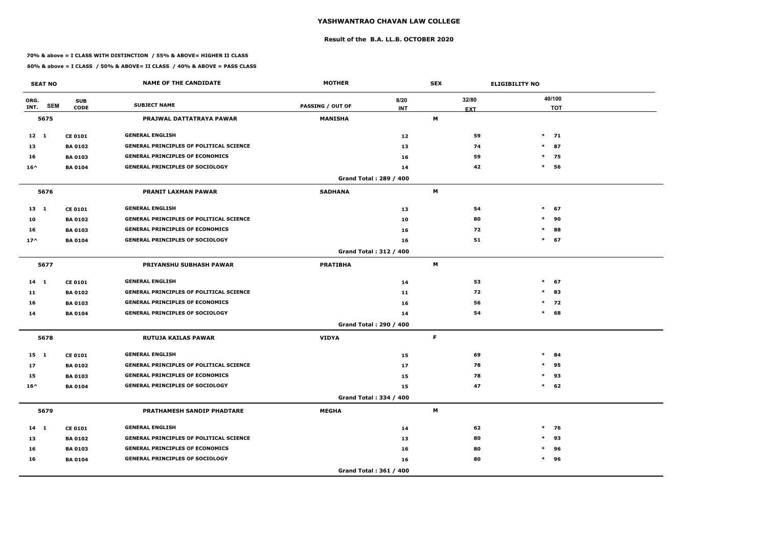# YASHWANTRAO CHAVAN LAW COLLEGE

## Result of the B.A. LL.B. OCTOBER 2020

**70% & above = I CLASS WITH DISTINCTION / 55% & ABOVE= HIGHER II CLASS**

**60% & above = I CLASS / 50% & ABOVE= II CLASS / 40% & ABOVE = PASS CLASS**

| SEAT NO | | | NAME OF THE CANDIDATE | MOTHER | SEX | ELIGIBILITY NO | |
|---|---|---|---|---|---|---|---|
| ORG. INT. | SEM | SUB CODE | SUBJECT NAME | PASSING / OUT OF | 8/20 INT | 32/80 EXT | 40/100 TOT |
| **5675** | | | **PRAJWAL DATTATRAYA PAWAR** | **MANISHA** | **M** | | |
| 12 | 1 | CE 0101 | GENERAL ENGLISH | | 12 | 59 | * 71 |
| 13 | | BA 0102 | GENERAL PRINCIPLES OF POLITICAL SCIENCE | | 13 | 74 | * 87 |
| 16 | | BA 0103 | GENERAL PRINCIPLES OF ECONOMICS | | 16 | 59 | * 75 |
| 16^ | | BA 0104 | GENERAL PRINCIPLES OF SOCIOLOGY | | 14 | 42 | * 56 |
| | | | | Grand Total : 289 / 400 | | | |
| **5676** | | | **PRANIT LAXMAN PAWAR** | **SADHANA** | **M** | | |
| 13 | 1 | CE 0101 | GENERAL ENGLISH | | 13 | 54 | * 67 |
| 10 | | BA 0102 | GENERAL PRINCIPLES OF POLITICAL SCIENCE | | 10 | 80 | * 90 |
| 16 | | BA 0103 | GENERAL PRINCIPLES OF ECONOMICS | | 16 | 72 | * 88 |
| 17^ | | BA 0104 | GENERAL PRINCIPLES OF SOCIOLOGY | | 16 | 51 | * 67 |
| | | | | Grand Total : 312 / 400 | | | |
| **5677** | | | **PRIYANSHU SUBHASH PAWAR** | **PRATIBHA** | **M** | | |
| 14 | 1 | CE 0101 | GENERAL ENGLISH | | 14 | 53 | * 67 |
| 11 | | BA 0102 | GENERAL PRINCIPLES OF POLITICAL SCIENCE | | 11 | 72 | * 83 |
| 16 | | BA 0103 | GENERAL PRINCIPLES OF ECONOMICS | | 16 | 56 | * 72 |
| 14 | | BA 0104 | GENERAL PRINCIPLES OF SOCIOLOGY | | 14 | 54 | * 68 |
| | | | | Grand Total : 290 / 400 | | | |
| **5678** | | | **RUTUJA KAILAS PAWAR** | **VIDYA** | **F** | | |
| 15 | 1 | CE 0101 | GENERAL ENGLISH | | 15 | 69 | * 84 |
| 17 | | BA 0102 | GENERAL PRINCIPLES OF POLITICAL SCIENCE | | 17 | 78 | * 95 |
| 15 | | BA 0103 | GENERAL PRINCIPLES OF ECONOMICS | | 15 | 78 | * 93 |
| 16^ | | BA 0104 | GENERAL PRINCIPLES OF SOCIOLOGY | | 15 | 47 | * 62 |
| | | | | Grand Total : 334 / 400 | | | |
| **5679** | | | **PRATHAMESH SANDIP PHADTARE** | **MEGHA** | **M** | | |
| 14 | 1 | CE 0101 | GENERAL ENGLISH | | 14 | 62 | * 76 |
| 13 | | BA 0102 | GENERAL PRINCIPLES OF POLITICAL SCIENCE | | 13 | 80 | * 93 |
| 16 | | BA 0103 | GENERAL PRINCIPLES OF ECONOMICS | | 16 | 80 | * 96 |
| 16 | | BA 0104 | GENERAL PRINCIPLES OF SOCIOLOGY | | 16 | 80 | * 96 |
| | | | | Grand Total : 361 / 400 | | | |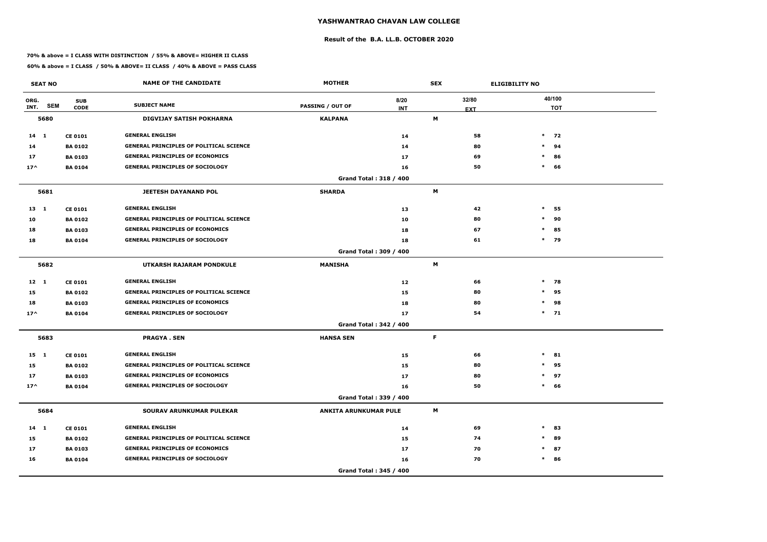# YASHWANTRAO CHAVAN LAW COLLEGE

## Result of the B.A. LL.B. OCTOBER 2020

**70% & above = I CLASS WITH DISTINCTION / 55% & ABOVE= HIGHER II CLASS**

**60% & above = I CLASS / 50% & ABOVE= II CLASS / 40% & ABOVE = PASS CLASS**

| SEAT NO | | | NAME OF THE CANDIDATE | MOTHER | | SEX | ELIGIBILITY NO | |
|---|---|---|---|---|---|---|---|---|
| ORG. INT. | SEM | SUB CODE | SUBJECT NAME | PASSING / OUT OF | 8/20 INT | 32/80 EXT | | 40/100 TOT |
| **5680** | | | **DIGVIJAY SATISH POKHARNA** | **KALPANA** | | **M** | | |
| 14 | 1 | CE 0101 | GENERAL ENGLISH | | 14 | 58 | * | 72 |
| 14 | | BA 0102 | GENERAL PRINCIPLES OF POLITICAL SCIENCE | | 14 | 80 | * | 94 |
| 17 | | BA 0103 | GENERAL PRINCIPLES OF ECONOMICS | | 17 | 69 | * | 86 |
| 17^ | | BA 0104 | GENERAL PRINCIPLES OF SOCIOLOGY | | 16 | 50 | * | 66 |
| | | | | Grand Total : 318 / 400 | | | | |
| **5681** | | | **JEETESH DAYANAND POL** | **SHARDA** | | **M** | | |
| 13 | 1 | CE 0101 | GENERAL ENGLISH | | 13 | 42 | * | 55 |
| 10 | | BA 0102 | GENERAL PRINCIPLES OF POLITICAL SCIENCE | | 10 | 80 | * | 90 |
| 18 | | BA 0103 | GENERAL PRINCIPLES OF ECONOMICS | | 18 | 67 | * | 85 |
| 18 | | BA 0104 | GENERAL PRINCIPLES OF SOCIOLOGY | | 18 | 61 | * | 79 |
| | | | | Grand Total : 309 / 400 | | | | |
| **5682** | | | **UTKARSH RAJARAM PONDKULE** | **MANISHA** | | **M** | | |
| 12 | 1 | CE 0101 | GENERAL ENGLISH | | 12 | 66 | * | 78 |
| 15 | | BA 0102 | GENERAL PRINCIPLES OF POLITICAL SCIENCE | | 15 | 80 | * | 95 |
| 18 | | BA 0103 | GENERAL PRINCIPLES OF ECONOMICS | | 18 | 80 | * | 98 |
| 17^ | | BA 0104 | GENERAL PRINCIPLES OF SOCIOLOGY | | 17 | 54 | * | 71 |
| | | | | Grand Total : 342 / 400 | | | | |
| **5683** | | | **PRAGYA . SEN** | **HANSA SEN** | | **F** | | |
| 15 | 1 | CE 0101 | GENERAL ENGLISH | | 15 | 66 | * | 81 |
| 15 | | BA 0102 | GENERAL PRINCIPLES OF POLITICAL SCIENCE | | 15 | 80 | * | 95 |
| 17 | | BA 0103 | GENERAL PRINCIPLES OF ECONOMICS | | 17 | 80 | * | 97 |
| 17^ | | BA 0104 | GENERAL PRINCIPLES OF SOCIOLOGY | | 16 | 50 | * | 66 |
| | | | | Grand Total : 339 / 400 | | | | |
| **5684** | | | **SOURAV ARUNKUMAR PULEKAR** | **ANKITA ARUNKUMAR PULE** | | **M** | | |
| 14 | 1 | CE 0101 | GENERAL ENGLISH | | 14 | 69 | * | 83 |
| 15 | | BA 0102 | GENERAL PRINCIPLES OF POLITICAL SCIENCE | | 15 | 74 | * | 89 |
| 17 | | BA 0103 | GENERAL PRINCIPLES OF ECONOMICS | | 17 | 70 | * | 87 |
| 16 | | BA 0104 | GENERAL PRINCIPLES OF SOCIOLOGY | | 16 | 70 | * | 86 |
| | | | | Grand Total : 345 / 400 | | | | |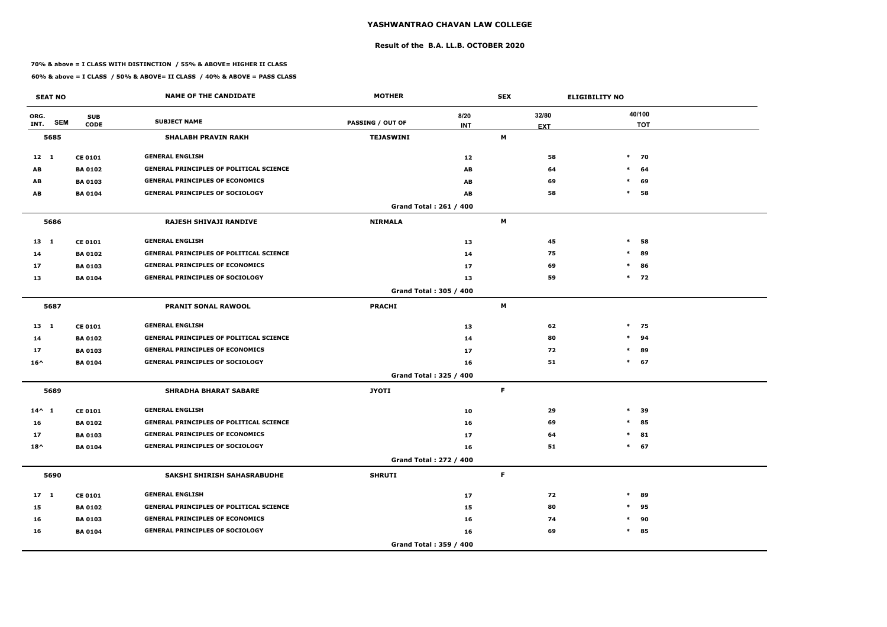# YASHWANTRAO CHAVAN LAW COLLEGE

## Result of the B.A. LL.B. OCTOBER 2020

**70% & above = I CLASS WITH DISTINCTION / 55% & ABOVE= HIGHER II CLASS**

**60% & above = I CLASS / 50% & ABOVE= II CLASS / 40% & ABOVE = PASS CLASS**

| SEAT NO | | | NAME OF THE CANDIDATE | MOTHER | SEX | ELIGIBILITY NO | |
|---|---|---|---|---|---|---|---|
| ORG. INT. | SEM | SUB CODE | SUBJECT NAME | PASSING / OUT OF | 8/20 INT | 32/80 EXT | 40/100 TOT |
| **5685** | | | **SHALABH PRAVIN RAKH** | **TEJASWINI** | **M** | | |
| 12 | 1 | CE 0101 | GENERAL ENGLISH | | 12 | 58 | * 70 |
| AB | | BA 0102 | GENERAL PRINCIPLES OF POLITICAL SCIENCE | | AB | 64 | * 64 |
| AB | | BA 0103 | GENERAL PRINCIPLES OF ECONOMICS | | AB | 69 | * 69 |
| AB | | BA 0104 | GENERAL PRINCIPLES OF SOCIOLOGY | | AB | 58 | * 58 |
| | | | | Grand Total : 261 / 400 | | | |
| **5686** | | | **RAJESH SHIVAJI RANDIVE** | **NIRMALA** | **M** | | |
| 13 | 1 | CE 0101 | GENERAL ENGLISH | | 13 | 45 | * 58 |
| 14 | | BA 0102 | GENERAL PRINCIPLES OF POLITICAL SCIENCE | | 14 | 75 | * 89 |
| 17 | | BA 0103 | GENERAL PRINCIPLES OF ECONOMICS | | 17 | 69 | * 86 |
| 13 | | BA 0104 | GENERAL PRINCIPLES OF SOCIOLOGY | | 13 | 59 | * 72 |
| | | | | Grand Total : 305 / 400 | | | |
| **5687** | | | **PRANIT SONAL RAWOOL** | **PRACHI** | **M** | | |
| 13 | 1 | CE 0101 | GENERAL ENGLISH | | 13 | 62 | * 75 |
| 14 | | BA 0102 | GENERAL PRINCIPLES OF POLITICAL SCIENCE | | 14 | 80 | * 94 |
| 17 | | BA 0103 | GENERAL PRINCIPLES OF ECONOMICS | | 17 | 72 | * 89 |
| 16^ | | BA 0104 | GENERAL PRINCIPLES OF SOCIOLOGY | | 16 | 51 | * 67 |
| | | | | Grand Total : 325 / 400 | | | |
| **5689** | | | **SHRADHA BHARAT SABARE** | **JYOTI** | **F** | | |
| 14^ | 1 | CE 0101 | GENERAL ENGLISH | | 10 | 29 | * 39 |
| 16 | | BA 0102 | GENERAL PRINCIPLES OF POLITICAL SCIENCE | | 16 | 69 | * 85 |
| 17 | | BA 0103 | GENERAL PRINCIPLES OF ECONOMICS | | 17 | 64 | * 81 |
| 18^ | | BA 0104 | GENERAL PRINCIPLES OF SOCIOLOGY | | 16 | 51 | * 67 |
| | | | | Grand Total : 272 / 400 | | | |
| **5690** | | | **SAKSHI SHIRISH SAHASRABUDHE** | **SHRUTI** | **F** | | |
| 17 | 1 | CE 0101 | GENERAL ENGLISH | | 17 | 72 | * 89 |
| 15 | | BA 0102 | GENERAL PRINCIPLES OF POLITICAL SCIENCE | | 15 | 80 | * 95 |
| 16 | | BA 0103 | GENERAL PRINCIPLES OF ECONOMICS | | 16 | 74 | * 90 |
| 16 | | BA 0104 | GENERAL PRINCIPLES OF SOCIOLOGY | | 16 | 69 | * 85 |
| | | | | Grand Total : 359 / 400 | | | |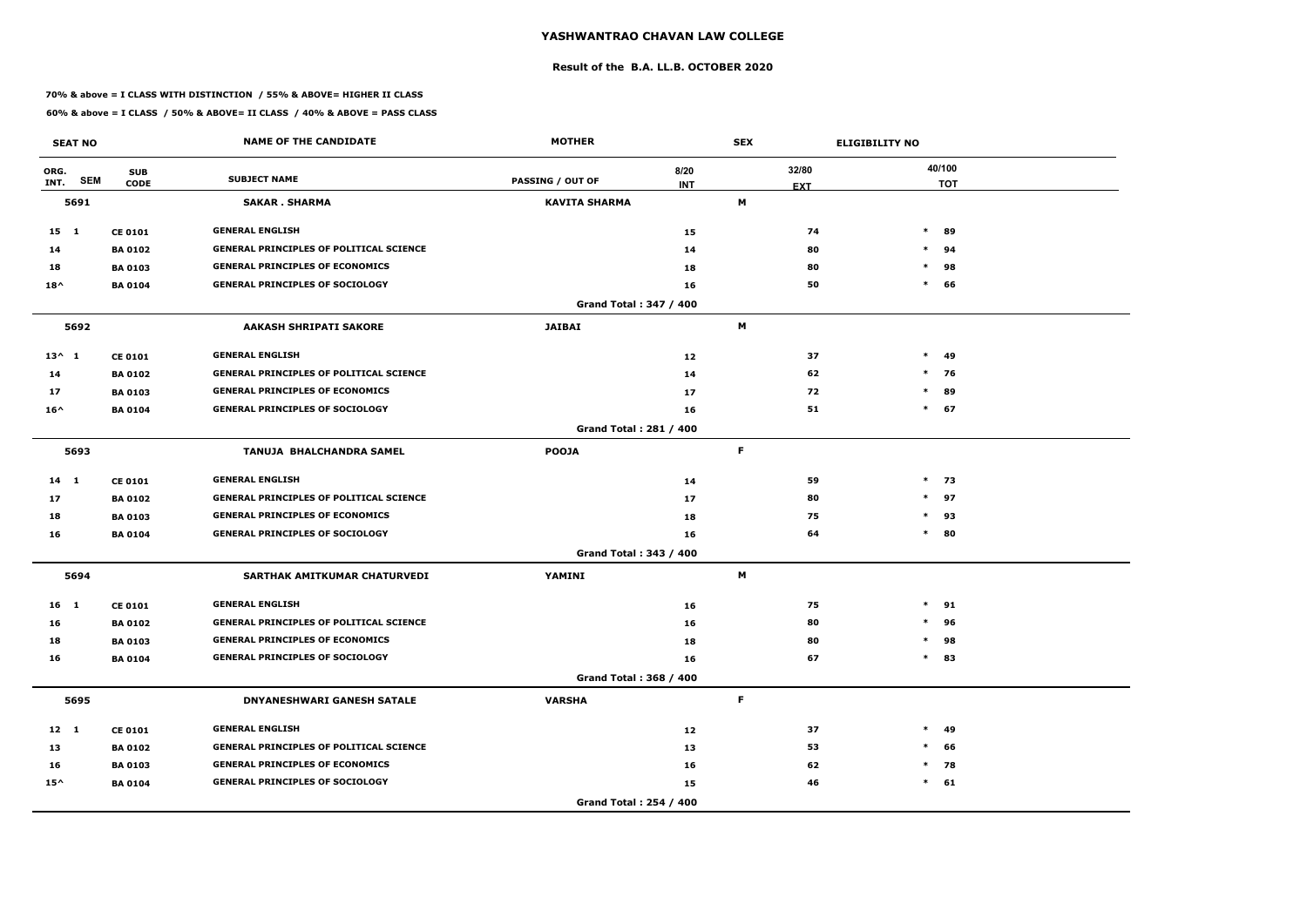# YASHWANTRAO CHAVAN LAW COLLEGE

## Result of the B.A. LL.B. OCTOBER 2020

**70% & above = I CLASS WITH DISTINCTION / 55% & ABOVE= HIGHER II CLASS**

**60% & above = I CLASS / 50% & ABOVE= II CLASS / 40% & ABOVE = PASS CLASS**

| SEAT NO | | | NAME OF THE CANDIDATE | MOTHER | | SEX | ELIGIBILITY NO | |
|---|---|---|---|---|---|---|---|---|
| ORG. INT. | SEM | SUB CODE | SUBJECT NAME | PASSING / OUT OF | 8/20 INT | 32/80 EXT | | 40/100 TOT |
| **5691** | | | **SAKAR . SHARMA** | **KAVITA SHARMA** | | **M** | | |
| 15 | 1 | CE 0101 | GENERAL ENGLISH | | 15 | 74 | * | 89 |
| 14 | | BA 0102 | GENERAL PRINCIPLES OF POLITICAL SCIENCE | | 14 | 80 | * | 94 |
| 18 | | BA 0103 | GENERAL PRINCIPLES OF ECONOMICS | | 18 | 80 | * | 98 |
| 18^ | | BA 0104 | GENERAL PRINCIPLES OF SOCIOLOGY | | 16 | 50 | * | 66 |
| | | | | Grand Total : 347 / 400 | | | | |
| **5692** | | | **AAKASH SHRIPATI SAKORE** | **JAIBAI** | | **M** | | |
| 13^ | 1 | CE 0101 | GENERAL ENGLISH | | 12 | 37 | * | 49 |
| 14 | | BA 0102 | GENERAL PRINCIPLES OF POLITICAL SCIENCE | | 14 | 62 | * | 76 |
| 17 | | BA 0103 | GENERAL PRINCIPLES OF ECONOMICS | | 17 | 72 | * | 89 |
| 16^ | | BA 0104 | GENERAL PRINCIPLES OF SOCIOLOGY | | 16 | 51 | * | 67 |
| | | | | Grand Total : 281 / 400 | | | | |
| **5693** | | | **TANUJA BHALCHANDRA SAMEL** | **POOJA** | | **F** | | |
| 14 | 1 | CE 0101 | GENERAL ENGLISH | | 14 | 59 | * | 73 |
| 17 | | BA 0102 | GENERAL PRINCIPLES OF POLITICAL SCIENCE | | 17 | 80 | * | 97 |
| 18 | | BA 0103 | GENERAL PRINCIPLES OF ECONOMICS | | 18 | 75 | * | 93 |
| 16 | | BA 0104 | GENERAL PRINCIPLES OF SOCIOLOGY | | 16 | 64 | * | 80 |
| | | | | Grand Total : 343 / 400 | | | | |
| **5694** | | | **SARTHAK AMITKUMAR CHATURVEDI** | **YAMINI** | | **M** | | |
| 16 | 1 | CE 0101 | GENERAL ENGLISH | | 16 | 75 | * | 91 |
| 16 | | BA 0102 | GENERAL PRINCIPLES OF POLITICAL SCIENCE | | 16 | 80 | * | 96 |
| 18 | | BA 0103 | GENERAL PRINCIPLES OF ECONOMICS | | 18 | 80 | * | 98 |
| 16 | | BA 0104 | GENERAL PRINCIPLES OF SOCIOLOGY | | 16 | 67 | * | 83 |
| | | | | Grand Total : 368 / 400 | | | | |
| **5695** | | | **DNYANESHWARI GANESH SATALE** | **VARSHA** | | **F** | | |
| 12 | 1 | CE 0101 | GENERAL ENGLISH | | 12 | 37 | * | 49 |
| 13 | | BA 0102 | GENERAL PRINCIPLES OF POLITICAL SCIENCE | | 13 | 53 | * | 66 |
| 16 | | BA 0103 | GENERAL PRINCIPLES OF ECONOMICS | | 16 | 62 | * | 78 |
| 15^ | | BA 0104 | GENERAL PRINCIPLES OF SOCIOLOGY | | 15 | 46 | * | 61 |
| | | | | Grand Total : 254 / 400 | | | | |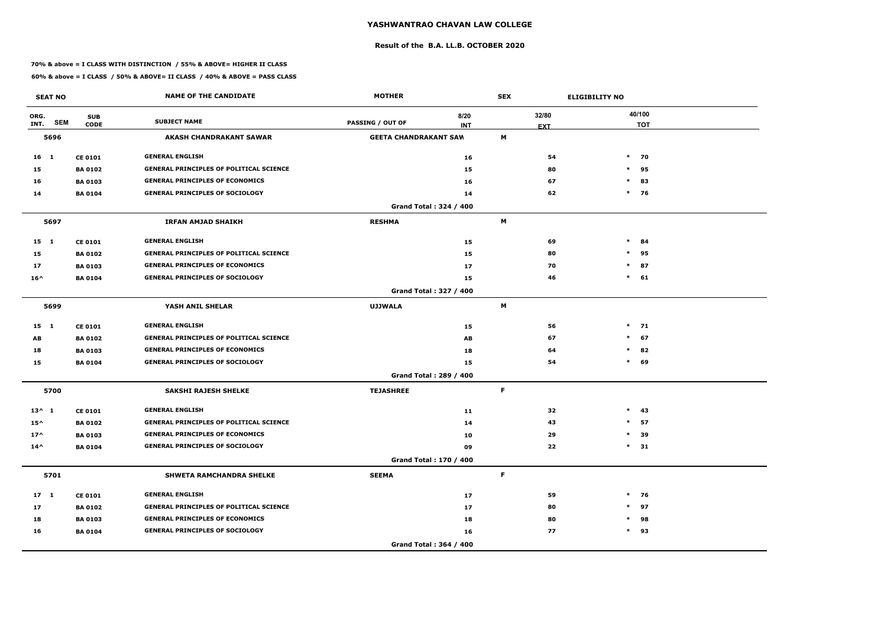# YASHWANTRAO CHAVAN LAW COLLEGE

## Result of the B.A. LL.B. OCTOBER 2020

**70% & above = I CLASS WITH DISTINCTION / 55% & ABOVE= HIGHER II CLASS**

**60% & above = I CLASS / 50% & ABOVE= II CLASS / 40% & ABOVE = PASS CLASS**

| SEAT NO | | NAME OF THE CANDIDATE | MOTHER | | SEX | ELIGIBILITY NO |
|---|---|---|---|---|---|---|
| ORG. INT. SEM | SUB CODE | SUBJECT NAME | PASSING / OUT OF | 8/20 INT | 32/80 EXT | 40/100 TOT |
| **5696** | | **AKASH CHANDRAKANT SAWAR** | **GEETA CHANDRAKANT SAW** | | **M** | |
| 16 1 | CE 0101 | GENERAL ENGLISH | | 16 | 54 | * 70 |
| 15 | BA 0102 | GENERAL PRINCIPLES OF POLITICAL SCIENCE | | 15 | 80 | * 95 |
| 16 | BA 0103 | GENERAL PRINCIPLES OF ECONOMICS | | 16 | 67 | * 83 |
| 14 | BA 0104 | GENERAL PRINCIPLES OF SOCIOLOGY | | 14 | 62 | * 76 |
| | | | Grand Total : 324 / 400 | | | |
| **5697** | | **IRFAN AMJAD SHAIKH** | **RESHMA** | | **M** | |
| 15 1 | CE 0101 | GENERAL ENGLISH | | 15 | 69 | * 84 |
| 15 | BA 0102 | GENERAL PRINCIPLES OF POLITICAL SCIENCE | | 15 | 80 | * 95 |
| 17 | BA 0103 | GENERAL PRINCIPLES OF ECONOMICS | | 17 | 70 | * 87 |
| 16^ | BA 0104 | GENERAL PRINCIPLES OF SOCIOLOGY | | 15 | 46 | * 61 |
| | | | Grand Total : 327 / 400 | | | |
| **5699** | | **YASH ANIL SHELAR** | **UJJWALA** | | **M** | |
| 15 1 | CE 0101 | GENERAL ENGLISH | | 15 | 56 | * 71 |
| AB | BA 0102 | GENERAL PRINCIPLES OF POLITICAL SCIENCE | | AB | 67 | * 67 |
| 18 | BA 0103 | GENERAL PRINCIPLES OF ECONOMICS | | 18 | 64 | * 82 |
| 15 | BA 0104 | GENERAL PRINCIPLES OF SOCIOLOGY | | 15 | 54 | * 69 |
| | | | Grand Total : 289 / 400 | | | |
| **5700** | | **SAKSHI RAJESH SHELKE** | **TEJASHREE** | | **F** | |
| 13^ 1 | CE 0101 | GENERAL ENGLISH | | 11 | 32 | * 43 |
| 15^ | BA 0102 | GENERAL PRINCIPLES OF POLITICAL SCIENCE | | 14 | 43 | * 57 |
| 17^ | BA 0103 | GENERAL PRINCIPLES OF ECONOMICS | | 10 | 29 | * 39 |
| 14^ | BA 0104 | GENERAL PRINCIPLES OF SOCIOLOGY | | 09 | 22 | * 31 |
| | | | Grand Total : 170 / 400 | | | |
| **5701** | | **SHWETA RAMCHANDRA SHELKE** | **SEEMA** | | **F** | |
| 17 1 | CE 0101 | GENERAL ENGLISH | | 17 | 59 | * 76 |
| 17 | BA 0102 | GENERAL PRINCIPLES OF POLITICAL SCIENCE | | 17 | 80 | * 97 |
| 18 | BA 0103 | GENERAL PRINCIPLES OF ECONOMICS | | 18 | 80 | * 98 |
| 16 | BA 0104 | GENERAL PRINCIPLES OF SOCIOLOGY | | 16 | 77 | * 93 |
| | | | Grand Total : 364 / 400 | | | |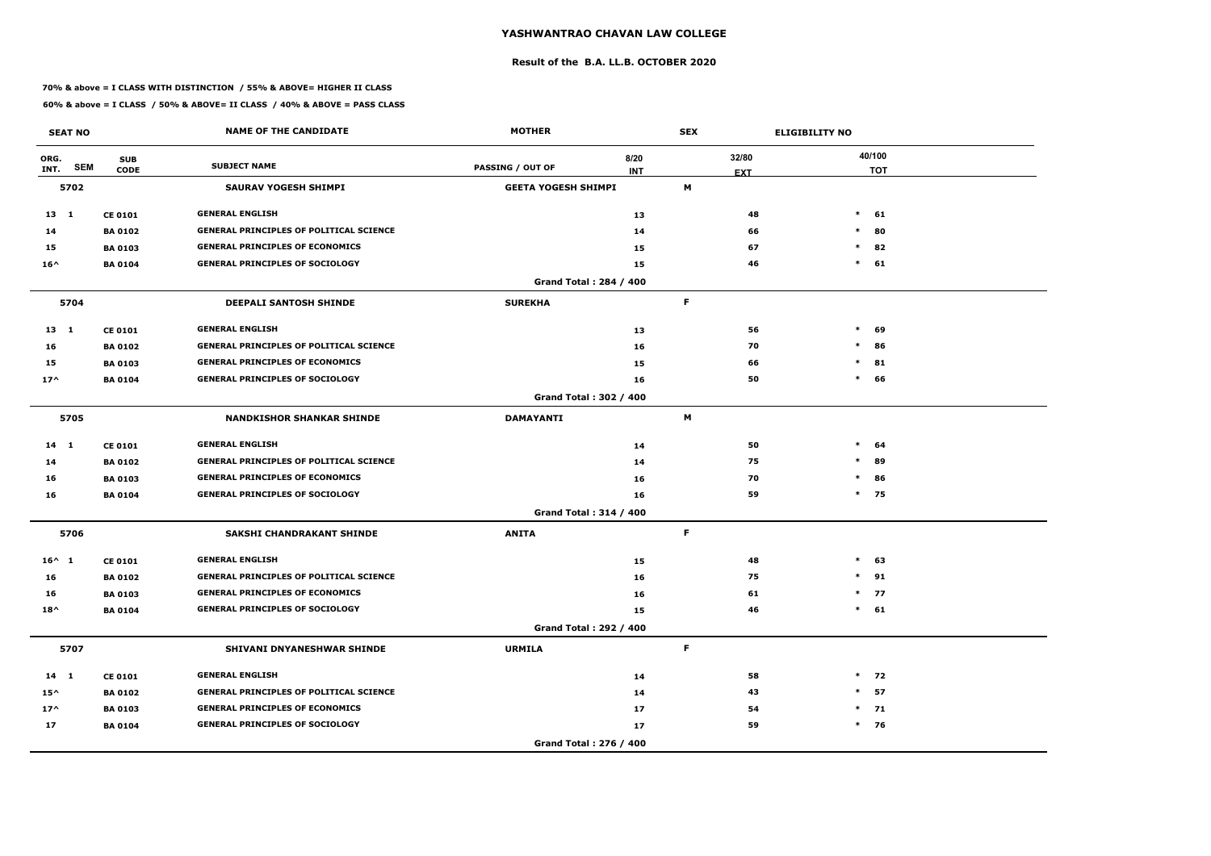# YASHWANTRAO CHAVAN LAW COLLEGE

## Result of the B.A. LL.B. OCTOBER 2020

**70% & above = I CLASS WITH DISTINCTION / 55% & ABOVE= HIGHER II CLASS**

**60% & above = I CLASS / 50% & ABOVE= II CLASS / 40% & ABOVE = PASS CLASS**

| SEAT NO | | | NAME OF THE CANDIDATE | MOTHER | | SEX | ELIGIBILITY NO | |
|---|---|---|---|---|---|---|---|---|
| ORG. INT. | SEM | SUB CODE | SUBJECT NAME | PASSING / OUT OF | 8/20 INT | 32/80 EXT | | 40/100 TOT |
| 5702 | | | SAURAV YOGESH SHIMPI | GEETA YOGESH SHIMPI | | M | | |
| 13 | 1 | CE 0101 | GENERAL ENGLISH | | 13 | 48 | * | 61 |
| 14 | | BA 0102 | GENERAL PRINCIPLES OF POLITICAL SCIENCE | | 14 | 66 | * | 80 |
| 15 | | BA 0103 | GENERAL PRINCIPLES OF ECONOMICS | | 15 | 67 | * | 82 |
| 16^ | | BA 0104 | GENERAL PRINCIPLES OF SOCIOLOGY | | 15 | 46 | * | 61 |
| | | | | Grand Total : 284 / 400 | | | | |
| 5704 | | | DEEPALI SANTOSH SHINDE | SUREKHA | | F | | |
| 13 | 1 | CE 0101 | GENERAL ENGLISH | | 13 | 56 | * | 69 |
| 16 | | BA 0102 | GENERAL PRINCIPLES OF POLITICAL SCIENCE | | 16 | 70 | * | 86 |
| 15 | | BA 0103 | GENERAL PRINCIPLES OF ECONOMICS | | 15 | 66 | * | 81 |
| 17^ | | BA 0104 | GENERAL PRINCIPLES OF SOCIOLOGY | | 16 | 50 | * | 66 |
| | | | | Grand Total : 302 / 400 | | | | |
| 5705 | | | NANDKISHOR SHANKAR SHINDE | DAMAYANTI | | M | | |
| 14 | 1 | CE 0101 | GENERAL ENGLISH | | 14 | 50 | * | 64 |
| 14 | | BA 0102 | GENERAL PRINCIPLES OF POLITICAL SCIENCE | | 14 | 75 | * | 89 |
| 16 | | BA 0103 | GENERAL PRINCIPLES OF ECONOMICS | | 16 | 70 | * | 86 |
| 16 | | BA 0104 | GENERAL PRINCIPLES OF SOCIOLOGY | | 16 | 59 | * | 75 |
| | | | | Grand Total : 314 / 400 | | | | |
| 5706 | | | SAKSHI CHANDRAKANT SHINDE | ANITA | | F | | |
| 16^ | 1 | CE 0101 | GENERAL ENGLISH | | 15 | 48 | * | 63 |
| 16 | | BA 0102 | GENERAL PRINCIPLES OF POLITICAL SCIENCE | | 16 | 75 | * | 91 |
| 16 | | BA 0103 | GENERAL PRINCIPLES OF ECONOMICS | | 16 | 61 | * | 77 |
| 18^ | | BA 0104 | GENERAL PRINCIPLES OF SOCIOLOGY | | 15 | 46 | * | 61 |
| | | | | Grand Total : 292 / 400 | | | | |
| 5707 | | | SHIVANI DNYANESHWAR SHINDE | URMILA | | F | | |
| 14 | 1 | CE 0101 | GENERAL ENGLISH | | 14 | 58 | * | 72 |
| 15^ | | BA 0102 | GENERAL PRINCIPLES OF POLITICAL SCIENCE | | 14 | 43 | * | 57 |
| 17^ | | BA 0103 | GENERAL PRINCIPLES OF ECONOMICS | | 17 | 54 | * | 71 |
| 17 | | BA 0104 | GENERAL PRINCIPLES OF SOCIOLOGY | | 17 | 59 | * | 76 |
| | | | | Grand Total : 276 / 400 | | | | |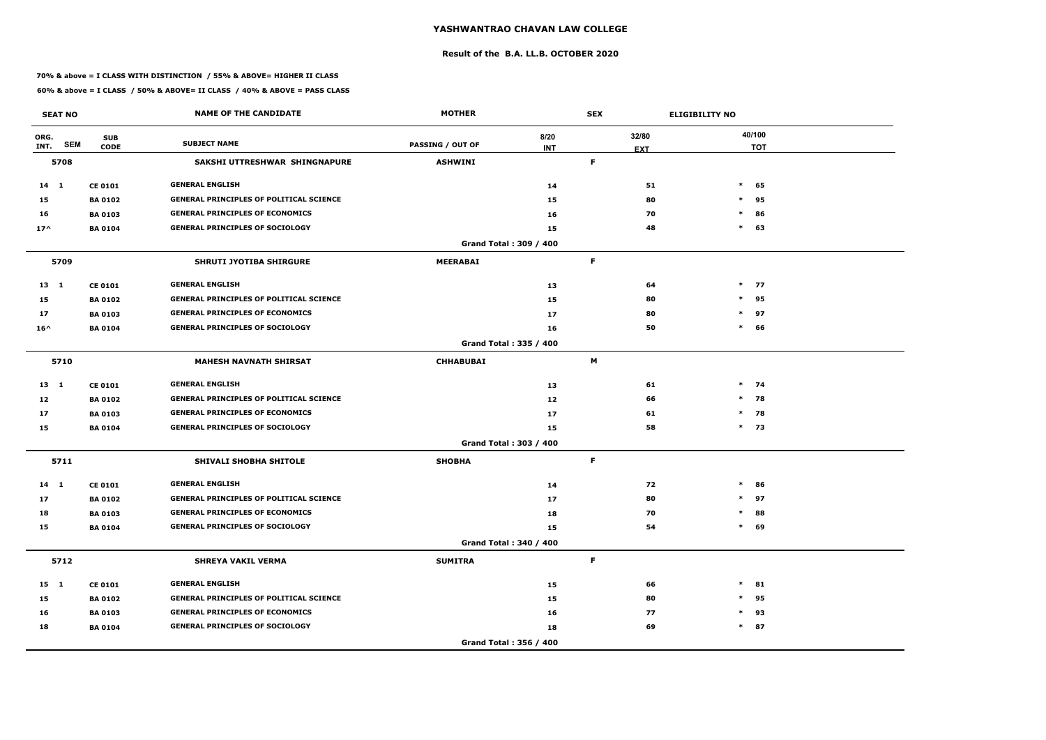# YASHWANTRAO CHAVAN LAW COLLEGE

## Result of the B.A. LL.B. OCTOBER 2020

**70% & above = I CLASS WITH DISTINCTION / 55% & ABOVE= HIGHER II CLASS**

**60% & above = I CLASS / 50% & ABOVE= II CLASS / 40% & ABOVE = PASS CLASS**

| SEAT NO | | | NAME OF THE CANDIDATE | MOTHER | SEX | ELIGIBILITY NO | |
|---|---|---|---|---|---|---|---|
| ORG. INT. | SEM | SUB CODE | SUBJECT NAME | PASSING / OUT OF | 8/20 INT | 32/80 EXT | 40/100 TOT |
| **5708** | | | **SAKSHI UTTRESHWAR SHINGNAPURE** | **ASHWINI** | **F** | | |
| 14 | 1 | CE 0101 | GENERAL ENGLISH | | 14 | 51 | * 65 |
| 15 | | BA 0102 | GENERAL PRINCIPLES OF POLITICAL SCIENCE | | 15 | 80 | * 95 |
| 16 | | BA 0103 | GENERAL PRINCIPLES OF ECONOMICS | | 16 | 70 | * 86 |
| 17^ | | BA 0104 | GENERAL PRINCIPLES OF SOCIOLOGY | | 15 | 48 | * 63 |
| | | | | Grand Total : 309 / 400 | | | |
| **5709** | | | **SHRUTI JYOTIBA SHIRGURE** | **MEERABAI** | **F** | | |
| 13 | 1 | CE 0101 | GENERAL ENGLISH | | 13 | 64 | * 77 |
| 15 | | BA 0102 | GENERAL PRINCIPLES OF POLITICAL SCIENCE | | 15 | 80 | * 95 |
| 17 | | BA 0103 | GENERAL PRINCIPLES OF ECONOMICS | | 17 | 80 | * 97 |
| 16^ | | BA 0104 | GENERAL PRINCIPLES OF SOCIOLOGY | | 16 | 50 | * 66 |
| | | | | Grand Total : 335 / 400 | | | |
| **5710** | | | **MAHESH NAVNATH SHIRSAT** | **CHHABUBAI** | **M** | | |
| 13 | 1 | CE 0101 | GENERAL ENGLISH | | 13 | 61 | * 74 |
| 12 | | BA 0102 | GENERAL PRINCIPLES OF POLITICAL SCIENCE | | 12 | 66 | * 78 |
| 17 | | BA 0103 | GENERAL PRINCIPLES OF ECONOMICS | | 17 | 61 | * 78 |
| 15 | | BA 0104 | GENERAL PRINCIPLES OF SOCIOLOGY | | 15 | 58 | * 73 |
| | | | | Grand Total : 303 / 400 | | | |
| **5711** | | | **SHIVALI SHOBHA SHITOLE** | **SHOBHA** | **F** | | |
| 14 | 1 | CE 0101 | GENERAL ENGLISH | | 14 | 72 | * 86 |
| 17 | | BA 0102 | GENERAL PRINCIPLES OF POLITICAL SCIENCE | | 17 | 80 | * 97 |
| 18 | | BA 0103 | GENERAL PRINCIPLES OF ECONOMICS | | 18 | 70 | * 88 |
| 15 | | BA 0104 | GENERAL PRINCIPLES OF SOCIOLOGY | | 15 | 54 | * 69 |
| | | | | Grand Total : 340 / 400 | | | |
| **5712** | | | **SHREYA VAKIL VERMA** | **SUMITRA** | **F** | | |
| 15 | 1 | CE 0101 | GENERAL ENGLISH | | 15 | 66 | * 81 |
| 15 | | BA 0102 | GENERAL PRINCIPLES OF POLITICAL SCIENCE | | 15 | 80 | * 95 |
| 16 | | BA 0103 | GENERAL PRINCIPLES OF ECONOMICS | | 16 | 77 | * 93 |
| 18 | | BA 0104 | GENERAL PRINCIPLES OF SOCIOLOGY | | 18 | 69 | * 87 |
| | | | | Grand Total : 356 / 400 | | | |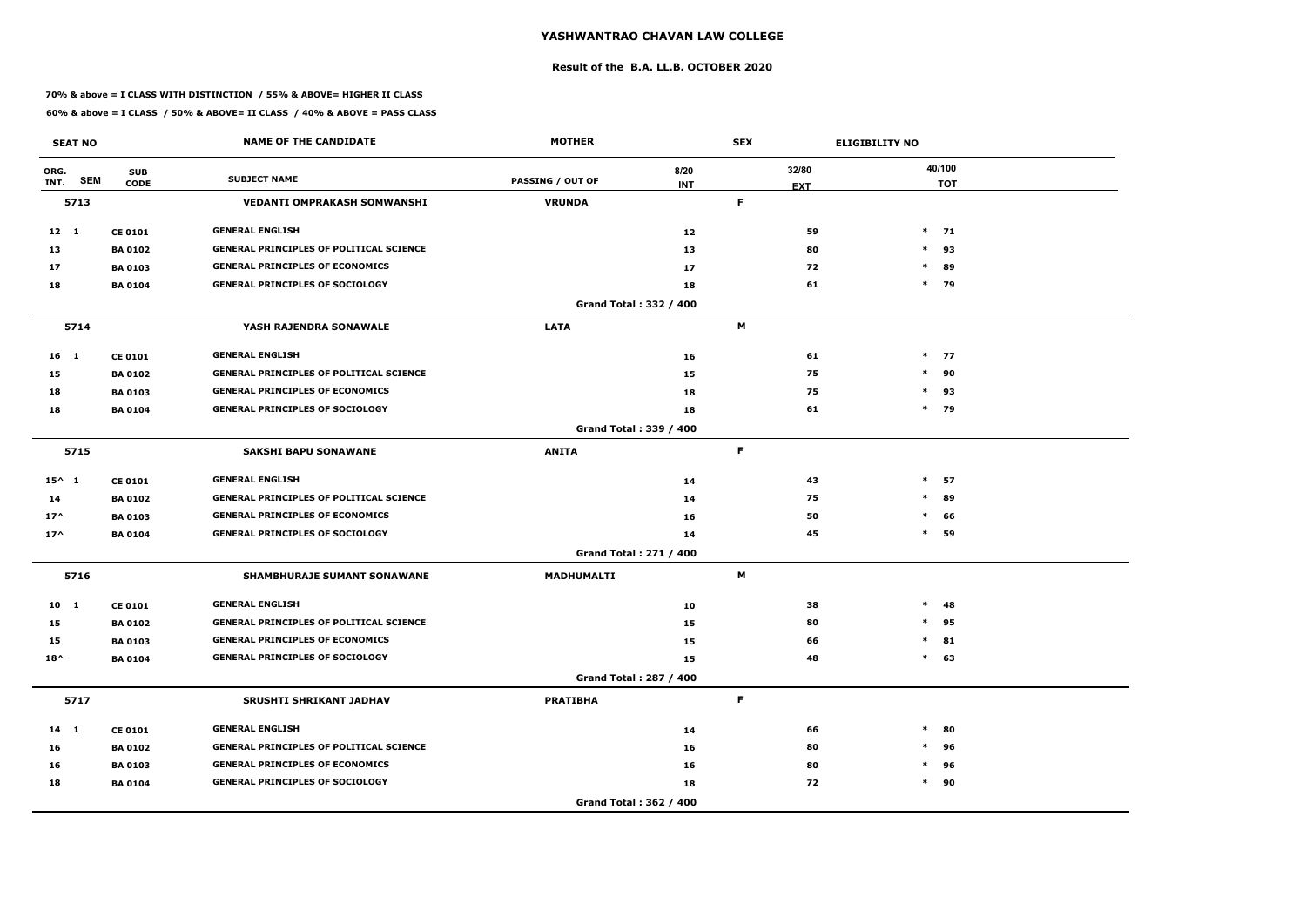# YASHWANTRAO CHAVAN LAW COLLEGE

## Result of the B.A. LL.B. OCTOBER 2020

**70% & above = I CLASS WITH DISTINCTION / 55% & ABOVE= HIGHER II CLASS**

**60% & above = I CLASS / 50% & ABOVE= II CLASS / 40% & ABOVE = PASS CLASS**

| SEAT NO | | | NAME OF THE CANDIDATE | MOTHER | | SEX | ELIGIBILITY NO |
|---|---|---|---|---|---|---|---|
| ORG. INT. | SEM | SUB CODE | SUBJECT NAME | PASSING / OUT OF | 8/20 INT | 32/80 EXT | 40/100 TOT |
| **5713** | | | **VEDANTI OMPRAKASH SOMWANSHI** | **VRUNDA** | | **F** | |
| 12 | 1 | CE 0101 | GENERAL ENGLISH | | 12 | 59 | * 71 |
| 13 | | BA 0102 | GENERAL PRINCIPLES OF POLITICAL SCIENCE | | 13 | 80 | * 93 |
| 17 | | BA 0103 | GENERAL PRINCIPLES OF ECONOMICS | | 17 | 72 | * 89 |
| 18 | | BA 0104 | GENERAL PRINCIPLES OF SOCIOLOGY | | 18 | 61 | * 79 |
| | | | | **Grand Total : 332 / 400** | | | |
| **5714** | | | **YASH RAJENDRA SONAWALE** | **LATA** | | **M** | |
| 16 | 1 | CE 0101 | GENERAL ENGLISH | | 16 | 61 | * 77 |
| 15 | | BA 0102 | GENERAL PRINCIPLES OF POLITICAL SCIENCE | | 15 | 75 | * 90 |
| 18 | | BA 0103 | GENERAL PRINCIPLES OF ECONOMICS | | 18 | 75 | * 93 |
| 18 | | BA 0104 | GENERAL PRINCIPLES OF SOCIOLOGY | | 18 | 61 | * 79 |
| | | | | **Grand Total : 339 / 400** | | | |
| **5715** | | | **SAKSHI BAPU SONAWANE** | **ANITA** | | **F** | |
| 15^ | 1 | CE 0101 | GENERAL ENGLISH | | 14 | 43 | * 57 |
| 14 | | BA 0102 | GENERAL PRINCIPLES OF POLITICAL SCIENCE | | 14 | 75 | * 89 |
| 17^ | | BA 0103 | GENERAL PRINCIPLES OF ECONOMICS | | 16 | 50 | * 66 |
| 17^ | | BA 0104 | GENERAL PRINCIPLES OF SOCIOLOGY | | 14 | 45 | * 59 |
| | | | | **Grand Total : 271 / 400** | | | |
| **5716** | | | **SHAMBHURAJE SUMANT SONAWANE** | **MADHUMALTI** | | **M** | |
| 10 | 1 | CE 0101 | GENERAL ENGLISH | | 10 | 38 | * 48 |
| 15 | | BA 0102 | GENERAL PRINCIPLES OF POLITICAL SCIENCE | | 15 | 80 | * 95 |
| 15 | | BA 0103 | GENERAL PRINCIPLES OF ECONOMICS | | 15 | 66 | * 81 |
| 18^ | | BA 0104 | GENERAL PRINCIPLES OF SOCIOLOGY | | 15 | 48 | * 63 |
| | | | | **Grand Total : 287 / 400** | | | |
| **5717** | | | **SRUSHTI SHRIKANT JADHAV** | **PRATIBHA** | | **F** | |
| 14 | 1 | CE 0101 | GENERAL ENGLISH | | 14 | 66 | * 80 |
| 16 | | BA 0102 | GENERAL PRINCIPLES OF POLITICAL SCIENCE | | 16 | 80 | * 96 |
| 16 | | BA 0103 | GENERAL PRINCIPLES OF ECONOMICS | | 16 | 80 | * 96 |
| 18 | | BA 0104 | GENERAL PRINCIPLES OF SOCIOLOGY | | 18 | 72 | * 90 |
| | | | | **Grand Total : 362 / 400** | | | |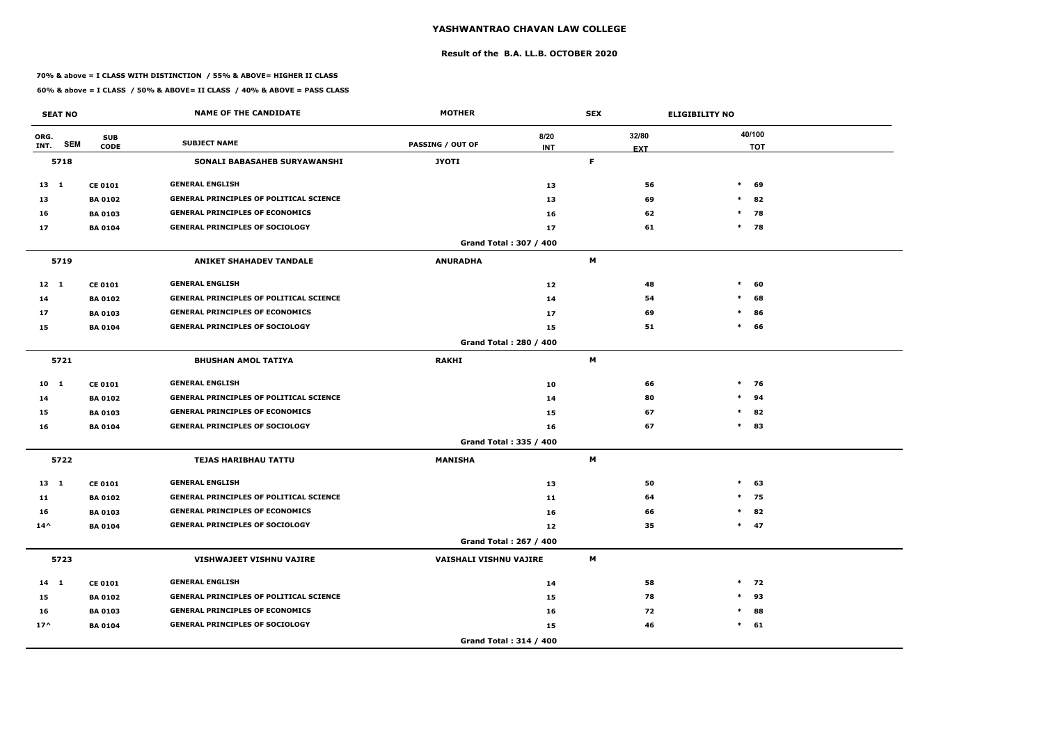# YASHWANTRAO CHAVAN LAW COLLEGE

## Result of the B.A. LL.B. OCTOBER 2020

**70% & above = I CLASS WITH DISTINCTION / 55% & ABOVE= HIGHER II CLASS**

**60% & above = I CLASS / 50% & ABOVE= II CLASS / 40% & ABOVE = PASS CLASS**

| SEAT NO | | | NAME OF THE CANDIDATE | MOTHER | | SEX | ELIGIBILITY NO |
|---|---|---|---|---|---|---|---|
| ORG. INT. | SEM | SUB CODE | SUBJECT NAME | PASSING / OUT OF | 8/20 INT | 32/80 EXT | 40/100 TOT |
| **5718** | | | **SONALI BABASAHEB SURYAWANSHI** | **JYOTI** | | **F** | |
| 13 | 1 | CE 0101 | GENERAL ENGLISH | | 13 | 56 | * 69 |
| 13 | | BA 0102 | GENERAL PRINCIPLES OF POLITICAL SCIENCE | | 13 | 69 | * 82 |
| 16 | | BA 0103 | GENERAL PRINCIPLES OF ECONOMICS | | 16 | 62 | * 78 |
| 17 | | BA 0104 | GENERAL PRINCIPLES OF SOCIOLOGY | | 17 | 61 | * 78 |
| | | | | Grand Total : 307 / 400 | | | |
| **5719** | | | **ANIKET SHAHADEV TANDALE** | **ANURADHA** | | **M** | |
| 12 | 1 | CE 0101 | GENERAL ENGLISH | | 12 | 48 | * 60 |
| 14 | | BA 0102 | GENERAL PRINCIPLES OF POLITICAL SCIENCE | | 14 | 54 | * 68 |
| 17 | | BA 0103 | GENERAL PRINCIPLES OF ECONOMICS | | 17 | 69 | * 86 |
| 15 | | BA 0104 | GENERAL PRINCIPLES OF SOCIOLOGY | | 15 | 51 | * 66 |
| | | | | Grand Total : 280 / 400 | | | |
| **5721** | | | **BHUSHAN AMOL TATIYA** | **RAKHI** | | **M** | |
| 10 | 1 | CE 0101 | GENERAL ENGLISH | | 10 | 66 | * 76 |
| 14 | | BA 0102 | GENERAL PRINCIPLES OF POLITICAL SCIENCE | | 14 | 80 | * 94 |
| 15 | | BA 0103 | GENERAL PRINCIPLES OF ECONOMICS | | 15 | 67 | * 82 |
| 16 | | BA 0104 | GENERAL PRINCIPLES OF SOCIOLOGY | | 16 | 67 | * 83 |
| | | | | Grand Total : 335 / 400 | | | |
| **5722** | | | **TEJAS HARIBHAU TATTU** | **MANISHA** | | **M** | |
| 13 | 1 | CE 0101 | GENERAL ENGLISH | | 13 | 50 | * 63 |
| 11 | | BA 0102 | GENERAL PRINCIPLES OF POLITICAL SCIENCE | | 11 | 64 | * 75 |
| 16 | | BA 0103 | GENERAL PRINCIPLES OF ECONOMICS | | 16 | 66 | * 82 |
| 14^ | | BA 0104 | GENERAL PRINCIPLES OF SOCIOLOGY | | 12 | 35 | * 47 |
| | | | | Grand Total : 267 / 400 | | | |
| **5723** | | | **VISHWAJEET VISHNU VAJIRE** | **VAISHALI VISHNU VAJIRE** | | **M** | |
| 14 | 1 | CE 0101 | GENERAL ENGLISH | | 14 | 58 | * 72 |
| 15 | | BA 0102 | GENERAL PRINCIPLES OF POLITICAL SCIENCE | | 15 | 78 | * 93 |
| 16 | | BA 0103 | GENERAL PRINCIPLES OF ECONOMICS | | 16 | 72 | * 88 |
| 17^ | | BA 0104 | GENERAL PRINCIPLES OF SOCIOLOGY | | 15 | 46 | * 61 |
| | | | | Grand Total : 314 / 400 | | | |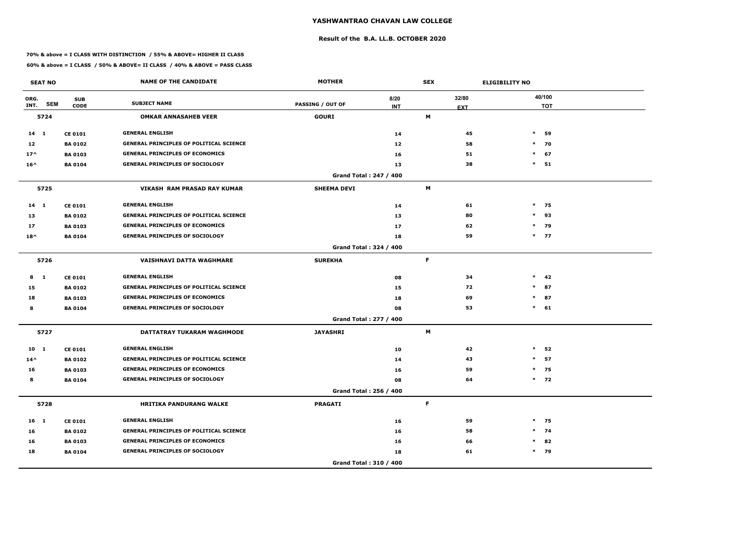# YASHWANTRAO CHAVAN LAW COLLEGE

## Result of the B.A. LL.B. OCTOBER 2020

**70% & above = I CLASS WITH DISTINCTION / 55% & ABOVE= HIGHER II CLASS**

**60% & above = I CLASS / 50% & ABOVE= II CLASS / 40% & ABOVE = PASS CLASS**

| SEAT NO | | | NAME OF THE CANDIDATE | MOTHER | | SEX | ELIGIBILITY NO |
|---|---|---|---|---|---|---|---|
| ORG. INT. | SEM | SUB CODE | SUBJECT NAME | PASSING / OUT OF | 8/20 INT | 32/80 EXT | 40/100 TOT |
| **5724** | | | **OMKAR ANNASAHEB VEER** | **GOURI** | | **M** | |
| 14 | 1 | CE 0101 | GENERAL ENGLISH | | 14 | 45 | * 59 |
| 12 | | BA 0102 | GENERAL PRINCIPLES OF POLITICAL SCIENCE | | 12 | 58 | * 70 |
| 17^ | | BA 0103 | GENERAL PRINCIPLES OF ECONOMICS | | 16 | 51 | * 67 |
| 16^ | | BA 0104 | GENERAL PRINCIPLES OF SOCIOLOGY | | 13 | 38 | * 51 |
| | | | | Grand Total : 247 / 400 | | | |
| **5725** | | | **VIKASH RAM PRASAD RAY KUMAR** | **SHEEMA DEVI** | | **M** | |
| 14 | 1 | CE 0101 | GENERAL ENGLISH | | 14 | 61 | * 75 |
| 13 | | BA 0102 | GENERAL PRINCIPLES OF POLITICAL SCIENCE | | 13 | 80 | * 93 |
| 17 | | BA 0103 | GENERAL PRINCIPLES OF ECONOMICS | | 17 | 62 | * 79 |
| 18^ | | BA 0104 | GENERAL PRINCIPLES OF SOCIOLOGY | | 18 | 59 | * 77 |
| | | | | Grand Total : 324 / 400 | | | |
| **5726** | | | **VAISHNAVI DATTA WAGHMARE** | **SUREKHA** | | **F** | |
| 8 | 1 | CE 0101 | GENERAL ENGLISH | | 08 | 34 | * 42 |
| 15 | | BA 0102 | GENERAL PRINCIPLES OF POLITICAL SCIENCE | | 15 | 72 | * 87 |
| 18 | | BA 0103 | GENERAL PRINCIPLES OF ECONOMICS | | 18 | 69 | * 87 |
| 8 | | BA 0104 | GENERAL PRINCIPLES OF SOCIOLOGY | | 08 | 53 | * 61 |
| | | | | Grand Total : 277 / 400 | | | |
| **5727** | | | **DATTATRAY TUKARAM WAGHMODE** | **JAYASHRI** | | **M** | |
| 10 | 1 | CE 0101 | GENERAL ENGLISH | | 10 | 42 | * 52 |
| 14^ | | BA 0102 | GENERAL PRINCIPLES OF POLITICAL SCIENCE | | 14 | 43 | * 57 |
| 16 | | BA 0103 | GENERAL PRINCIPLES OF ECONOMICS | | 16 | 59 | * 75 |
| 8 | | BA 0104 | GENERAL PRINCIPLES OF SOCIOLOGY | | 08 | 64 | * 72 |
| | | | | Grand Total : 256 / 400 | | | |
| **5728** | | | **HRITIKA PANDURANG WALKE** | **PRAGATI** | | **F** | |
| 16 | 1 | CE 0101 | GENERAL ENGLISH | | 16 | 59 | * 75 |
| 16 | | BA 0102 | GENERAL PRINCIPLES OF POLITICAL SCIENCE | | 16 | 58 | * 74 |
| 16 | | BA 0103 | GENERAL PRINCIPLES OF ECONOMICS | | 16 | 66 | * 82 |
| 18 | | BA 0104 | GENERAL PRINCIPLES OF SOCIOLOGY | | 18 | 61 | * 79 |
| | | | | Grand Total : 310 / 400 | | | |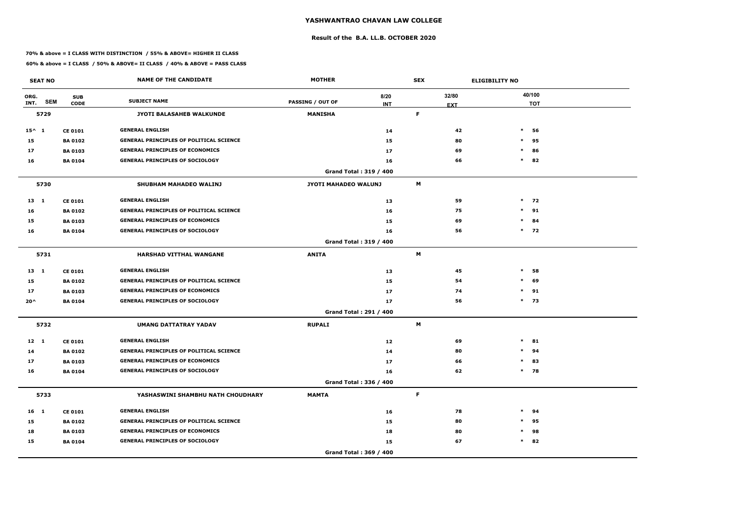# YASHWANTRAO CHAVAN LAW COLLEGE

## Result of the B.A. LL.B. OCTOBER 2020

**70% & above = I CLASS WITH DISTINCTION / 55% & ABOVE= HIGHER II CLASS**

**60% & above = I CLASS / 50% & ABOVE= II CLASS / 40% & ABOVE = PASS CLASS**

| SEAT NO | | NAME OF THE CANDIDATE | MOTHER | | SEX | ELIGIBILITY NO | |
|---|---|---|---|---|---|---|---|
| ORG. INT. SEM | SUB CODE | SUBJECT NAME | PASSING / OUT OF | 8/20 INT | 32/80 EXT | 40/100 TOT | |
| 5729 | | JYOTI BALASAHEB WALKUNDE | MANISHA | | F | | |
| 15^ 1 | CE 0101 | GENERAL ENGLISH | | 14 | 42 | * | 56 |
| 15 | BA 0102 | GENERAL PRINCIPLES OF POLITICAL SCIENCE | | 15 | 80 | * | 95 |
| 17 | BA 0103 | GENERAL PRINCIPLES OF ECONOMICS | | 17 | 69 | * | 86 |
| 16 | BA 0104 | GENERAL PRINCIPLES OF SOCIOLOGY | | 16 | 66 | * | 82 |
| | | | Grand Total : 319 / 400 | | | | |
| 5730 | | SHUBHAM MAHADEO WALINJ | JYOTI MAHADEO WALUNJ | | M | | |
| 13 1 | CE 0101 | GENERAL ENGLISH | | 13 | 59 | * | 72 |
| 16 | BA 0102 | GENERAL PRINCIPLES OF POLITICAL SCIENCE | | 16 | 75 | * | 91 |
| 15 | BA 0103 | GENERAL PRINCIPLES OF ECONOMICS | | 15 | 69 | * | 84 |
| 16 | BA 0104 | GENERAL PRINCIPLES OF SOCIOLOGY | | 16 | 56 | * | 72 |
| | | | Grand Total : 319 / 400 | | | | |
| 5731 | | HARSHAD VITTHAL WANGANE | ANITA | | M | | |
| 13 1 | CE 0101 | GENERAL ENGLISH | | 13 | 45 | * | 58 |
| 15 | BA 0102 | GENERAL PRINCIPLES OF POLITICAL SCIENCE | | 15 | 54 | * | 69 |
| 17 | BA 0103 | GENERAL PRINCIPLES OF ECONOMICS | | 17 | 74 | * | 91 |
| 20^ | BA 0104 | GENERAL PRINCIPLES OF SOCIOLOGY | | 17 | 56 | * | 73 |
| | | | Grand Total : 291 / 400 | | | | |
| 5732 | | UMANG DATTATRAY YADAV | RUPALI | | M | | |
| 12 1 | CE 0101 | GENERAL ENGLISH | | 12 | 69 | * | 81 |
| 14 | BA 0102 | GENERAL PRINCIPLES OF POLITICAL SCIENCE | | 14 | 80 | * | 94 |
| 17 | BA 0103 | GENERAL PRINCIPLES OF ECONOMICS | | 17 | 66 | * | 83 |
| 16 | BA 0104 | GENERAL PRINCIPLES OF SOCIOLOGY | | 16 | 62 | * | 78 |
| | | | Grand Total : 336 / 400 | | | | |
| 5733 | | YASHASWINI SHAMBHU NATH CHOUDHARY | MAMTA | | F | | |
| 16 1 | CE 0101 | GENERAL ENGLISH | | 16 | 78 | * | 94 |
| 15 | BA 0102 | GENERAL PRINCIPLES OF POLITICAL SCIENCE | | 15 | 80 | * | 95 |
| 18 | BA 0103 | GENERAL PRINCIPLES OF ECONOMICS | | 18 | 80 | * | 98 |
| 15 | BA 0104 | GENERAL PRINCIPLES OF SOCIOLOGY | | 15 | 67 | * | 82 |
| | | | Grand Total : 369 / 400 | | | | |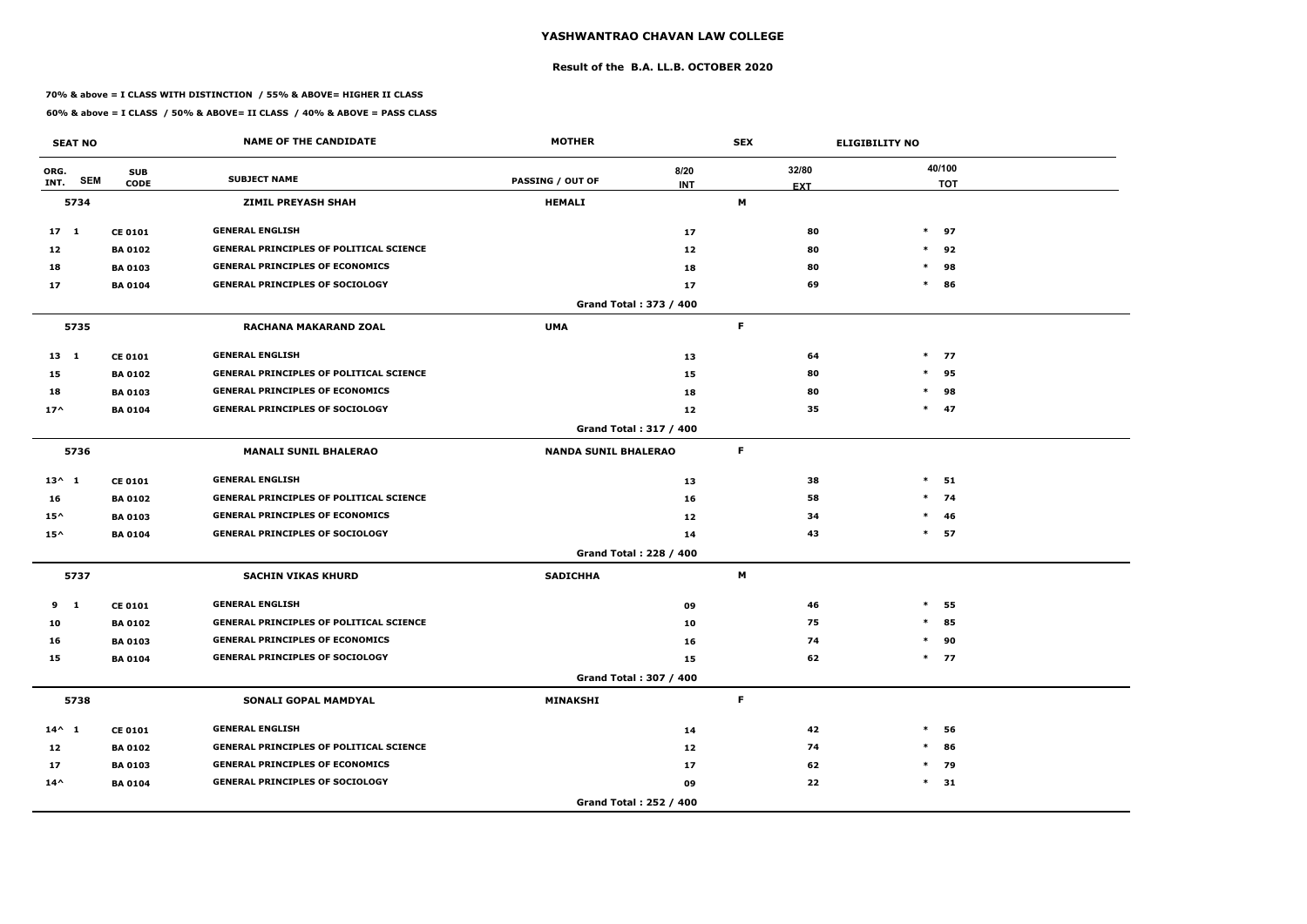# YASHWANTRAO CHAVAN LAW COLLEGE

## Result of the B.A. LL.B. OCTOBER 2020

**70% & above = I CLASS WITH DISTINCTION / 55% & ABOVE= HIGHER II CLASS**

**60% & above = I CLASS / 50% & ABOVE= II CLASS / 40% & ABOVE = PASS CLASS**

| SEAT NO | | | NAME OF THE CANDIDATE | MOTHER | | SEX | | ELIGIBILITY NO |
|---|---|---|---|---|---|---|---|---|
| ORG. INT. | SEM | SUB CODE | SUBJECT NAME | PASSING / OUT OF | 8/20 INT | 32/80 EXT | | 40/100 TOT |
| **5734** | | | **ZIMIL PREYASH SHAH** | **HEMALI** | | **M** | | |
| 17 | 1 | CE 0101 | GENERAL ENGLISH | | 17 | 80 | * | 97 |
| 12 | | BA 0102 | GENERAL PRINCIPLES OF POLITICAL SCIENCE | | 12 | 80 | * | 92 |
| 18 | | BA 0103 | GENERAL PRINCIPLES OF ECONOMICS | | 18 | 80 | * | 98 |
| 17 | | BA 0104 | GENERAL PRINCIPLES OF SOCIOLOGY | | 17 | 69 | * | 86 |
| | | | | Grand Total : 373 / 400 | | | | |
| **5735** | | | **RACHANA MAKARAND ZOAL** | **UMA** | | **F** | | |
| 13 | 1 | CE 0101 | GENERAL ENGLISH | | 13 | 64 | * | 77 |
| 15 | | BA 0102 | GENERAL PRINCIPLES OF POLITICAL SCIENCE | | 15 | 80 | * | 95 |
| 18 | | BA 0103 | GENERAL PRINCIPLES OF ECONOMICS | | 18 | 80 | * | 98 |
| 17^ | | BA 0104 | GENERAL PRINCIPLES OF SOCIOLOGY | | 12 | 35 | * | 47 |
| | | | | Grand Total : 317 / 400 | | | | |
| **5736** | | | **MANALI SUNIL BHALERAO** | **NANDA SUNIL BHALERAO** | | **F** | | |
| 13^ | 1 | CE 0101 | GENERAL ENGLISH | | 13 | 38 | * | 51 |
| 16 | | BA 0102 | GENERAL PRINCIPLES OF POLITICAL SCIENCE | | 16 | 58 | * | 74 |
| 15^ | | BA 0103 | GENERAL PRINCIPLES OF ECONOMICS | | 12 | 34 | * | 46 |
| 15^ | | BA 0104 | GENERAL PRINCIPLES OF SOCIOLOGY | | 14 | 43 | * | 57 |
| | | | | Grand Total : 228 / 400 | | | | |
| **5737** | | | **SACHIN VIKAS KHURD** | **SADICHHA** | | **M** | | |
| 9 | 1 | CE 0101 | GENERAL ENGLISH | | 09 | 46 | * | 55 |
| 10 | | BA 0102 | GENERAL PRINCIPLES OF POLITICAL SCIENCE | | 10 | 75 | * | 85 |
| 16 | | BA 0103 | GENERAL PRINCIPLES OF ECONOMICS | | 16 | 74 | * | 90 |
| 15 | | BA 0104 | GENERAL PRINCIPLES OF SOCIOLOGY | | 15 | 62 | * | 77 |
| | | | | Grand Total : 307 / 400 | | | | |
| **5738** | | | **SONALI GOPAL MAMDYAL** | **MINAKSHI** | | **F** | | |
| 14^ | 1 | CE 0101 | GENERAL ENGLISH | | 14 | 42 | * | 56 |
| 12 | | BA 0102 | GENERAL PRINCIPLES OF POLITICAL SCIENCE | | 12 | 74 | * | 86 |
| 17 | | BA 0103 | GENERAL PRINCIPLES OF ECONOMICS | | 17 | 62 | * | 79 |
| 14^ | | BA 0104 | GENERAL PRINCIPLES OF SOCIOLOGY | | 09 | 22 | * | 31 |
| | | | | Grand Total : 252 / 400 | | | | |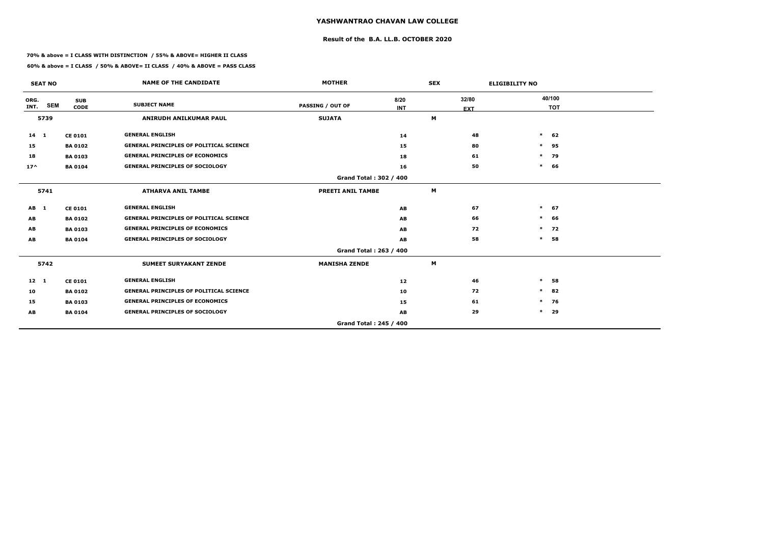# YASHWANTRAO CHAVAN LAW COLLEGE

## Result of the B.A. LL.B. OCTOBER 2020

**70% & above = I CLASS WITH DISTINCTION / 55% & ABOVE= HIGHER II CLASS**

**60% & above = I CLASS / 50% & ABOVE= II CLASS / 40% & ABOVE = PASS CLASS**

| SEAT NO | | | NAME OF THE CANDIDATE | MOTHER | | SEX | ELIGIBILITY NO | |
|---|---|---|---|---|---|---|---|---|
| ORG. INT. | SEM | SUB CODE | SUBJECT NAME | PASSING / OUT OF | 8/20 INT | 32/80 EXT | | 40/100 TOT |
| 5739 | | | ANIRUDH ANILKUMAR PAUL | SUJATA | | M | | |
| 14 | 1 | CE 0101 | GENERAL ENGLISH | | 14 | 48 | * | 62 |
| 15 | | BA 0102 | GENERAL PRINCIPLES OF POLITICAL SCIENCE | | 15 | 80 | * | 95 |
| 18 | | BA 0103 | GENERAL PRINCIPLES OF ECONOMICS | | 18 | 61 | * | 79 |
| 17^ | | BA 0104 | GENERAL PRINCIPLES OF SOCIOLOGY | | 16 | 50 | * | 66 |
| | | | | Grand Total : 302 / 400 | | | | |
| 5741 | | | ATHARVA ANIL TAMBE | PREETI ANIL TAMBE | | M | | |
| AB | 1 | CE 0101 | GENERAL ENGLISH | | AB | 67 | * | 67 |
| AB | | BA 0102 | GENERAL PRINCIPLES OF POLITICAL SCIENCE | | AB | 66 | * | 66 |
| AB | | BA 0103 | GENERAL PRINCIPLES OF ECONOMICS | | AB | 72 | * | 72 |
| AB | | BA 0104 | GENERAL PRINCIPLES OF SOCIOLOGY | | AB | 58 | * | 58 |
| | | | | Grand Total : 263 / 400 | | | | |
| 5742 | | | SUMEET SURYAKANT ZENDE | MANISHA ZENDE | | M | | |
| 12 | 1 | CE 0101 | GENERAL ENGLISH | | 12 | 46 | * | 58 |
| 10 | | BA 0102 | GENERAL PRINCIPLES OF POLITICAL SCIENCE | | 10 | 72 | * | 82 |
| 15 | | BA 0103 | GENERAL PRINCIPLES OF ECONOMICS | | 15 | 61 | * | 76 |
| AB | | BA 0104 | GENERAL PRINCIPLES OF SOCIOLOGY | | AB | 29 | * | 29 |
| | | | | Grand Total : 245 / 400 | | | | |